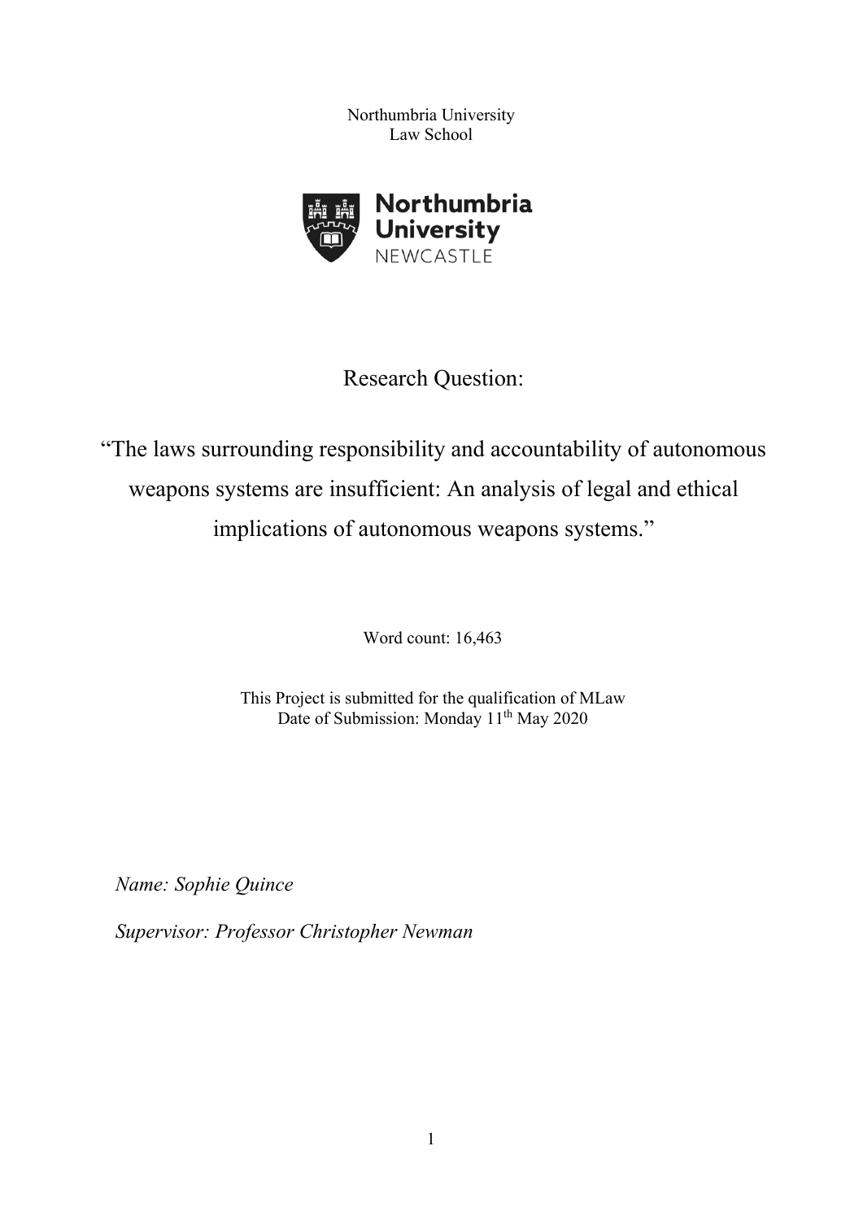Northumbria University
Law School

Research Question:

“The laws surrounding responsibility and accountability of autonomous weapons systems are insufficient: An analysis of legal and ethical implications of autonomous weapons systems.”

Word count: 16,463

This Project is submitted for the qualification of MLaw
Date of Submission: Monday 11th May 2020

*Name: Sophie Quince*

*Supervisor: Professor Christopher Newman*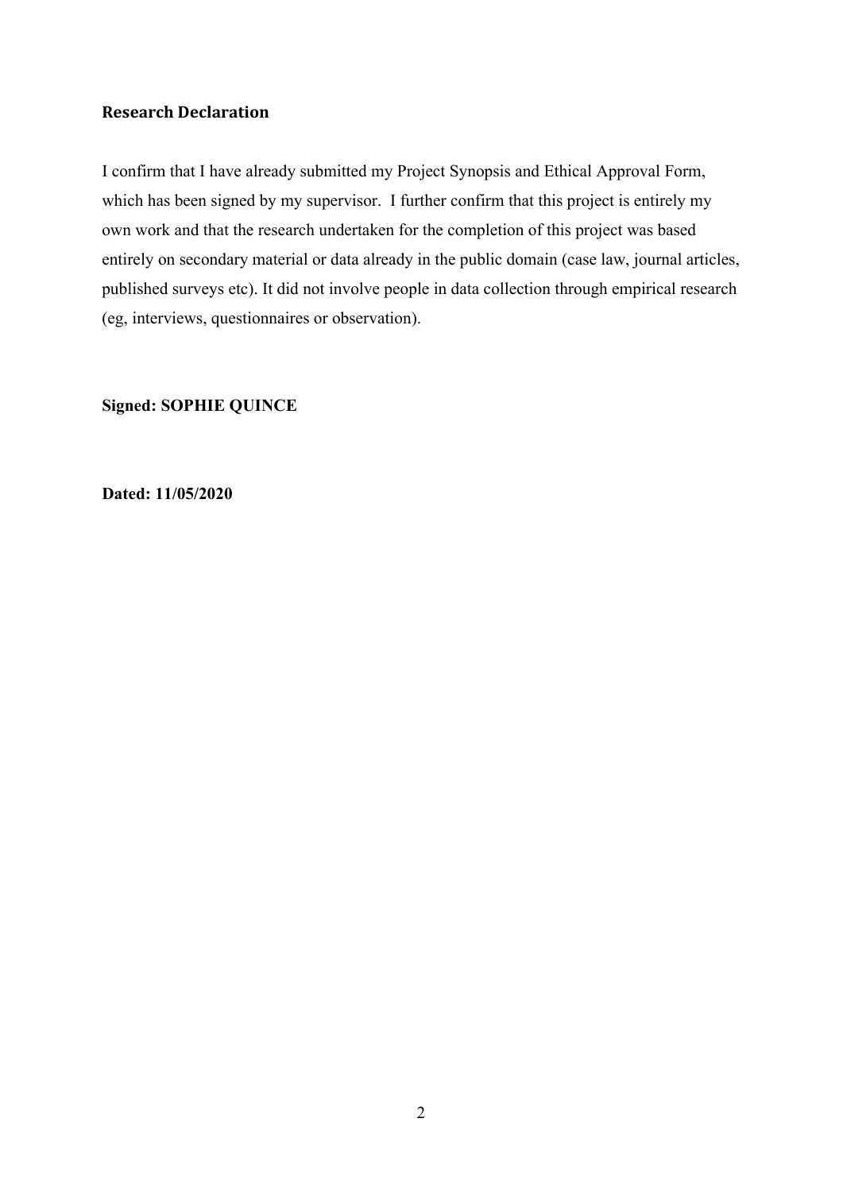## Research Declaration

I confirm that I have already submitted my Project Synopsis and Ethical Approval Form, which has been signed by my supervisor. I further confirm that this project is entirely my own work and that the research undertaken for the completion of this project was based entirely on secondary material or data already in the public domain (case law, journal articles, published surveys etc). It did not involve people in data collection through empirical research (eg, interviews, questionnaires or observation).

**Signed: SOPHIE QUINCE**

**Dated: 11/05/2020**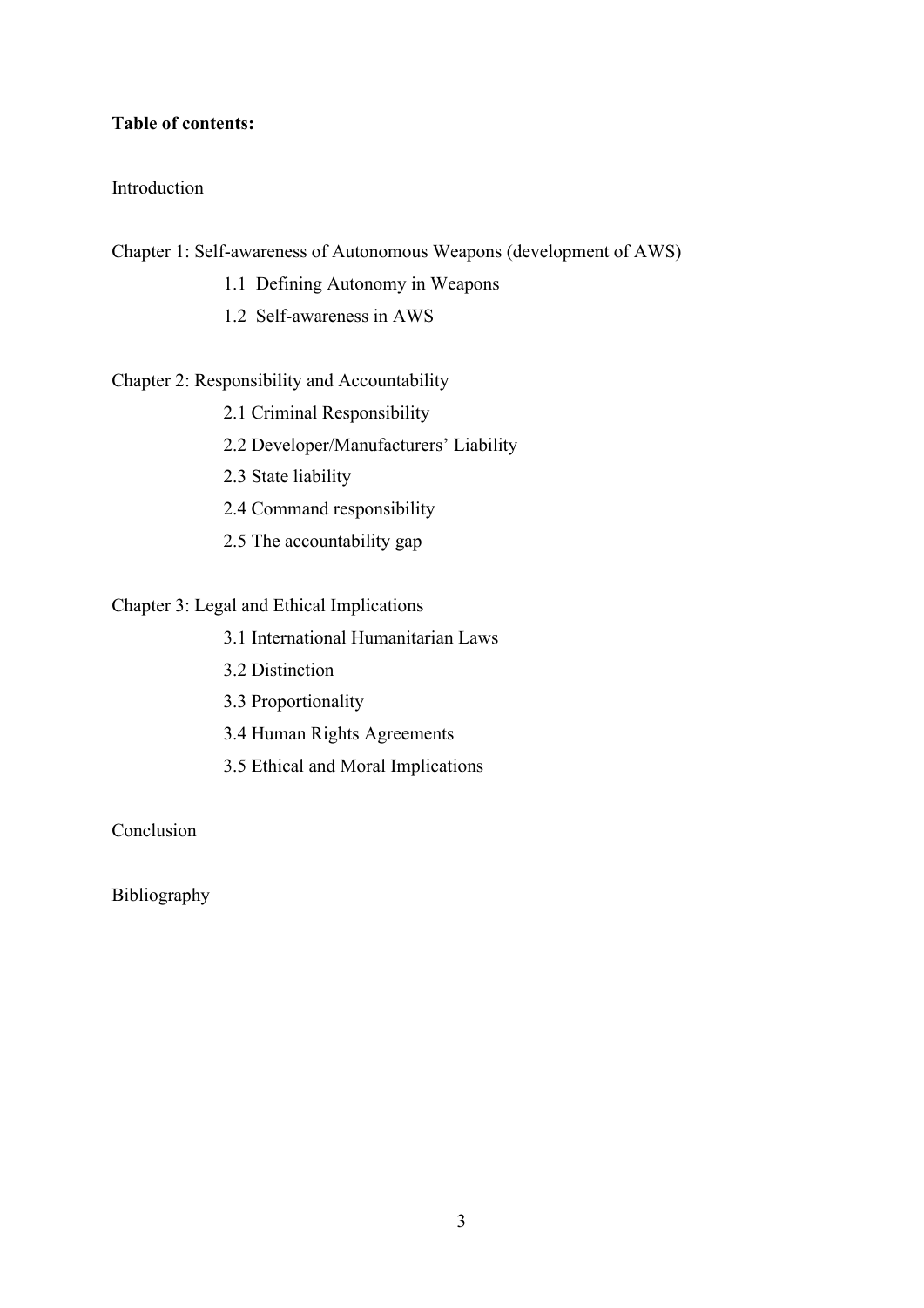**Table of contents:**

Introduction

Chapter 1: Self-awareness of Autonomous Weapons (development of AWS)

- 1.1 Defining Autonomy in Weapons
- 1.2 Self-awareness in AWS

Chapter 2: Responsibility and Accountability

- 2.1 Criminal Responsibility
- 2.2 Developer/Manufacturers' Liability
- 2.3 State liability
- 2.4 Command responsibility
- 2.5 The accountability gap

Chapter 3: Legal and Ethical Implications

- 3.1 International Humanitarian Laws
- 3.2 Distinction
- 3.3 Proportionality
- 3.4 Human Rights Agreements
- 3.5 Ethical and Moral Implications

Conclusion

Bibliography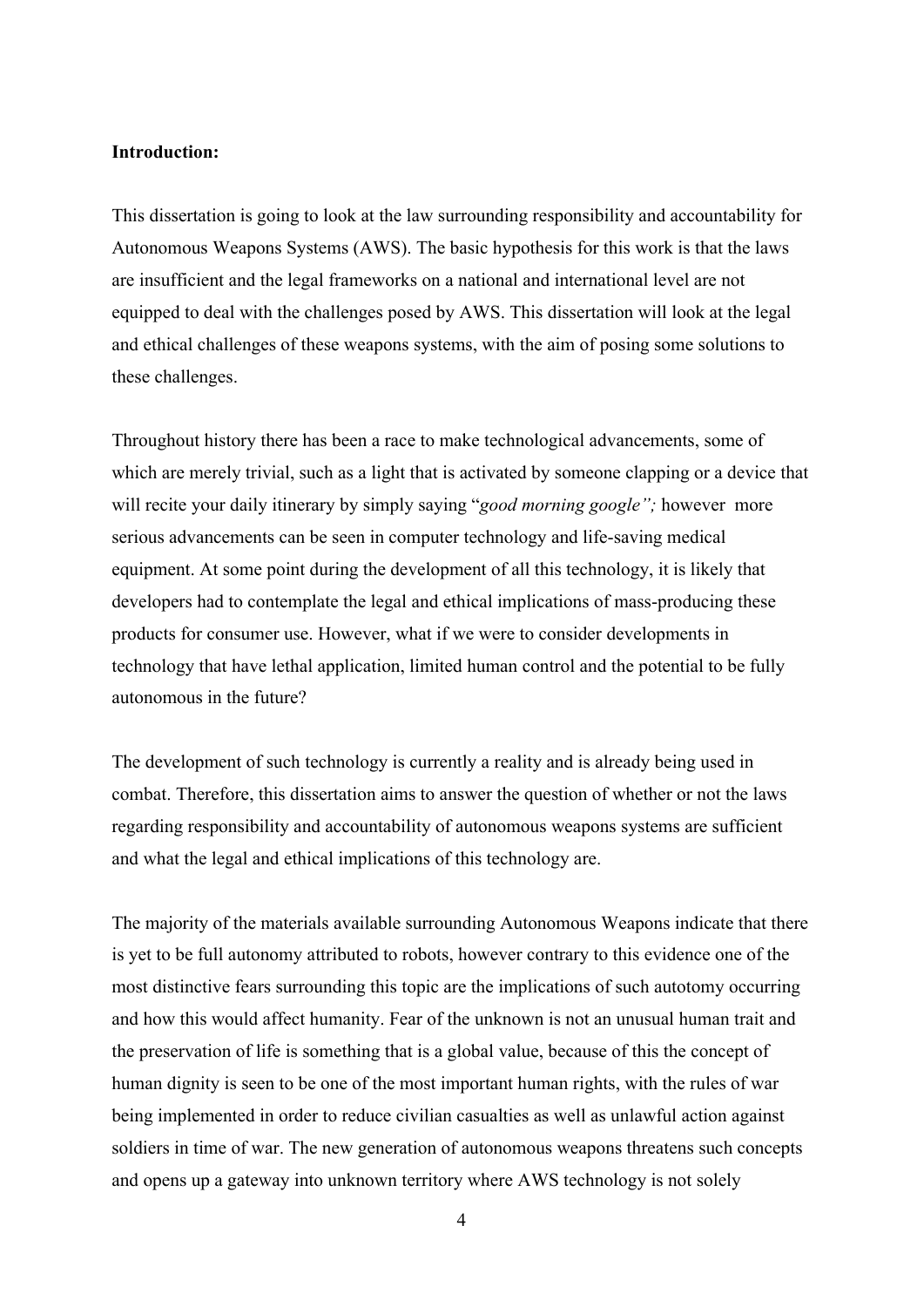**Introduction:**

This dissertation is going to look at the law surrounding responsibility and accountability for Autonomous Weapons Systems (AWS). The basic hypothesis for this work is that the laws are insufficient and the legal frameworks on a national and international level are not equipped to deal with the challenges posed by AWS. This dissertation will look at the legal and ethical challenges of these weapons systems, with the aim of posing some solutions to these challenges.

Throughout history there has been a race to make technological advancements, some of which are merely trivial, such as a light that is activated by someone clapping or a device that will recite your daily itinerary by simply saying "*good morning google";* however more serious advancements can be seen in computer technology and life-saving medical equipment. At some point during the development of all this technology, it is likely that developers had to contemplate the legal and ethical implications of mass-producing these products for consumer use. However, what if we were to consider developments in technology that have lethal application, limited human control and the potential to be fully autonomous in the future?

The development of such technology is currently a reality and is already being used in combat. Therefore, this dissertation aims to answer the question of whether or not the laws regarding responsibility and accountability of autonomous weapons systems are sufficient and what the legal and ethical implications of this technology are.

The majority of the materials available surrounding Autonomous Weapons indicate that there is yet to be full autonomy attributed to robots, however contrary to this evidence one of the most distinctive fears surrounding this topic are the implications of such autotomy occurring and how this would affect humanity. Fear of the unknown is not an unusual human trait and the preservation of life is something that is a global value, because of this the concept of human dignity is seen to be one of the most important human rights, with the rules of war being implemented in order to reduce civilian casualties as well as unlawful action against soldiers in time of war. The new generation of autonomous weapons threatens such concepts and opens up a gateway into unknown territory where AWS technology is not solely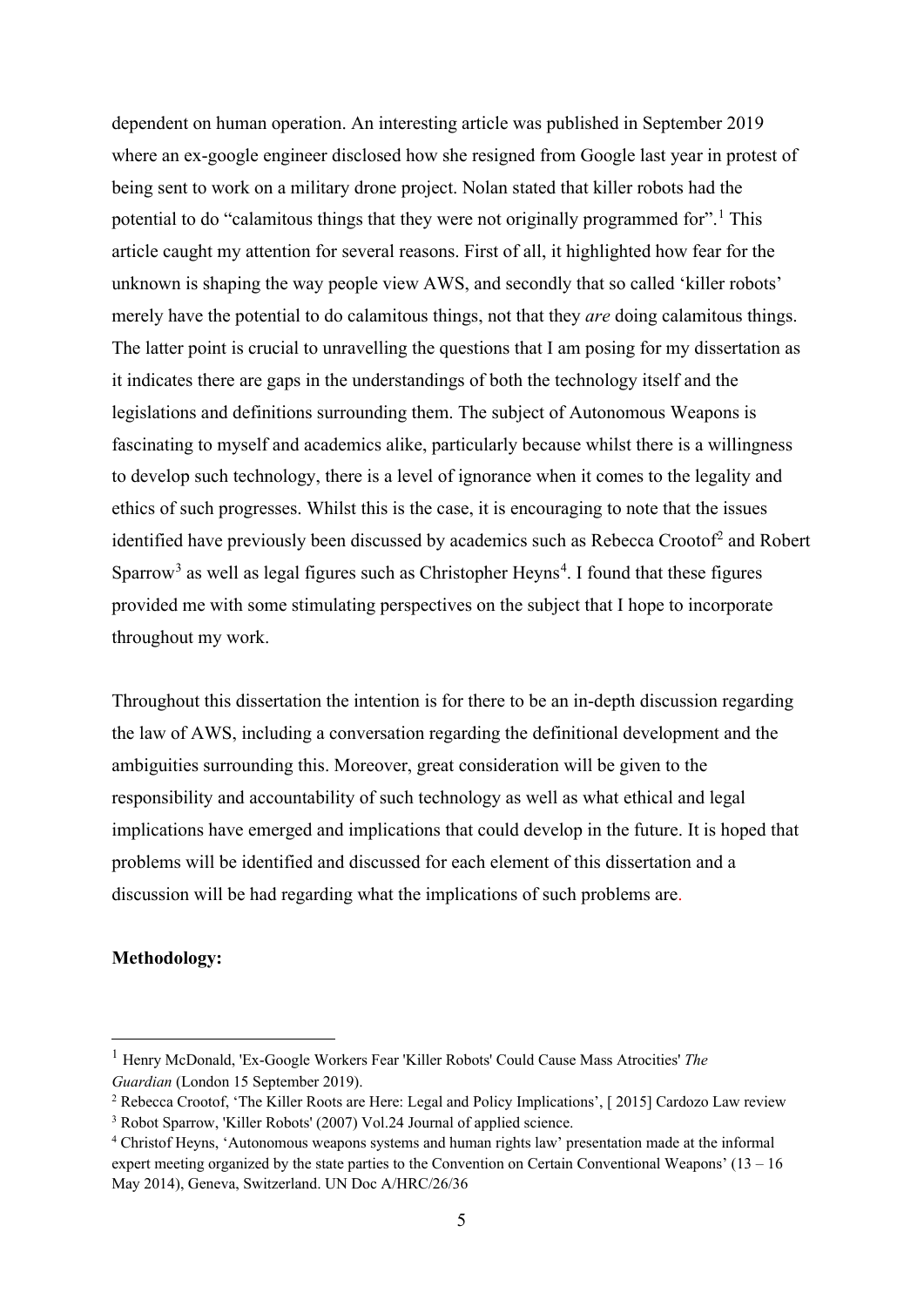dependent on human operation. An interesting article was published in September 2019 where an ex-google engineer disclosed how she resigned from Google last year in protest of being sent to work on a military drone project. Nolan stated that killer robots had the potential to do "calamitous things that they were not originally programmed for".[1] This article caught my attention for several reasons. First of all, it highlighted how fear for the unknown is shaping the way people view AWS, and secondly that so called 'killer robots' merely have the potential to do calamitous things, not that they *are* doing calamitous things. The latter point is crucial to unravelling the questions that I am posing for my dissertation as it indicates there are gaps in the understandings of both the technology itself and the legislations and definitions surrounding them. The subject of Autonomous Weapons is fascinating to myself and academics alike, particularly because whilst there is a willingness to develop such technology, there is a level of ignorance when it comes to the legality and ethics of such progresses. Whilst this is the case, it is encouraging to note that the issues identified have previously been discussed by academics such as Rebecca Crootof[2] and Robert Sparrow[3] as well as legal figures such as Christopher Heyns[4]. I found that these figures provided me with some stimulating perspectives on the subject that I hope to incorporate throughout my work.

Throughout this dissertation the intention is for there to be an in-depth discussion regarding the law of AWS, including a conversation regarding the definitional development and the ambiguities surrounding this. Moreover, great consideration will be given to the responsibility and accountability of such technology as well as what ethical and legal implications have emerged and implications that could develop in the future. It is hoped that problems will be identified and discussed for each element of this dissertation and a discussion will be had regarding what the implications of such problems are.

**Methodology:**

---

[1] Henry McDonald, 'Ex-Google Workers Fear 'Killer Robots' Could Cause Mass Atrocities' *The Guardian* (London 15 September 2019).

[2] Rebecca Crootof, 'The Killer Roots are Here: Legal and Policy Implications', [ 2015] Cardozo Law review

[3] Robot Sparrow, 'Killer Robots' (2007) Vol.24 Journal of applied science.

[4] Christof Heyns, 'Autonomous weapons systems and human rights law' presentation made at the informal expert meeting organized by the state parties to the Convention on Certain Conventional Weapons' (13 – 16 May 2014), Geneva, Switzerland. UN Doc A/HRC/26/36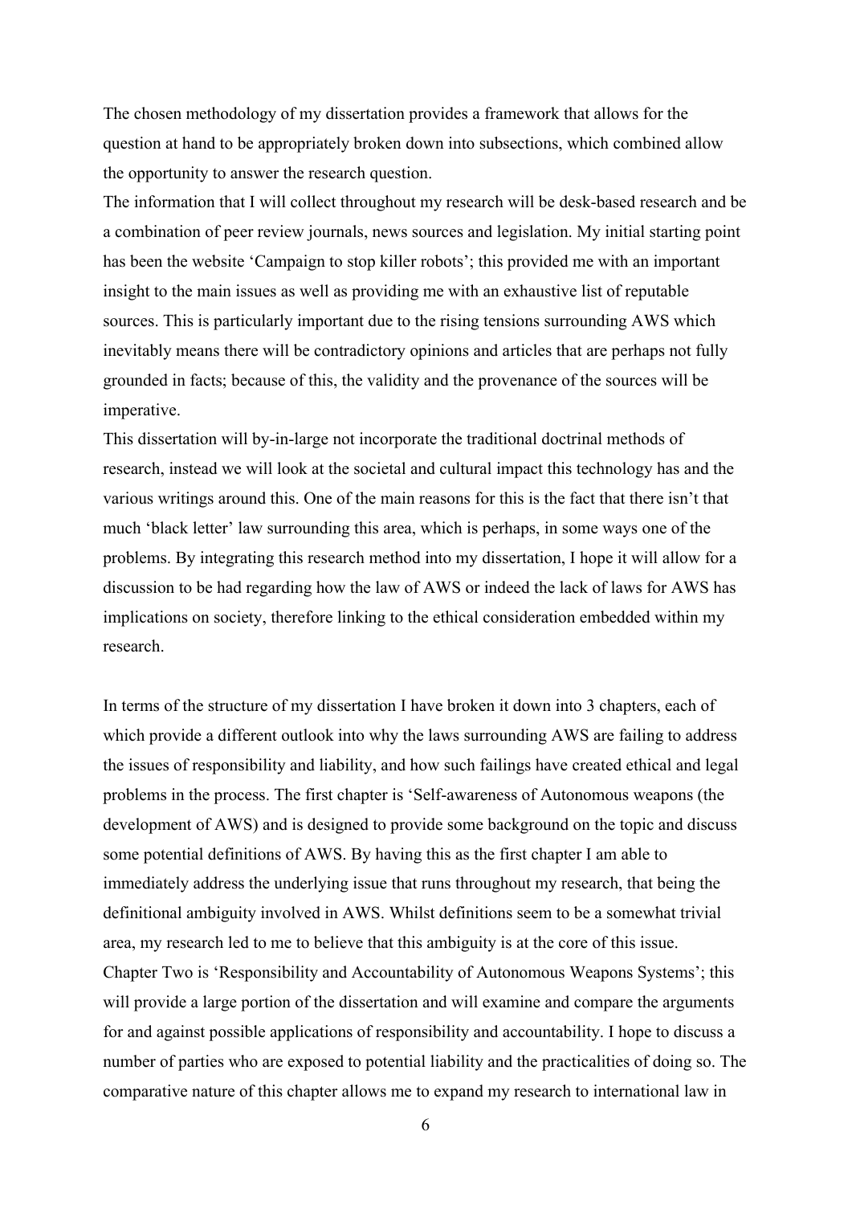The chosen methodology of my dissertation provides a framework that allows for the question at hand to be appropriately broken down into subsections, which combined allow the opportunity to answer the research question.

The information that I will collect throughout my research will be desk-based research and be a combination of peer review journals, news sources and legislation. My initial starting point has been the website 'Campaign to stop killer robots'; this provided me with an important insight to the main issues as well as providing me with an exhaustive list of reputable sources. This is particularly important due to the rising tensions surrounding AWS which inevitably means there will be contradictory opinions and articles that are perhaps not fully grounded in facts; because of this, the validity and the provenance of the sources will be imperative.

This dissertation will by-in-large not incorporate the traditional doctrinal methods of research, instead we will look at the societal and cultural impact this technology has and the various writings around this. One of the main reasons for this is the fact that there isn't that much 'black letter' law surrounding this area, which is perhaps, in some ways one of the problems. By integrating this research method into my dissertation, I hope it will allow for a discussion to be had regarding how the law of AWS or indeed the lack of laws for AWS has implications on society, therefore linking to the ethical consideration embedded within my research.

In terms of the structure of my dissertation I have broken it down into 3 chapters, each of which provide a different outlook into why the laws surrounding AWS are failing to address the issues of responsibility and liability, and how such failings have created ethical and legal problems in the process. The first chapter is 'Self-awareness of Autonomous weapons (the development of AWS) and is designed to provide some background on the topic and discuss some potential definitions of AWS. By having this as the first chapter I am able to immediately address the underlying issue that runs throughout my research, that being the definitional ambiguity involved in AWS. Whilst definitions seem to be a somewhat trivial area, my research led to me to believe that this ambiguity is at the core of this issue.

Chapter Two is 'Responsibility and Accountability of Autonomous Weapons Systems'; this will provide a large portion of the dissertation and will examine and compare the arguments for and against possible applications of responsibility and accountability. I hope to discuss a number of parties who are exposed to potential liability and the practicalities of doing so. The comparative nature of this chapter allows me to expand my research to international law in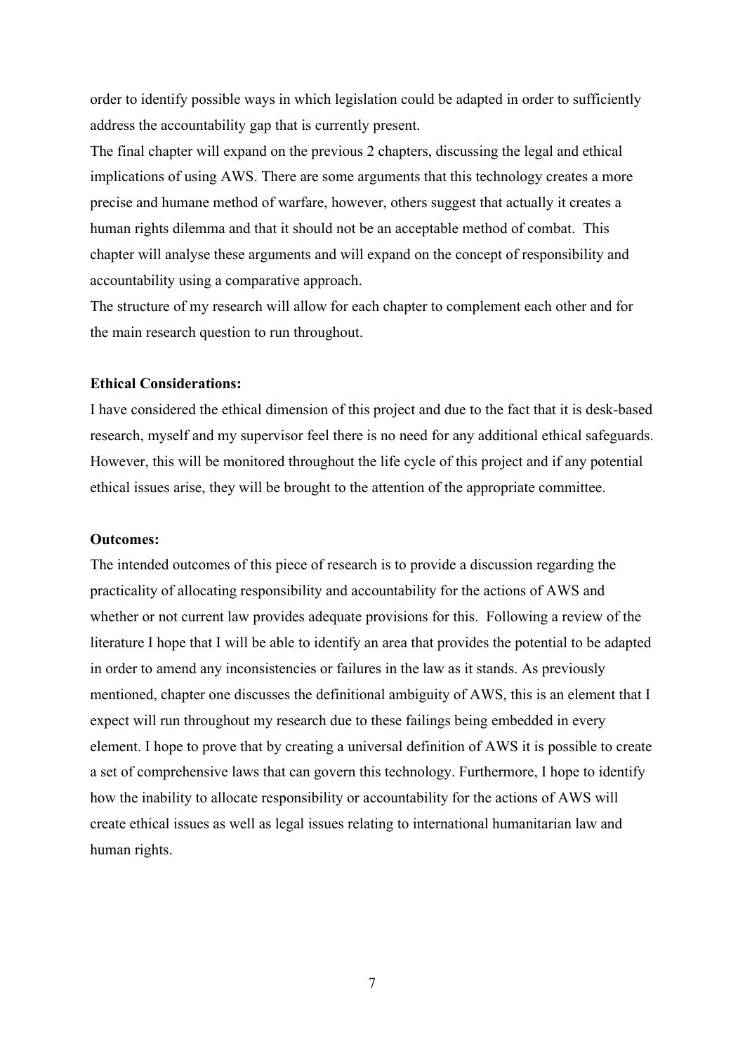order to identify possible ways in which legislation could be adapted in order to sufficiently address the accountability gap that is currently present.

The final chapter will expand on the previous 2 chapters, discussing the legal and ethical implications of using AWS. There are some arguments that this technology creates a more precise and humane method of warfare, however, others suggest that actually it creates a human rights dilemma and that it should not be an acceptable method of combat. This chapter will analyse these arguments and will expand on the concept of responsibility and accountability using a comparative approach.

The structure of my research will allow for each chapter to complement each other and for the main research question to run throughout.

**Ethical Considerations:**

I have considered the ethical dimension of this project and due to the fact that it is desk-based research, myself and my supervisor feel there is no need for any additional ethical safeguards. However, this will be monitored throughout the life cycle of this project and if any potential ethical issues arise, they will be brought to the attention of the appropriate committee.

**Outcomes:**

The intended outcomes of this piece of research is to provide a discussion regarding the practicality of allocating responsibility and accountability for the actions of AWS and whether or not current law provides adequate provisions for this. Following a review of the literature I hope that I will be able to identify an area that provides the potential to be adapted in order to amend any inconsistencies or failures in the law as it stands. As previously mentioned, chapter one discusses the definitional ambiguity of AWS, this is an element that I expect will run throughout my research due to these failings being embedded in every element. I hope to prove that by creating a universal definition of AWS it is possible to create a set of comprehensive laws that can govern this technology. Furthermore, I hope to identify how the inability to allocate responsibility or accountability for the actions of AWS will create ethical issues as well as legal issues relating to international humanitarian law and human rights.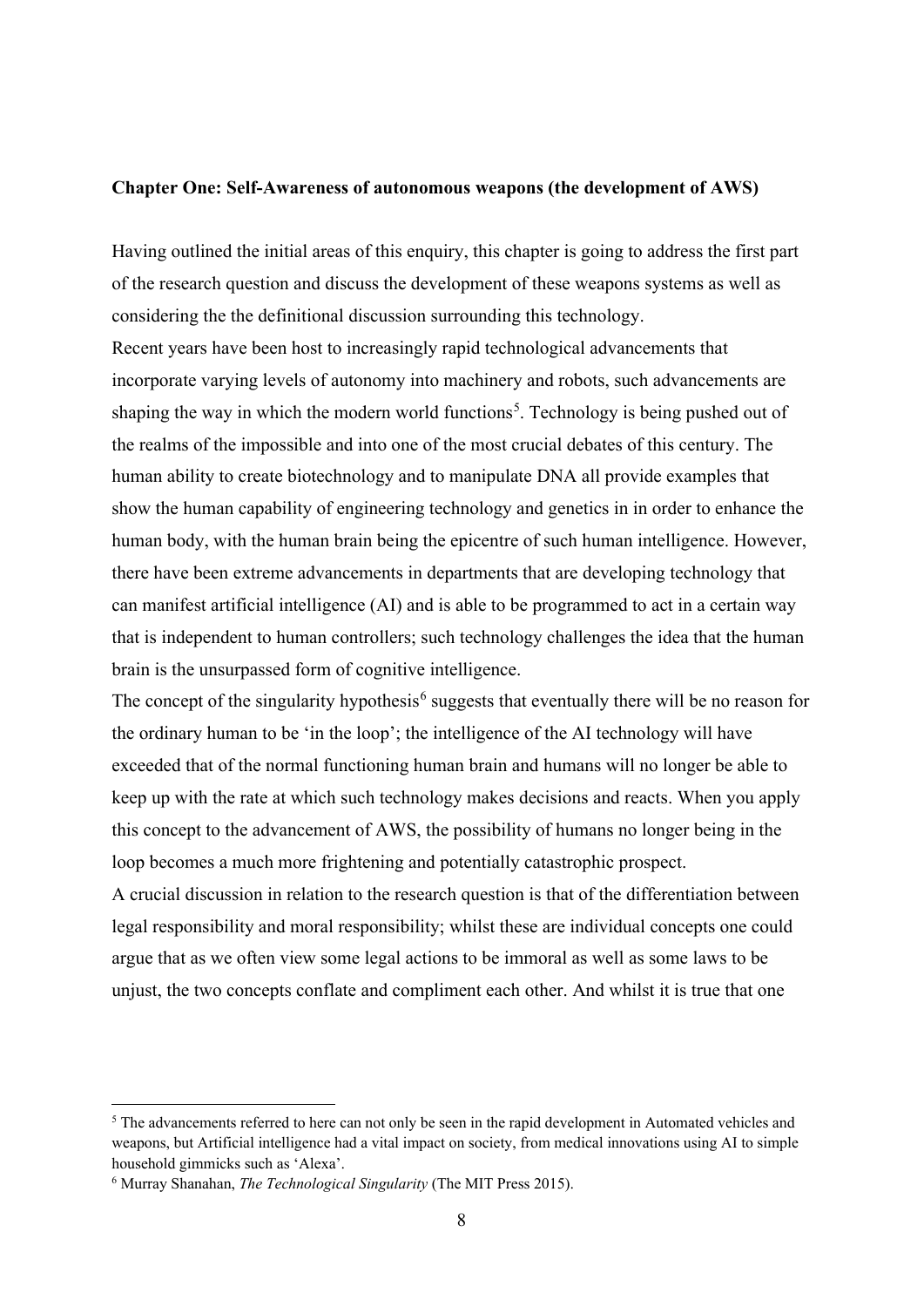**Chapter One: Self-Awareness of autonomous weapons (the development of AWS)**

Having outlined the initial areas of this enquiry, this chapter is going to address the first part of the research question and discuss the development of these weapons systems as well as considering the the definitional discussion surrounding this technology.

Recent years have been host to increasingly rapid technological advancements that incorporate varying levels of autonomy into machinery and robots, such advancements are shaping the way in which the modern world functions[5]. Technology is being pushed out of the realms of the impossible and into one of the most crucial debates of this century. The human ability to create biotechnology and to manipulate DNA all provide examples that show the human capability of engineering technology and genetics in in order to enhance the human body, with the human brain being the epicentre of such human intelligence. However, there have been extreme advancements in departments that are developing technology that can manifest artificial intelligence (AI) and is able to be programmed to act in a certain way that is independent to human controllers; such technology challenges the idea that the human brain is the unsurpassed form of cognitive intelligence.

The concept of the singularity hypothesis[6] suggests that eventually there will be no reason for the ordinary human to be 'in the loop'; the intelligence of the AI technology will have exceeded that of the normal functioning human brain and humans will no longer be able to keep up with the rate at which such technology makes decisions and reacts. When you apply this concept to the advancement of AWS, the possibility of humans no longer being in the loop becomes a much more frightening and potentially catastrophic prospect.

A crucial discussion in relation to the research question is that of the differentiation between legal responsibility and moral responsibility; whilst these are individual concepts one could argue that as we often view some legal actions to be immoral as well as some laws to be unjust, the two concepts conflate and compliment each other. And whilst it is true that one

---

[5] The advancements referred to here can not only be seen in the rapid development in Automated vehicles and weapons, but Artificial intelligence had a vital impact on society, from medical innovations using AI to simple household gimmicks such as 'Alexa'.

[6] Murray Shanahan, *The Technological Singularity* (The MIT Press 2015).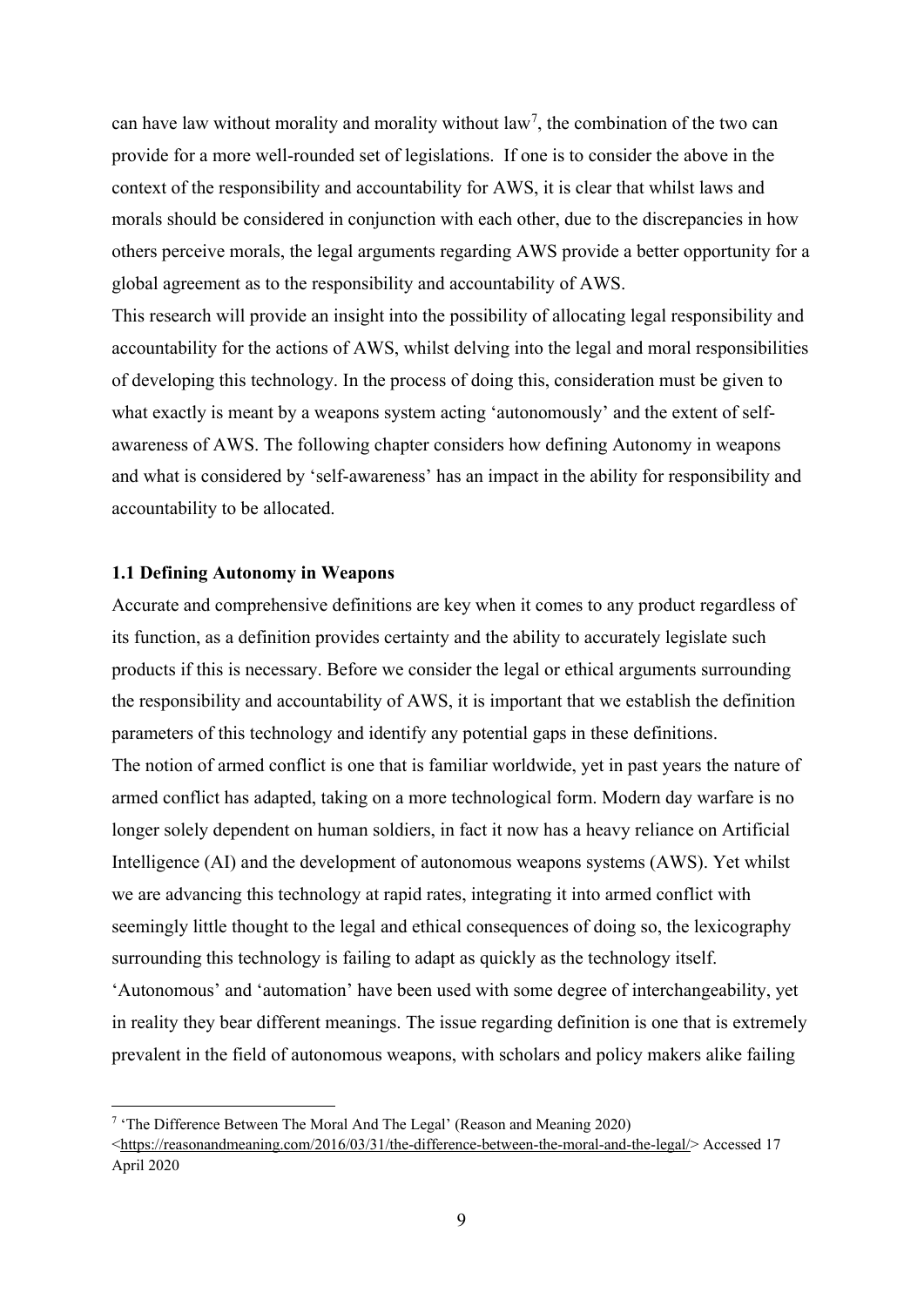can have law without morality and morality without law[7], the combination of the two can provide for a more well-rounded set of legislations. If one is to consider the above in the context of the responsibility and accountability for AWS, it is clear that whilst laws and morals should be considered in conjunction with each other, due to the discrepancies in how others perceive morals, the legal arguments regarding AWS provide a better opportunity for a global agreement as to the responsibility and accountability of AWS.

This research will provide an insight into the possibility of allocating legal responsibility and accountability for the actions of AWS, whilst delving into the legal and moral responsibilities of developing this technology. In the process of doing this, consideration must be given to what exactly is meant by a weapons system acting 'autonomously' and the extent of self-awareness of AWS. The following chapter considers how defining Autonomy in weapons and what is considered by 'self-awareness' has an impact in the ability for responsibility and accountability to be allocated.

### 1.1 Defining Autonomy in Weapons

Accurate and comprehensive definitions are key when it comes to any product regardless of its function, as a definition provides certainty and the ability to accurately legislate such products if this is necessary. Before we consider the legal or ethical arguments surrounding the responsibility and accountability of AWS, it is important that we establish the definition parameters of this technology and identify any potential gaps in these definitions.

The notion of armed conflict is one that is familiar worldwide, yet in past years the nature of armed conflict has adapted, taking on a more technological form. Modern day warfare is no longer solely dependent on human soldiers, in fact it now has a heavy reliance on Artificial Intelligence (AI) and the development of autonomous weapons systems (AWS). Yet whilst we are advancing this technology at rapid rates, integrating it into armed conflict with seemingly little thought to the legal and ethical consequences of doing so, the lexicography surrounding this technology is failing to adapt as quickly as the technology itself.

'Autonomous' and 'automation' have been used with some degree of interchangeability, yet in reality they bear different meanings. The issue regarding definition is one that is extremely prevalent in the field of autonomous weapons, with scholars and policy makers alike failing

---

[7] 'The Difference Between The Moral And The Legal' (Reason and Meaning 2020) <https://reasonandmeaning.com/2016/03/31/the-difference-between-the-moral-and-the-legal/> Accessed 17 April 2020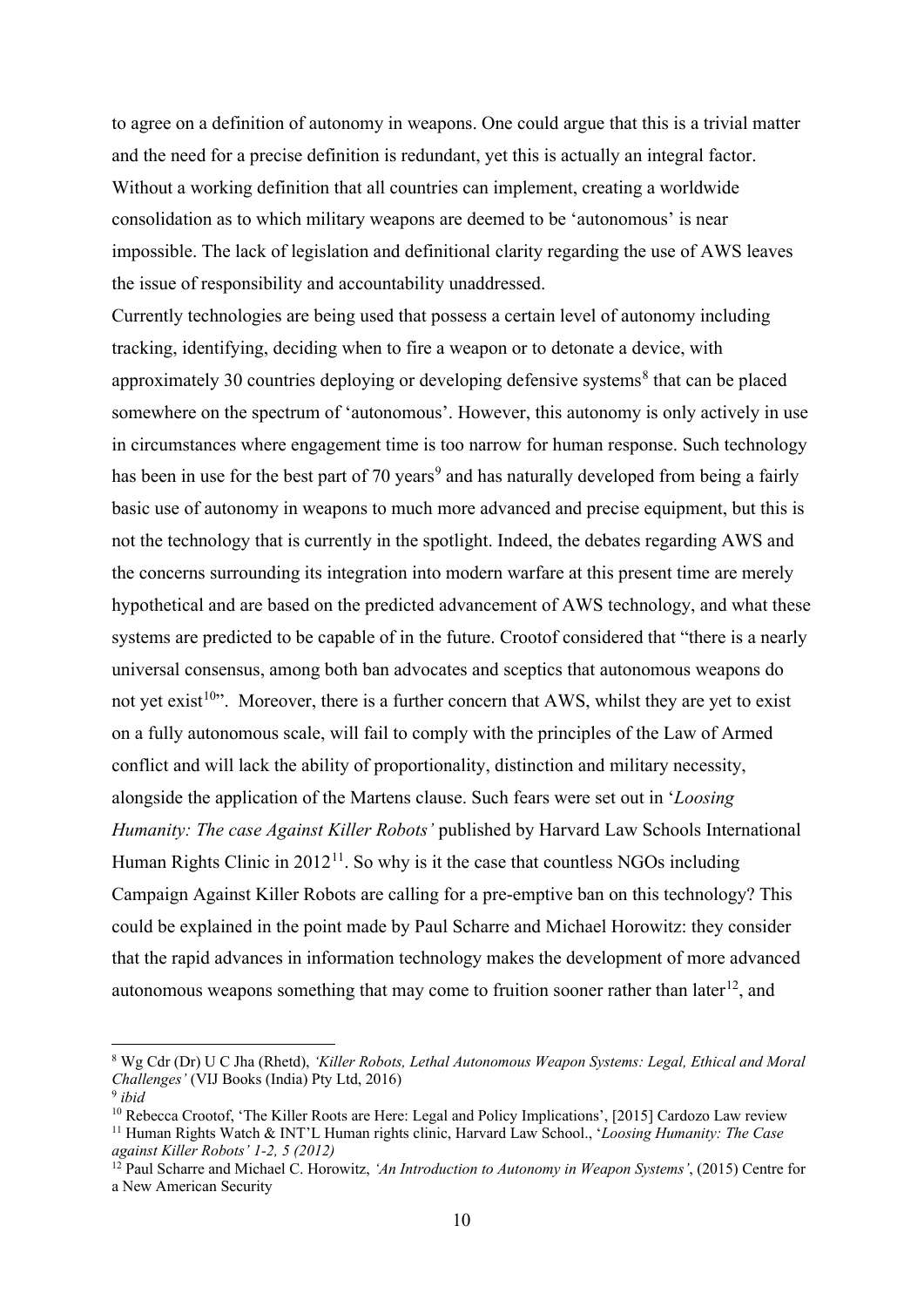to agree on a definition of autonomy in weapons. One could argue that this is a trivial matter and the need for a precise definition is redundant, yet this is actually an integral factor. Without a working definition that all countries can implement, creating a worldwide consolidation as to which military weapons are deemed to be 'autonomous' is near impossible. The lack of legislation and definitional clarity regarding the use of AWS leaves the issue of responsibility and accountability unaddressed.

Currently technologies are being used that possess a certain level of autonomy including tracking, identifying, deciding when to fire a weapon or to detonate a device, with approximately 30 countries deploying or developing defensive systems[8] that can be placed somewhere on the spectrum of 'autonomous'. However, this autonomy is only actively in use in circumstances where engagement time is too narrow for human response. Such technology has been in use for the best part of 70 years[9] and has naturally developed from being a fairly basic use of autonomy in weapons to much more advanced and precise equipment, but this is not the technology that is currently in the spotlight. Indeed, the debates regarding AWS and the concerns surrounding its integration into modern warfare at this present time are merely hypothetical and are based on the predicted advancement of AWS technology, and what these systems are predicted to be capable of in the future. Crootof considered that "there is a nearly universal consensus, among both ban advocates and sceptics that autonomous weapons do not yet exist[10]". Moreover, there is a further concern that AWS, whilst they are yet to exist on a fully autonomous scale, will fail to comply with the principles of the Law of Armed conflict and will lack the ability of proportionality, distinction and military necessity, alongside the application of the Martens clause. Such fears were set out in '*Loosing Humanity: The case Against Killer Robots'* published by Harvard Law Schools International Human Rights Clinic in 2012[11]. So why is it the case that countless NGOs including Campaign Against Killer Robots are calling for a pre-emptive ban on this technology? This could be explained in the point made by Paul Scharre and Michael Horowitz: they consider that the rapid advances in information technology makes the development of more advanced autonomous weapons something that may come to fruition sooner rather than later[12], and

---

[8] Wg Cdr (Dr) U C Jha (Rhetd), *'Killer Robots, Lethal Autonomous Weapon Systems: Legal, Ethical and Moral Challenges'* (VIJ Books (India) Pty Ltd, 2016)

[9] *ibid*

[10] Rebecca Crootof, 'The Killer Roots are Here: Legal and Policy Implications', [2015] Cardozo Law review

[11] Human Rights Watch & INT'L Human rights clinic, Harvard Law School., '*Loosing Humanity: The Case against Killer Robots' 1-2, 5 (2012)*

[12] Paul Scharre and Michael C. Horowitz, *'An Introduction to Autonomy in Weapon Systems'*, (2015) Centre for a New American Security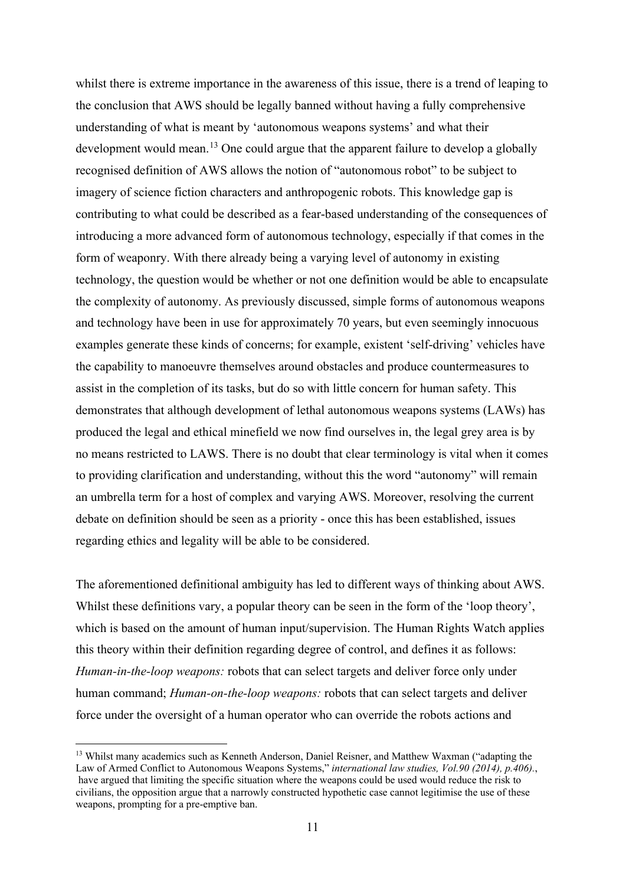whilst there is extreme importance in the awareness of this issue, there is a trend of leaping to the conclusion that AWS should be legally banned without having a fully comprehensive understanding of what is meant by 'autonomous weapons systems' and what their development would mean.[13] One could argue that the apparent failure to develop a globally recognised definition of AWS allows the notion of "autonomous robot" to be subject to imagery of science fiction characters and anthropogenic robots. This knowledge gap is contributing to what could be described as a fear-based understanding of the consequences of introducing a more advanced form of autonomous technology, especially if that comes in the form of weaponry. With there already being a varying level of autonomy in existing technology, the question would be whether or not one definition would be able to encapsulate the complexity of autonomy. As previously discussed, simple forms of autonomous weapons and technology have been in use for approximately 70 years, but even seemingly innocuous examples generate these kinds of concerns; for example, existent 'self-driving' vehicles have the capability to manoeuvre themselves around obstacles and produce countermeasures to assist in the completion of its tasks, but do so with little concern for human safety. This demonstrates that although development of lethal autonomous weapons systems (LAWs) has produced the legal and ethical minefield we now find ourselves in, the legal grey area is by no means restricted to LAWS. There is no doubt that clear terminology is vital when it comes to providing clarification and understanding, without this the word "autonomy" will remain an umbrella term for a host of complex and varying AWS. Moreover, resolving the current debate on definition should be seen as a priority - once this has been established, issues regarding ethics and legality will be able to be considered.

The aforementioned definitional ambiguity has led to different ways of thinking about AWS. Whilst these definitions vary, a popular theory can be seen in the form of the 'loop theory', which is based on the amount of human input/supervision. The Human Rights Watch applies this theory within their definition regarding degree of control, and defines it as follows: *Human-in-the-loop weapons:* robots that can select targets and deliver force only under human command; *Human-on-the-loop weapons:* robots that can select targets and deliver force under the oversight of a human operator who can override the robots actions and

---

[13] Whilst many academics such as Kenneth Anderson, Daniel Reisner, and Matthew Waxman ("adapting the Law of Armed Conflict to Autonomous Weapons Systems," *international law studies, Vol.90 (2014), p.406).*, have argued that limiting the specific situation where the weapons could be used would reduce the risk to civilians, the opposition argue that a narrowly constructed hypothetic case cannot legitimise the use of these weapons, prompting for a pre-emptive ban.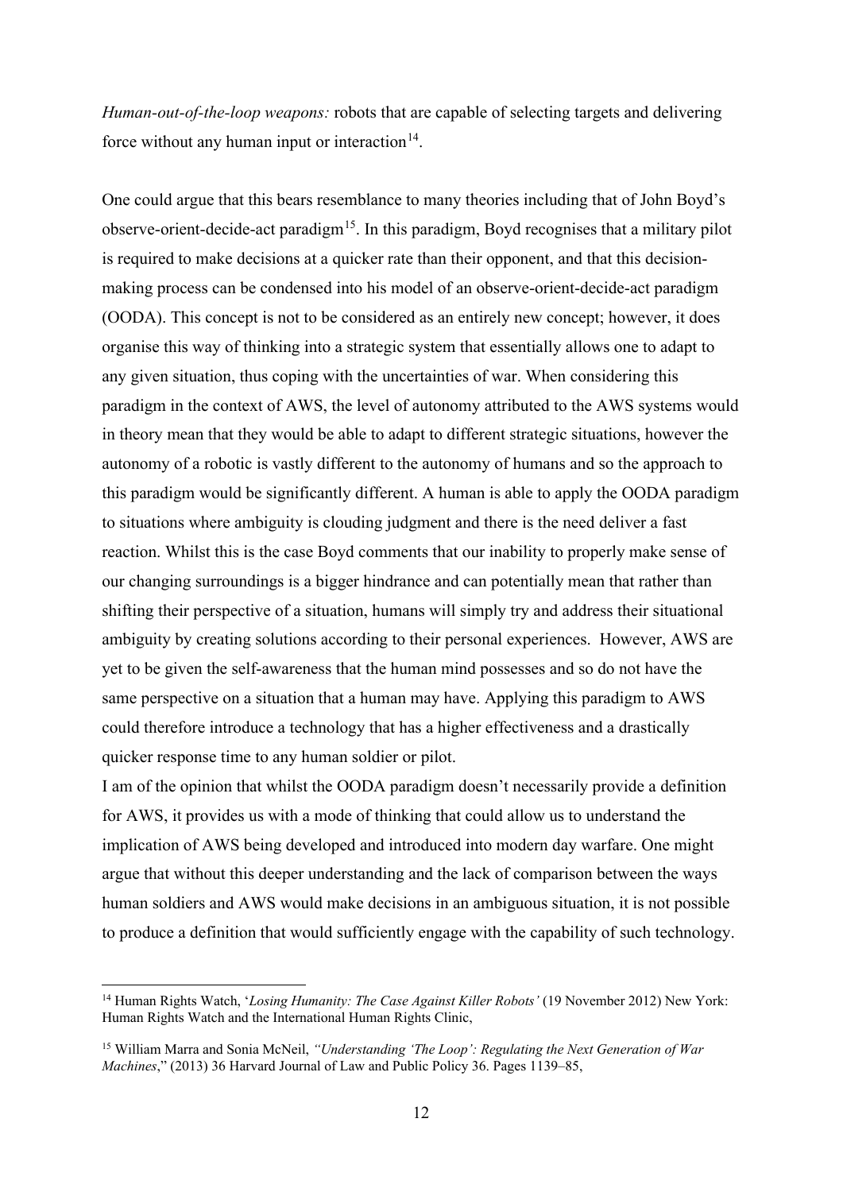*Human-out-of-the-loop weapons:* robots that are capable of selecting targets and delivering force without any human input or interaction[14].

One could argue that this bears resemblance to many theories including that of John Boyd's observe-orient-decide-act paradigm[15]. In this paradigm, Boyd recognises that a military pilot is required to make decisions at a quicker rate than their opponent, and that this decision-making process can be condensed into his model of an observe-orient-decide-act paradigm (OODA). This concept is not to be considered as an entirely new concept; however, it does organise this way of thinking into a strategic system that essentially allows one to adapt to any given situation, thus coping with the uncertainties of war. When considering this paradigm in the context of AWS, the level of autonomy attributed to the AWS systems would in theory mean that they would be able to adapt to different strategic situations, however the autonomy of a robotic is vastly different to the autonomy of humans and so the approach to this paradigm would be significantly different. A human is able to apply the OODA paradigm to situations where ambiguity is clouding judgment and there is the need deliver a fast reaction. Whilst this is the case Boyd comments that our inability to properly make sense of our changing surroundings is a bigger hindrance and can potentially mean that rather than shifting their perspective of a situation, humans will simply try and address their situational ambiguity by creating solutions according to their personal experiences. However, AWS are yet to be given the self-awareness that the human mind possesses and so do not have the same perspective on a situation that a human may have. Applying this paradigm to AWS could therefore introduce a technology that has a higher effectiveness and a drastically quicker response time to any human soldier or pilot.

I am of the opinion that whilst the OODA paradigm doesn't necessarily provide a definition for AWS, it provides us with a mode of thinking that could allow us to understand the implication of AWS being developed and introduced into modern day warfare. One might argue that without this deeper understanding and the lack of comparison between the ways human soldiers and AWS would make decisions in an ambiguous situation, it is not possible to produce a definition that would sufficiently engage with the capability of such technology.

---

[14] Human Rights Watch, '*Losing Humanity: The Case Against Killer Robots'* (19 November 2012) New York: Human Rights Watch and the International Human Rights Clinic,

[15] William Marra and Sonia McNeil, *"Understanding 'The Loop': Regulating the Next Generation of War Machines*," (2013) 36 Harvard Journal of Law and Public Policy 36. Pages 1139–85,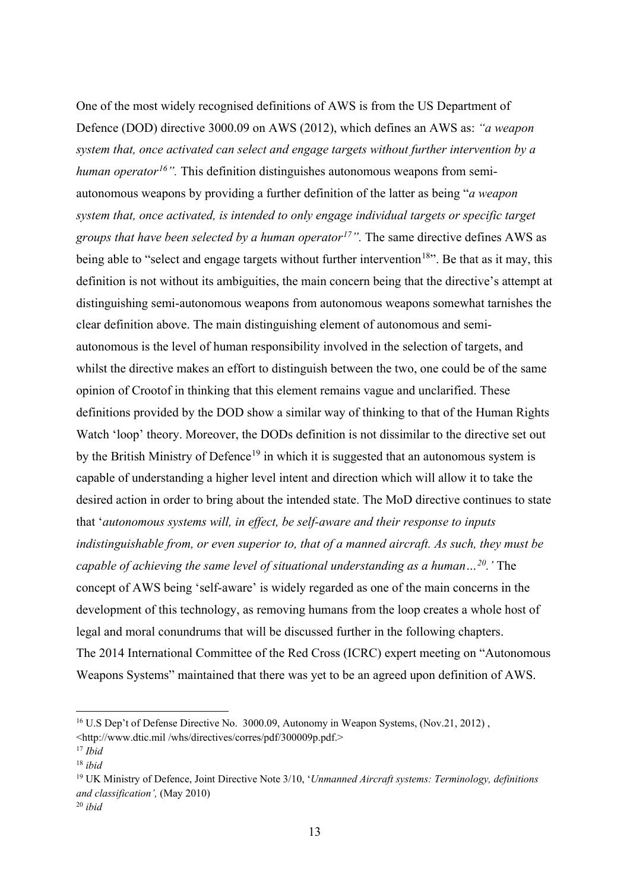One of the most widely recognised definitions of AWS is from the US Department of Defence (DOD) directive 3000.09 on AWS (2012), which defines an AWS as: *"a weapon system that, once activated can select and engage targets without further intervention by a human operator[16]".* This definition distinguishes autonomous weapons from semi-autonomous weapons by providing a further definition of the latter as being "*a weapon system that, once activated, is intended to only engage individual targets or specific target groups that have been selected by a human operator[17]".* The same directive defines AWS as being able to "select and engage targets without further intervention[18]". Be that as it may, this definition is not without its ambiguities, the main concern being that the directive's attempt at distinguishing semi-autonomous weapons from autonomous weapons somewhat tarnishes the clear definition above. The main distinguishing element of autonomous and semi-autonomous is the level of human responsibility involved in the selection of targets, and whilst the directive makes an effort to distinguish between the two, one could be of the same opinion of Crootof in thinking that this element remains vague and unclarified. These definitions provided by the DOD show a similar way of thinking to that of the Human Rights Watch 'loop' theory. Moreover, the DODs definition is not dissimilar to the directive set out by the British Ministry of Defence[19] in which it is suggested that an autonomous system is capable of understanding a higher level intent and direction which will allow it to take the desired action in order to bring about the intended state. The MoD directive continues to state that '*autonomous systems will, in effect, be self-aware and their response to inputs indistinguishable from, or even superior to, that of a manned aircraft. As such, they must be capable of achieving the same level of situational understanding as a human…[20].'* The concept of AWS being 'self-aware' is widely regarded as one of the main concerns in the development of this technology, as removing humans from the loop creates a whole host of legal and moral conundrums that will be discussed further in the following chapters.

The 2014 International Committee of the Red Cross (ICRC) expert meeting on "Autonomous Weapons Systems" maintained that there was yet to be an agreed upon definition of AWS.

---

[16] U.S Dep't of Defense Directive No. 3000.09, Autonomy in Weapon Systems, (Nov.21, 2012) , <http://www.dtic.mil /whs/directives/corres/pdf/300009p.pdf.>

[17] *Ibid*

[18] *ibid*

[19] UK Ministry of Defence, Joint Directive Note 3/10, '*Unmanned Aircraft systems: Terminology, definitions and classification',* (May 2010)

[20] *ibid*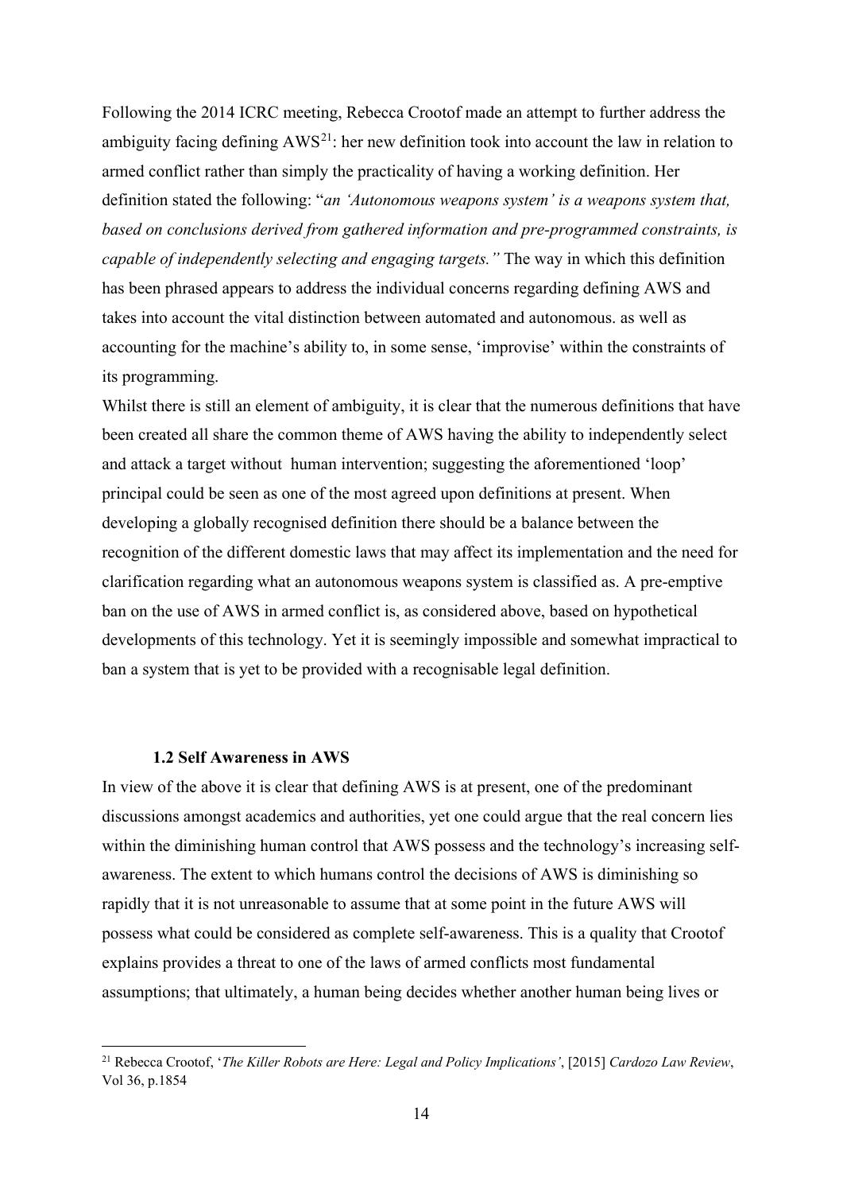Following the 2014 ICRC meeting, Rebecca Crootof made an attempt to further address the ambiguity facing defining AWS[21]: her new definition took into account the law in relation to armed conflict rather than simply the practicality of having a working definition. Her definition stated the following: "*an 'Autonomous weapons system' is a weapons system that, based on conclusions derived from gathered information and pre-programmed constraints, is capable of independently selecting and engaging targets."* The way in which this definition has been phrased appears to address the individual concerns regarding defining AWS and takes into account the vital distinction between automated and autonomous. as well as accounting for the machine's ability to, in some sense, 'improvise' within the constraints of its programming.

Whilst there is still an element of ambiguity, it is clear that the numerous definitions that have been created all share the common theme of AWS having the ability to independently select and attack a target without human intervention; suggesting the aforementioned 'loop' principal could be seen as one of the most agreed upon definitions at present. When developing a globally recognised definition there should be a balance between the recognition of the different domestic laws that may affect its implementation and the need for clarification regarding what an autonomous weapons system is classified as. A pre-emptive ban on the use of AWS in armed conflict is, as considered above, based on hypothetical developments of this technology. Yet it is seemingly impossible and somewhat impractical to ban a system that is yet to be provided with a recognisable legal definition.

### 1.2 Self Awareness in AWS

In view of the above it is clear that defining AWS is at present, one of the predominant discussions amongst academics and authorities, yet one could argue that the real concern lies within the diminishing human control that AWS possess and the technology's increasing self-awareness. The extent to which humans control the decisions of AWS is diminishing so rapidly that it is not unreasonable to assume that at some point in the future AWS will possess what could be considered as complete self-awareness. This is a quality that Crootof explains provides a threat to one of the laws of armed conflicts most fundamental assumptions; that ultimately, a human being decides whether another human being lives or

[21] Rebecca Crootof, '*The Killer Robots are Here: Legal and Policy Implications'*, [2015] *Cardozo Law Review*, Vol 36, p.1854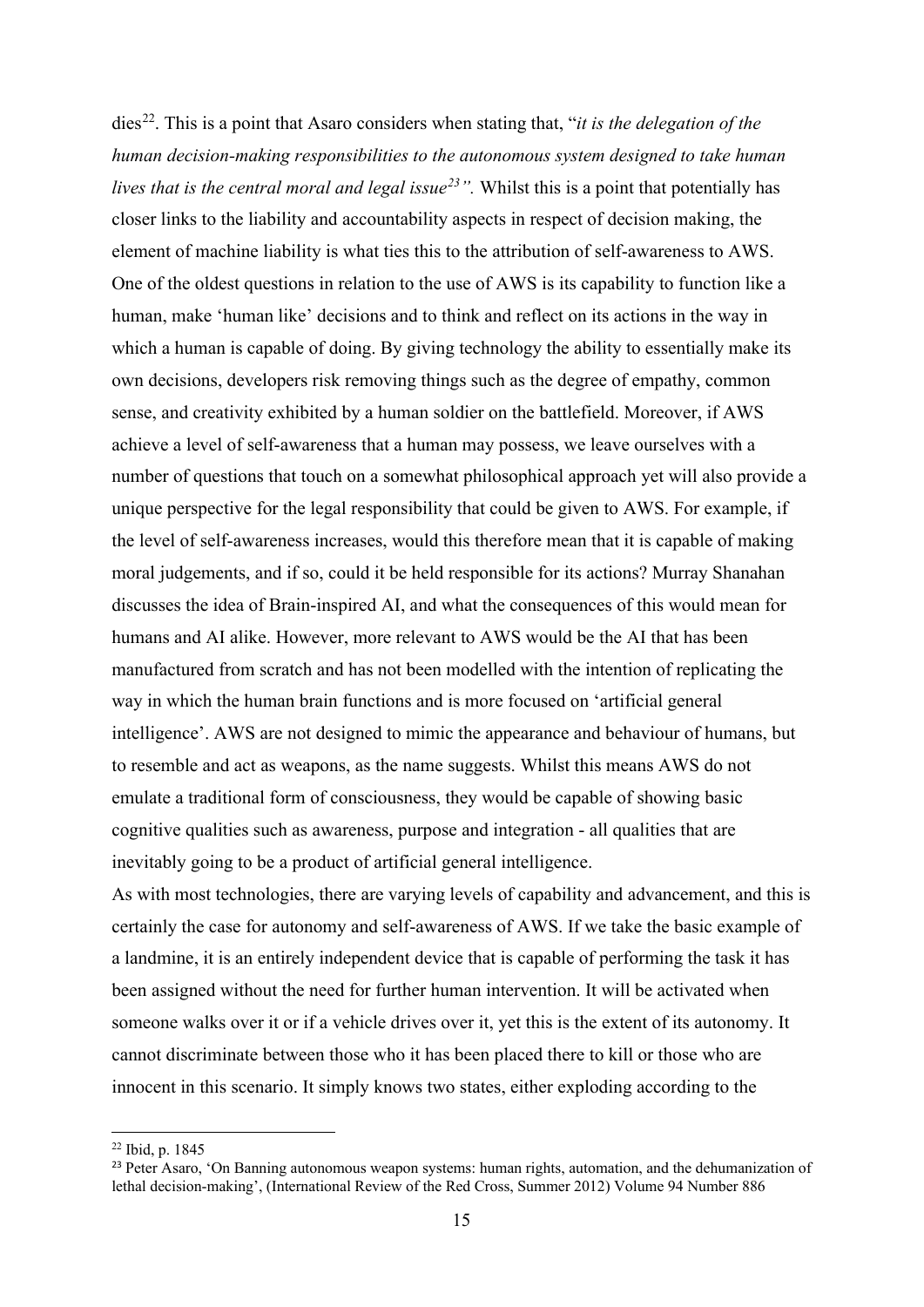dies[22]. This is a point that Asaro considers when stating that, "*it is the delegation of the human decision-making responsibilities to the autonomous system designed to take human lives that is the central moral and legal issue[23]".* Whilst this is a point that potentially has closer links to the liability and accountability aspects in respect of decision making, the element of machine liability is what ties this to the attribution of self-awareness to AWS. One of the oldest questions in relation to the use of AWS is its capability to function like a human, make 'human like' decisions and to think and reflect on its actions in the way in which a human is capable of doing. By giving technology the ability to essentially make its own decisions, developers risk removing things such as the degree of empathy, common sense, and creativity exhibited by a human soldier on the battlefield. Moreover, if AWS achieve a level of self-awareness that a human may possess, we leave ourselves with a number of questions that touch on a somewhat philosophical approach yet will also provide a unique perspective for the legal responsibility that could be given to AWS. For example, if the level of self-awareness increases, would this therefore mean that it is capable of making moral judgements, and if so, could it be held responsible for its actions? Murray Shanahan discusses the idea of Brain-inspired AI, and what the consequences of this would mean for humans and AI alike. However, more relevant to AWS would be the AI that has been manufactured from scratch and has not been modelled with the intention of replicating the way in which the human brain functions and is more focused on 'artificial general intelligence'. AWS are not designed to mimic the appearance and behaviour of humans, but to resemble and act as weapons, as the name suggests. Whilst this means AWS do not emulate a traditional form of consciousness, they would be capable of showing basic cognitive qualities such as awareness, purpose and integration - all qualities that are inevitably going to be a product of artificial general intelligence.

As with most technologies, there are varying levels of capability and advancement, and this is certainly the case for autonomy and self-awareness of AWS. If we take the basic example of a landmine, it is an entirely independent device that is capable of performing the task it has been assigned without the need for further human intervention. It will be activated when someone walks over it or if a vehicle drives over it, yet this is the extent of its autonomy. It cannot discriminate between those who it has been placed there to kill or those who are innocent in this scenario. It simply knows two states, either exploding according to the

[22] Ibid, p. 1845

[23] Peter Asaro, 'On Banning autonomous weapon systems: human rights, automation, and the dehumanization of lethal decision-making', (International Review of the Red Cross, Summer 2012) Volume 94 Number 886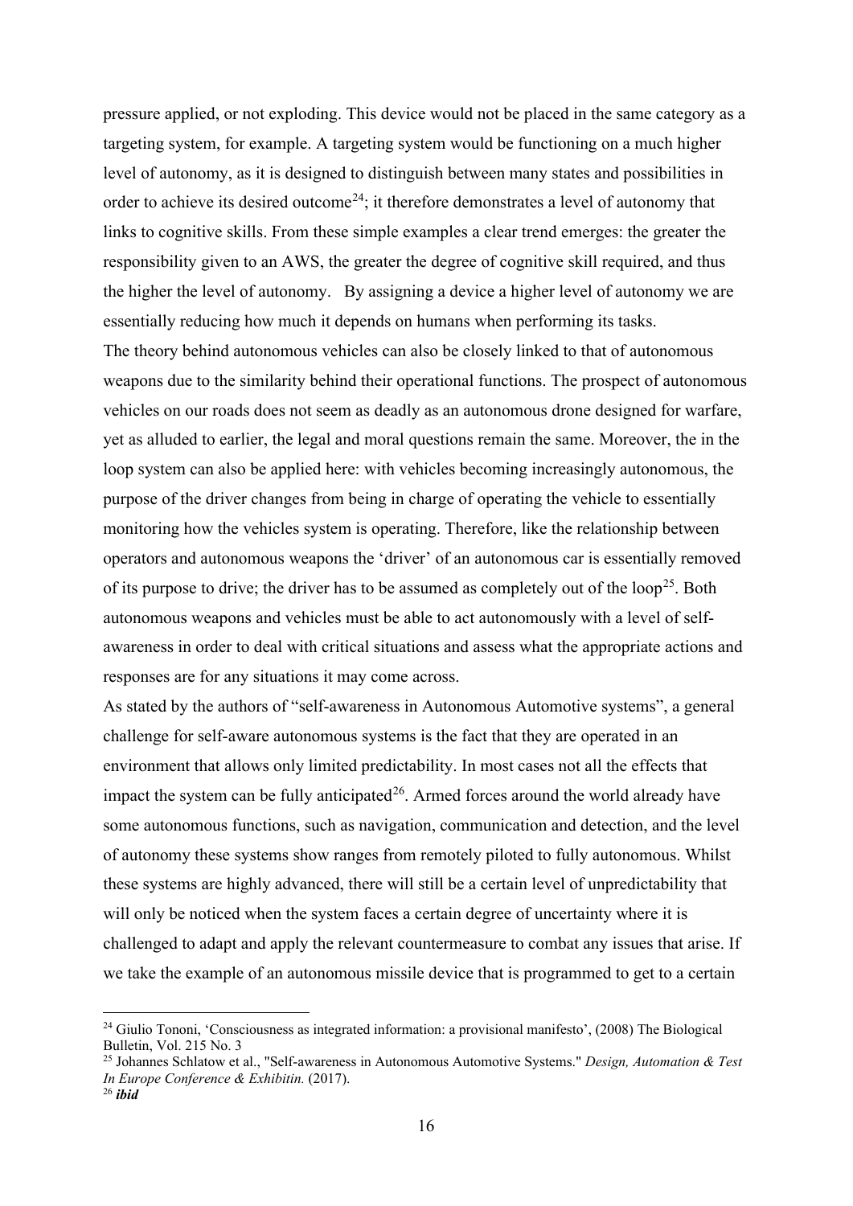pressure applied, or not exploding. This device would not be placed in the same category as a targeting system, for example. A targeting system would be functioning on a much higher level of autonomy, as it is designed to distinguish between many states and possibilities in order to achieve its desired outcome[24]; it therefore demonstrates a level of autonomy that links to cognitive skills. From these simple examples a clear trend emerges: the greater the responsibility given to an AWS, the greater the degree of cognitive skill required, and thus the higher the level of autonomy. By assigning a device a higher level of autonomy we are essentially reducing how much it depends on humans when performing its tasks.

The theory behind autonomous vehicles can also be closely linked to that of autonomous weapons due to the similarity behind their operational functions. The prospect of autonomous vehicles on our roads does not seem as deadly as an autonomous drone designed for warfare, yet as alluded to earlier, the legal and moral questions remain the same. Moreover, the in the loop system can also be applied here: with vehicles becoming increasingly autonomous, the purpose of the driver changes from being in charge of operating the vehicle to essentially monitoring how the vehicles system is operating. Therefore, like the relationship between operators and autonomous weapons the 'driver' of an autonomous car is essentially removed of its purpose to drive; the driver has to be assumed as completely out of the loop[25]. Both autonomous weapons and vehicles must be able to act autonomously with a level of self-awareness in order to deal with critical situations and assess what the appropriate actions and responses are for any situations it may come across.

As stated by the authors of "self-awareness in Autonomous Automotive systems", a general challenge for self-aware autonomous systems is the fact that they are operated in an environment that allows only limited predictability. In most cases not all the effects that impact the system can be fully anticipated[26]. Armed forces around the world already have some autonomous functions, such as navigation, communication and detection, and the level of autonomy these systems show ranges from remotely piloted to fully autonomous. Whilst these systems are highly advanced, there will still be a certain level of unpredictability that will only be noticed when the system faces a certain degree of uncertainty where it is challenged to adapt and apply the relevant countermeasure to combat any issues that arise. If we take the example of an autonomous missile device that is programmed to get to a certain

---

[24] Giulio Tononi, 'Consciousness as integrated information: a provisional manifesto', (2008) The Biological Bulletin, Vol. 215 No. 3

[25] Johannes Schlatow et al., "Self-awareness in Autonomous Automotive Systems." *Design, Automation & Test In Europe Conference & Exhibitin.* (2017).

[26] ***ibid***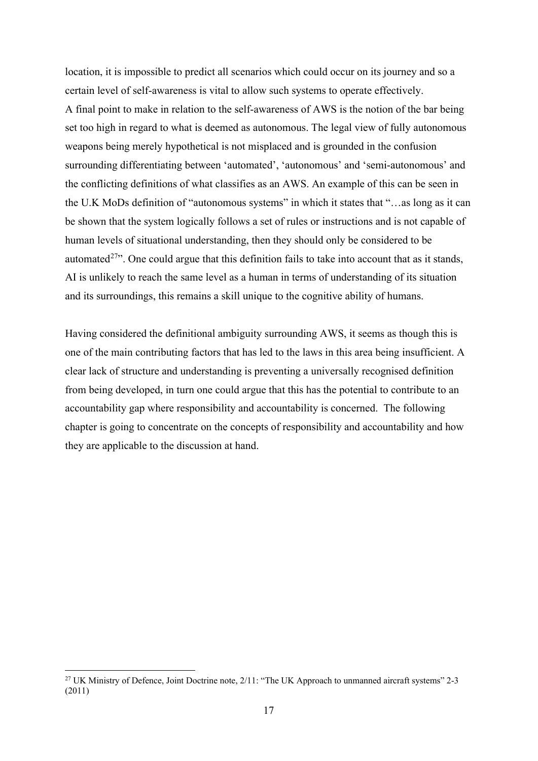location, it is impossible to predict all scenarios which could occur on its journey and so a certain level of self-awareness is vital to allow such systems to operate effectively.
A final point to make in relation to the self-awareness of AWS is the notion of the bar being set too high in regard to what is deemed as autonomous. The legal view of fully autonomous weapons being merely hypothetical is not misplaced and is grounded in the confusion surrounding differentiating between 'automated', 'autonomous' and 'semi-autonomous' and the conflicting definitions of what classifies as an AWS. An example of this can be seen in the U.K MoDs definition of "autonomous systems" in which it states that "…as long as it can be shown that the system logically follows a set of rules or instructions and is not capable of human levels of situational understanding, then they should only be considered to be automated[27]". One could argue that this definition fails to take into account that as it stands, AI is unlikely to reach the same level as a human in terms of understanding of its situation and its surroundings, this remains a skill unique to the cognitive ability of humans.

Having considered the definitional ambiguity surrounding AWS, it seems as though this is one of the main contributing factors that has led to the laws in this area being insufficient. A clear lack of structure and understanding is preventing a universally recognised definition from being developed, in turn one could argue that this has the potential to contribute to an accountability gap where responsibility and accountability is concerned. The following chapter is going to concentrate on the concepts of responsibility and accountability and how they are applicable to the discussion at hand.

[27] UK Ministry of Defence, Joint Doctrine note, 2/11: "The UK Approach to unmanned aircraft systems" 2-3 (2011)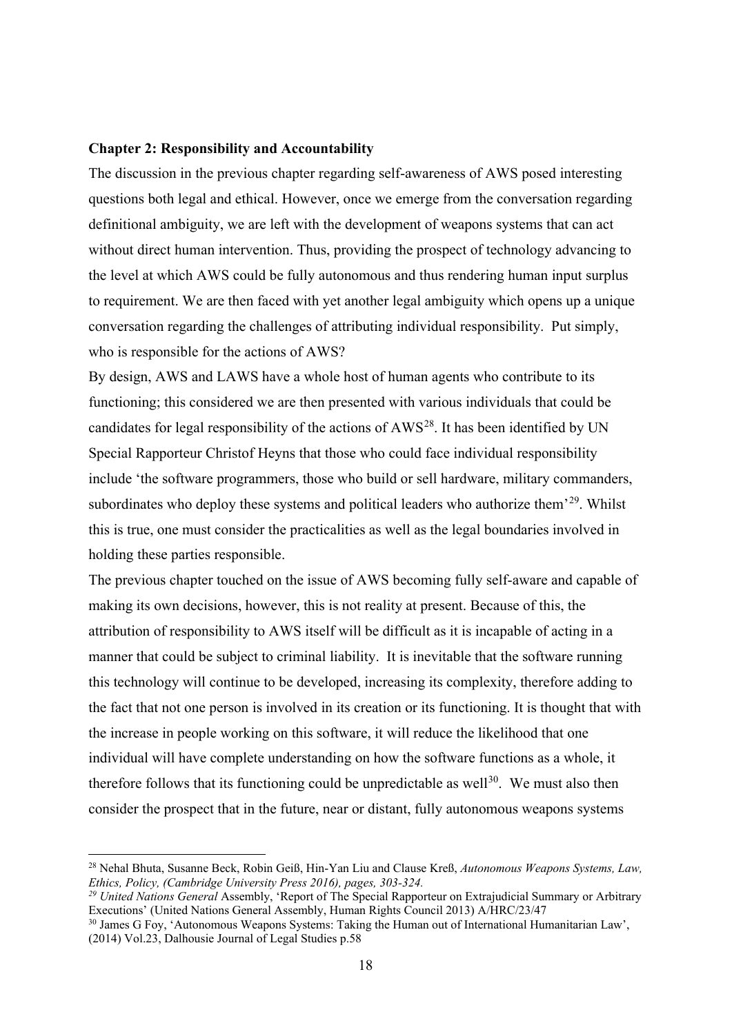**Chapter 2: Responsibility and Accountability**

The discussion in the previous chapter regarding self-awareness of AWS posed interesting questions both legal and ethical. However, once we emerge from the conversation regarding definitional ambiguity, we are left with the development of weapons systems that can act without direct human intervention. Thus, providing the prospect of technology advancing to the level at which AWS could be fully autonomous and thus rendering human input surplus to requirement. We are then faced with yet another legal ambiguity which opens up a unique conversation regarding the challenges of attributing individual responsibility. Put simply, who is responsible for the actions of AWS?

By design, AWS and LAWS have a whole host of human agents who contribute to its functioning; this considered we are then presented with various individuals that could be candidates for legal responsibility of the actions of AWS[28]. It has been identified by UN Special Rapporteur Christof Heyns that those who could face individual responsibility include 'the software programmers, those who build or sell hardware, military commanders, subordinates who deploy these systems and political leaders who authorize them'[29]. Whilst this is true, one must consider the practicalities as well as the legal boundaries involved in holding these parties responsible.

The previous chapter touched on the issue of AWS becoming fully self-aware and capable of making its own decisions, however, this is not reality at present. Because of this, the attribution of responsibility to AWS itself will be difficult as it is incapable of acting in a manner that could be subject to criminal liability. It is inevitable that the software running this technology will continue to be developed, increasing its complexity, therefore adding to the fact that not one person is involved in its creation or its functioning. It is thought that with the increase in people working on this software, it will reduce the likelihood that one individual will have complete understanding on how the software functions as a whole, it therefore follows that its functioning could be unpredictable as well[30]. We must also then consider the prospect that in the future, near or distant, fully autonomous weapons systems

---

[28] Nehal Bhuta, Susanne Beck, Robin Geiß, Hin-Yan Liu and Clause Kreß, *Autonomous Weapons Systems, Law, Ethics, Policy, (Cambridge University Press 2016), pages, 303-324.*

[29] *United Nations General* Assembly, 'Report of The Special Rapporteur on Extrajudicial Summary or Arbitrary Executions' (United Nations General Assembly, Human Rights Council 2013) A/HRC/23/47

[30] James G Foy, 'Autonomous Weapons Systems: Taking the Human out of International Humanitarian Law', (2014) Vol.23, Dalhousie Journal of Legal Studies p.58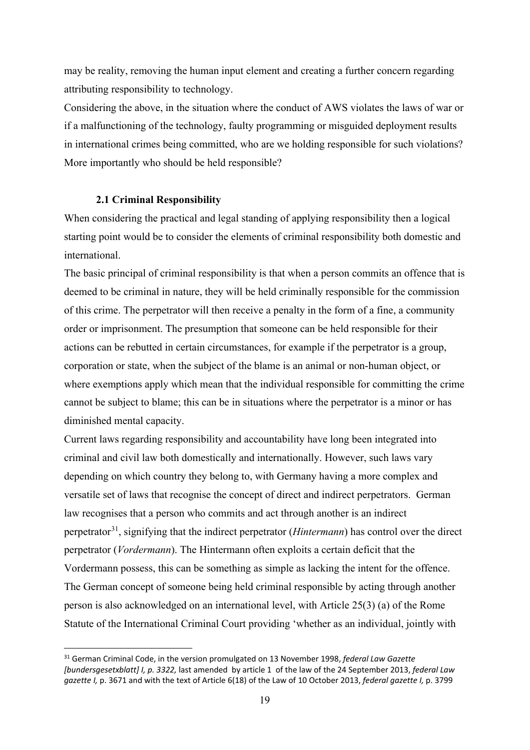may be reality, removing the human input element and creating a further concern regarding attributing responsibility to technology.

Considering the above, in the situation where the conduct of AWS violates the laws of war or if a malfunctioning of the technology, faulty programming or misguided deployment results in international crimes being committed, who are we holding responsible for such violations? More importantly who should be held responsible?

### 2.1 Criminal Responsibility

When considering the practical and legal standing of applying responsibility then a logical starting point would be to consider the elements of criminal responsibility both domestic and international.

The basic principal of criminal responsibility is that when a person commits an offence that is deemed to be criminal in nature, they will be held criminally responsible for the commission of this crime. The perpetrator will then receive a penalty in the form of a fine, a community order or imprisonment. The presumption that someone can be held responsible for their actions can be rebutted in certain circumstances, for example if the perpetrator is a group, corporation or state, when the subject of the blame is an animal or non-human object, or where exemptions apply which mean that the individual responsible for committing the crime cannot be subject to blame; this can be in situations where the perpetrator is a minor or has diminished mental capacity.

Current laws regarding responsibility and accountability have long been integrated into criminal and civil law both domestically and internationally. However, such laws vary depending on which country they belong to, with Germany having a more complex and versatile set of laws that recognise the concept of direct and indirect perpetrators. German law recognises that a person who commits and act through another is an indirect perpetrator[31], signifying that the indirect perpetrator (*Hintermann*) has control over the direct perpetrator (*Vordermann*). The Hintermann often exploits a certain deficit that the Vordermann possess, this can be something as simple as lacking the intent for the offence. The German concept of someone being held criminal responsible by acting through another person is also acknowledged on an international level, with Article 25(3) (a) of the Rome Statute of the International Criminal Court providing 'whether as an individual, jointly with

---

[31] German Criminal Code, in the version promulgated on 13 November 1998, *federal Law Gazette [bundersgesetxblatt] I, p. 3322,* last amended by article 1 of the law of the 24 September 2013, *federal Law gazette I,* p. 3671 and with the text of Article 6(18) of the Law of 10 October 2013, *federal gazette I,* p. 3799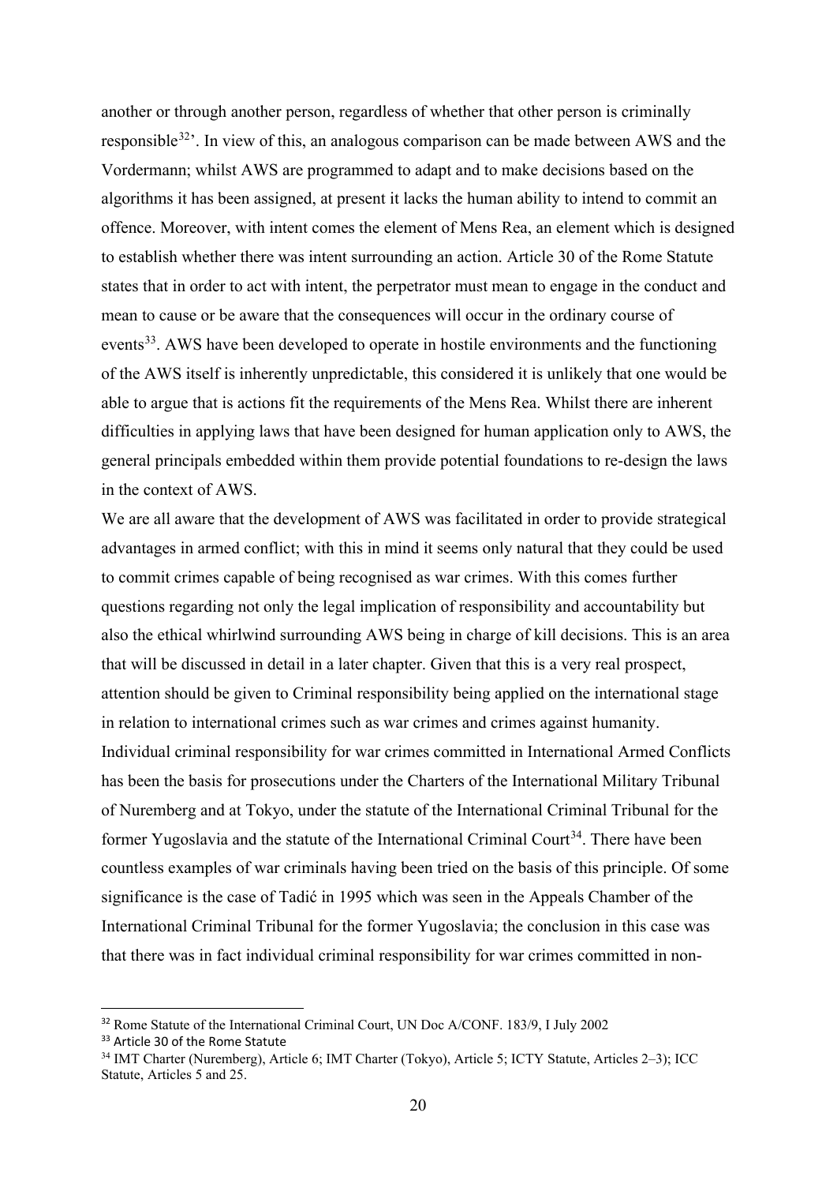another or through another person, regardless of whether that other person is criminally responsible[32]'. In view of this, an analogous comparison can be made between AWS and the Vordermann; whilst AWS are programmed to adapt and to make decisions based on the algorithms it has been assigned, at present it lacks the human ability to intend to commit an offence. Moreover, with intent comes the element of Mens Rea, an element which is designed to establish whether there was intent surrounding an action. Article 30 of the Rome Statute states that in order to act with intent, the perpetrator must mean to engage in the conduct and mean to cause or be aware that the consequences will occur in the ordinary course of events[33]. AWS have been developed to operate in hostile environments and the functioning of the AWS itself is inherently unpredictable, this considered it is unlikely that one would be able to argue that is actions fit the requirements of the Mens Rea. Whilst there are inherent difficulties in applying laws that have been designed for human application only to AWS, the general principals embedded within them provide potential foundations to re-design the laws in the context of AWS.

We are all aware that the development of AWS was facilitated in order to provide strategical advantages in armed conflict; with this in mind it seems only natural that they could be used to commit crimes capable of being recognised as war crimes. With this comes further questions regarding not only the legal implication of responsibility and accountability but also the ethical whirlwind surrounding AWS being in charge of kill decisions. This is an area that will be discussed in detail in a later chapter. Given that this is a very real prospect, attention should be given to Criminal responsibility being applied on the international stage in relation to international crimes such as war crimes and crimes against humanity.

Individual criminal responsibility for war crimes committed in International Armed Conflicts has been the basis for prosecutions under the Charters of the International Military Tribunal of Nuremberg and at Tokyo, under the statute of the International Criminal Tribunal for the former Yugoslavia and the statute of the International Criminal Court[34]. There have been countless examples of war criminals having been tried on the basis of this principle. Of some significance is the case of Tadić in 1995 which was seen in the Appeals Chamber of the International Criminal Tribunal for the former Yugoslavia; the conclusion in this case was that there was in fact individual criminal responsibility for war crimes committed in non-

---

[32] Rome Statute of the International Criminal Court, UN Doc A/CONF. 183/9, I July 2002

[33] Article 30 of the Rome Statute

[34] IMT Charter (Nuremberg), Article 6; IMT Charter (Tokyo), Article 5; ICTY Statute, Articles 2–3); ICC Statute, Articles 5 and 25.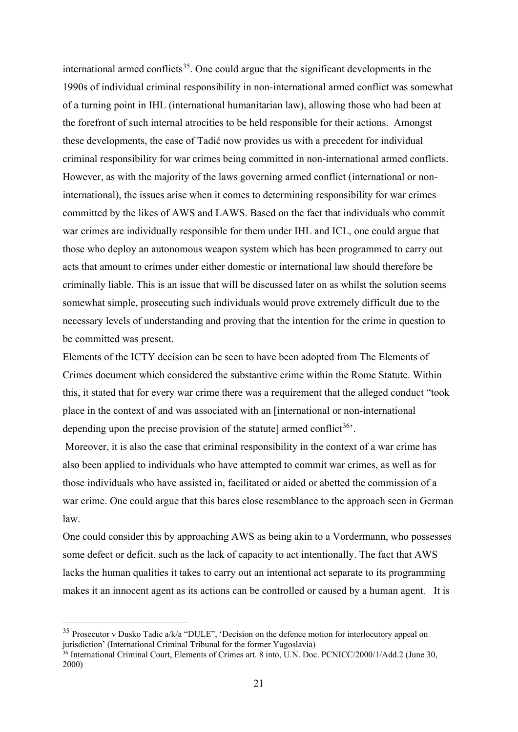international armed conflicts[35]. One could argue that the significant developments in the 1990s of individual criminal responsibility in non-international armed conflict was somewhat of a turning point in IHL (international humanitarian law), allowing those who had been at the forefront of such internal atrocities to be held responsible for their actions. Amongst these developments, the case of Tadić now provides us with a precedent for individual criminal responsibility for war crimes being committed in non-international armed conflicts. However, as with the majority of the laws governing armed conflict (international or non-international), the issues arise when it comes to determining responsibility for war crimes committed by the likes of AWS and LAWS. Based on the fact that individuals who commit war crimes are individually responsible for them under IHL and ICL, one could argue that those who deploy an autonomous weapon system which has been programmed to carry out acts that amount to crimes under either domestic or international law should therefore be criminally liable. This is an issue that will be discussed later on as whilst the solution seems somewhat simple, prosecuting such individuals would prove extremely difficult due to the necessary levels of understanding and proving that the intention for the crime in question to be committed was present.

Elements of the ICTY decision can be seen to have been adopted from The Elements of Crimes document which considered the substantive crime within the Rome Statute. Within this, it stated that for every war crime there was a requirement that the alleged conduct "took place in the context of and was associated with an [international or non-international depending upon the precise provision of the statute] armed conflict[36]'.

Moreover, it is also the case that criminal responsibility in the context of a war crime has also been applied to individuals who have attempted to commit war crimes, as well as for those individuals who have assisted in, facilitated or aided or abetted the commission of a war crime. One could argue that this bares close resemblance to the approach seen in German law.

One could consider this by approaching AWS as being akin to a Vordermann, who possesses some defect or deficit, such as the lack of capacity to act intentionally. The fact that AWS lacks the human qualities it takes to carry out an intentional act separate to its programming makes it an innocent agent as its actions can be controlled or caused by a human agent. It is

---

[35] Prosecutor v Dusko Tadic a/k/a "DULE", 'Decision on the defence motion for interlocutory appeal on jurisdiction' (International Criminal Tribunal for the former Yugoslavia)

[36] International Criminal Court, Elements of Crimes art. 8 into, U.N. Doc. PCNICC/2000/1/Add.2 (June 30, 2000)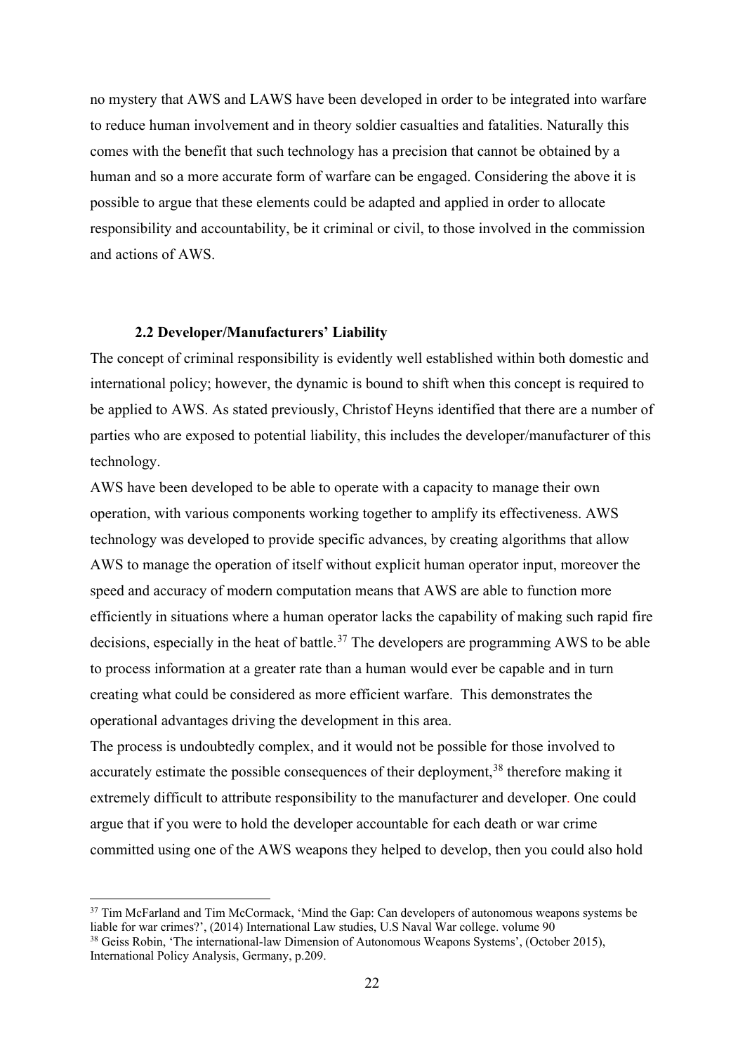no mystery that AWS and LAWS have been developed in order to be integrated into warfare to reduce human involvement and in theory soldier casualties and fatalities. Naturally this comes with the benefit that such technology has a precision that cannot be obtained by a human and so a more accurate form of warfare can be engaged. Considering the above it is possible to argue that these elements could be adapted and applied in order to allocate responsibility and accountability, be it criminal or civil, to those involved in the commission and actions of AWS.

### 2.2 Developer/Manufacturers' Liability

The concept of criminal responsibility is evidently well established within both domestic and international policy; however, the dynamic is bound to shift when this concept is required to be applied to AWS. As stated previously, Christof Heyns identified that there are a number of parties who are exposed to potential liability, this includes the developer/manufacturer of this technology.

AWS have been developed to be able to operate with a capacity to manage their own operation, with various components working together to amplify its effectiveness. AWS technology was developed to provide specific advances, by creating algorithms that allow AWS to manage the operation of itself without explicit human operator input, moreover the speed and accuracy of modern computation means that AWS are able to function more efficiently in situations where a human operator lacks the capability of making such rapid fire decisions, especially in the heat of battle.[37] The developers are programming AWS to be able to process information at a greater rate than a human would ever be capable and in turn creating what could be considered as more efficient warfare. This demonstrates the operational advantages driving the development in this area.

The process is undoubtedly complex, and it would not be possible for those involved to accurately estimate the possible consequences of their deployment,[38] therefore making it extremely difficult to attribute responsibility to the manufacturer and developer. One could argue that if you were to hold the developer accountable for each death or war crime committed using one of the AWS weapons they helped to develop, then you could also hold

---

[37] Tim McFarland and Tim McCormack, 'Mind the Gap: Can developers of autonomous weapons systems be liable for war crimes?', (2014) International Law studies, U.S Naval War college. volume 90

[38] Geiss Robin, 'The international-law Dimension of Autonomous Weapons Systems', (October 2015), International Policy Analysis, Germany, p.209.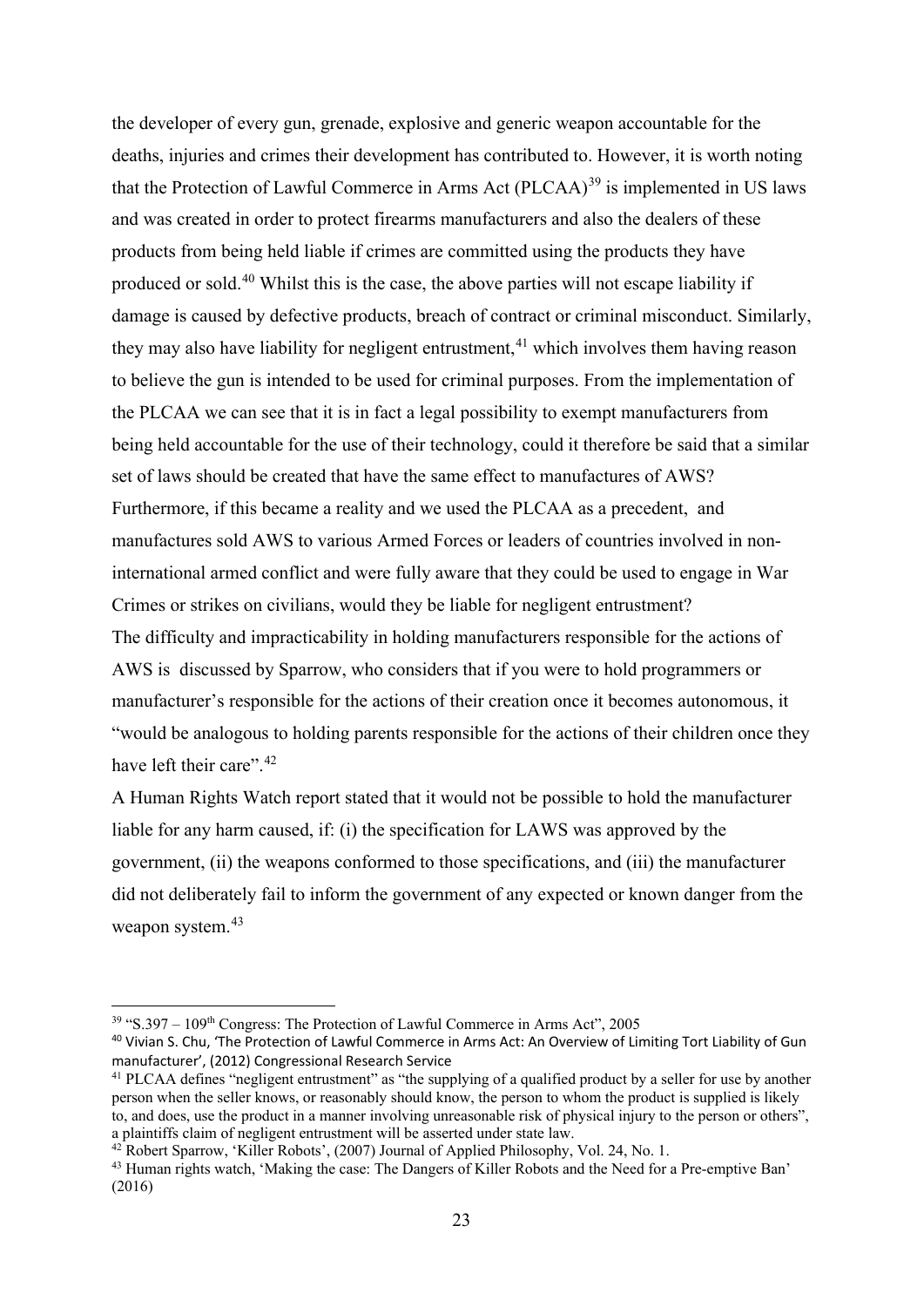the developer of every gun, grenade, explosive and generic weapon accountable for the deaths, injuries and crimes their development has contributed to. However, it is worth noting that the Protection of Lawful Commerce in Arms Act (PLCAA)[39] is implemented in US laws and was created in order to protect firearms manufacturers and also the dealers of these products from being held liable if crimes are committed using the products they have produced or sold.[40] Whilst this is the case, the above parties will not escape liability if damage is caused by defective products, breach of contract or criminal misconduct. Similarly, they may also have liability for negligent entrustment,[41] which involves them having reason to believe the gun is intended to be used for criminal purposes. From the implementation of the PLCAA we can see that it is in fact a legal possibility to exempt manufacturers from being held accountable for the use of their technology, could it therefore be said that a similar set of laws should be created that have the same effect to manufactures of AWS? Furthermore, if this became a reality and we used the PLCAA as a precedent, and manufactures sold AWS to various Armed Forces or leaders of countries involved in non-international armed conflict and were fully aware that they could be used to engage in War Crimes or strikes on civilians, would they be liable for negligent entrustment?

The difficulty and impracticability in holding manufacturers responsible for the actions of AWS is discussed by Sparrow, who considers that if you were to hold programmers or manufacturer's responsible for the actions of their creation once it becomes autonomous, it "would be analogous to holding parents responsible for the actions of their children once they have left their care".[42]

A Human Rights Watch report stated that it would not be possible to hold the manufacturer liable for any harm caused, if: (i) the specification for LAWS was approved by the government, (ii) the weapons conformed to those specifications, and (iii) the manufacturer did not deliberately fail to inform the government of any expected or known danger from the weapon system.[43]

---

[39] "S.397 – 109th Congress: The Protection of Lawful Commerce in Arms Act", 2005

[40] Vivian S. Chu, 'The Protection of Lawful Commerce in Arms Act: An Overview of Limiting Tort Liability of Gun manufacturer', (2012) Congressional Research Service

[41] PLCAA defines "negligent entrustment" as "the supplying of a qualified product by a seller for use by another person when the seller knows, or reasonably should know, the person to whom the product is supplied is likely to, and does, use the product in a manner involving unreasonable risk of physical injury to the person or others", a plaintiffs claim of negligent entrustment will be asserted under state law.

[42] Robert Sparrow, 'Killer Robots', (2007) Journal of Applied Philosophy, Vol. 24, No. 1.

[43] Human rights watch, 'Making the case: The Dangers of Killer Robots and the Need for a Pre-emptive Ban' (2016)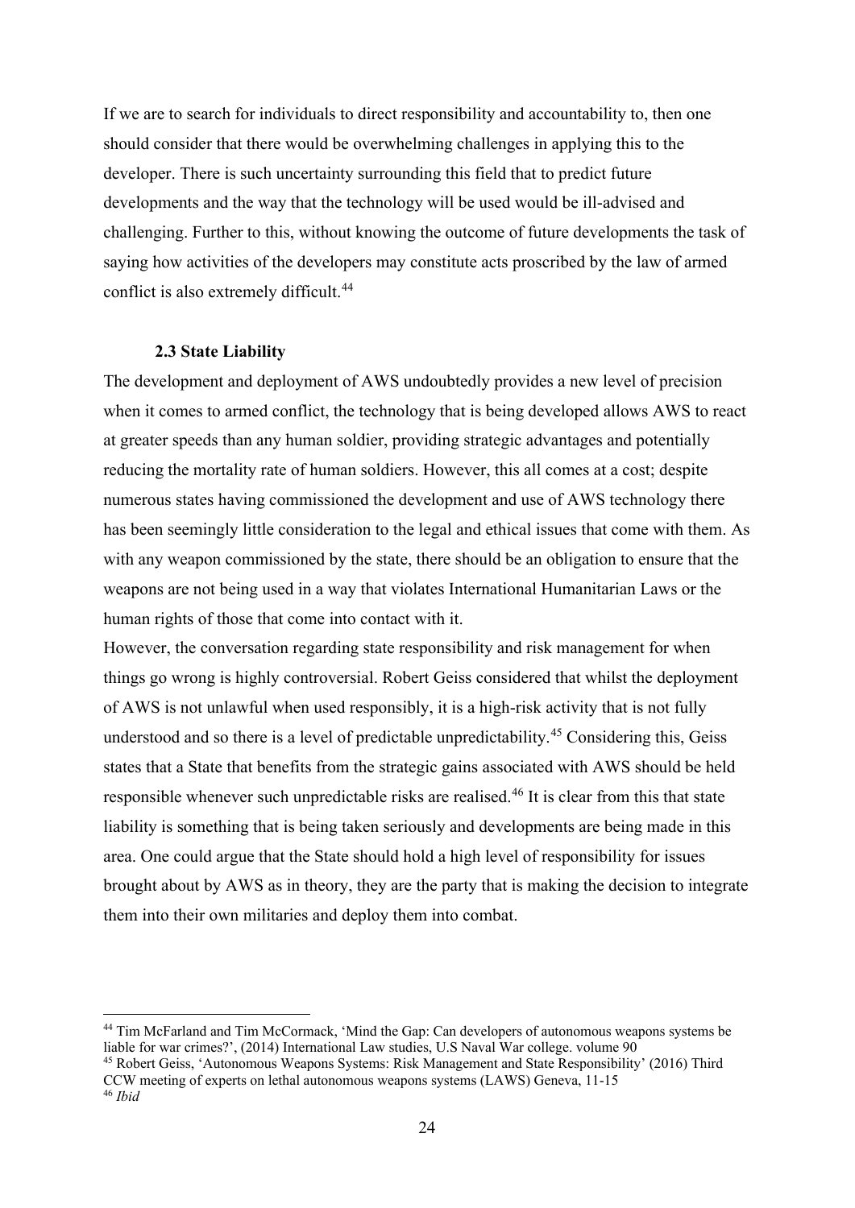If we are to search for individuals to direct responsibility and accountability to, then one should consider that there would be overwhelming challenges in applying this to the developer. There is such uncertainty surrounding this field that to predict future developments and the way that the technology will be used would be ill-advised and challenging. Further to this, without knowing the outcome of future developments the task of saying how activities of the developers may constitute acts proscribed by the law of armed conflict is also extremely difficult.[44]

### 2.3 State Liability

The development and deployment of AWS undoubtedly provides a new level of precision when it comes to armed conflict, the technology that is being developed allows AWS to react at greater speeds than any human soldier, providing strategic advantages and potentially reducing the mortality rate of human soldiers. However, this all comes at a cost; despite numerous states having commissioned the development and use of AWS technology there has been seemingly little consideration to the legal and ethical issues that come with them. As with any weapon commissioned by the state, there should be an obligation to ensure that the weapons are not being used in a way that violates International Humanitarian Laws or the human rights of those that come into contact with it.

However, the conversation regarding state responsibility and risk management for when things go wrong is highly controversial. Robert Geiss considered that whilst the deployment of AWS is not unlawful when used responsibly, it is a high-risk activity that is not fully understood and so there is a level of predictable unpredictability.[45] Considering this, Geiss states that a State that benefits from the strategic gains associated with AWS should be held responsible whenever such unpredictable risks are realised.[46] It is clear from this that state liability is something that is being taken seriously and developments are being made in this area. One could argue that the State should hold a high level of responsibility for issues brought about by AWS as in theory, they are the party that is making the decision to integrate them into their own militaries and deploy them into combat.

---

[44] Tim McFarland and Tim McCormack, 'Mind the Gap: Can developers of autonomous weapons systems be liable for war crimes?', (2014) International Law studies, U.S Naval War college. volume 90

[45] Robert Geiss, 'Autonomous Weapons Systems: Risk Management and State Responsibility' (2016) Third CCW meeting of experts on lethal autonomous weapons systems (LAWS) Geneva, 11-15

[46] *Ibid*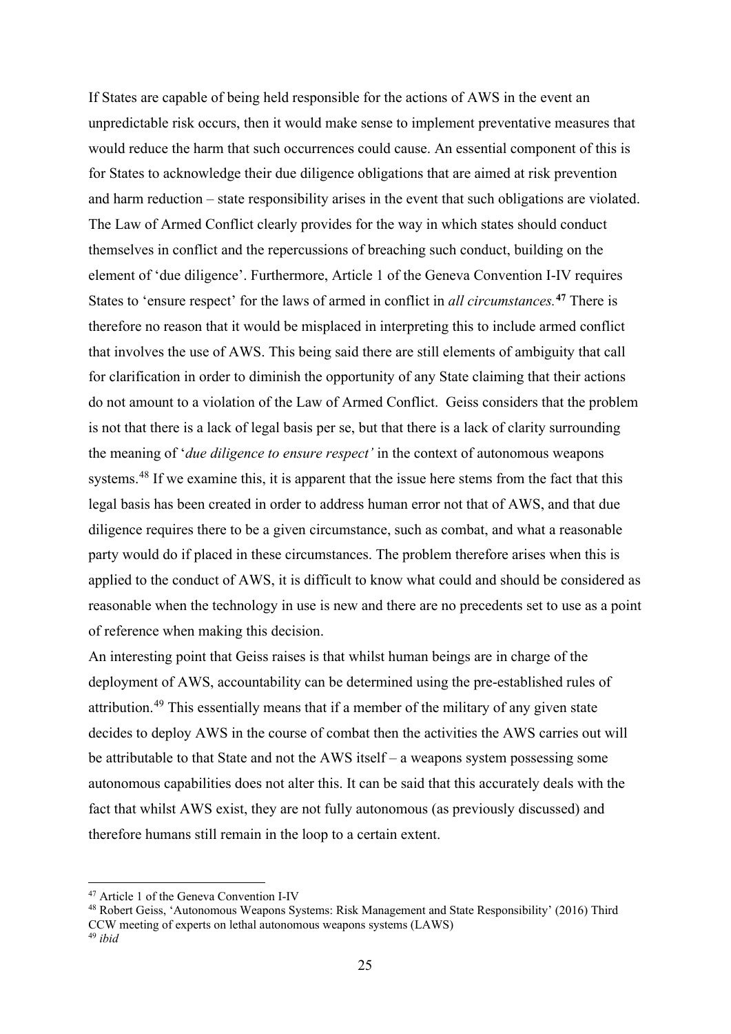If States are capable of being held responsible for the actions of AWS in the event an unpredictable risk occurs, then it would make sense to implement preventative measures that would reduce the harm that such occurrences could cause. An essential component of this is for States to acknowledge their due diligence obligations that are aimed at risk prevention and harm reduction – state responsibility arises in the event that such obligations are violated. The Law of Armed Conflict clearly provides for the way in which states should conduct themselves in conflict and the repercussions of breaching such conduct, building on the element of 'due diligence'. Furthermore, Article 1 of the Geneva Convention I-IV requires States to 'ensure respect' for the laws of armed in conflict in *all circumstances.*[47] There is therefore no reason that it would be misplaced in interpreting this to include armed conflict that involves the use of AWS. This being said there are still elements of ambiguity that call for clarification in order to diminish the opportunity of any State claiming that their actions do not amount to a violation of the Law of Armed Conflict. Geiss considers that the problem is not that there is a lack of legal basis per se, but that there is a lack of clarity surrounding the meaning of '*due diligence to ensure respect'* in the context of autonomous weapons systems.[48] If we examine this, it is apparent that the issue here stems from the fact that this legal basis has been created in order to address human error not that of AWS, and that due diligence requires there to be a given circumstance, such as combat, and what a reasonable party would do if placed in these circumstances. The problem therefore arises when this is applied to the conduct of AWS, it is difficult to know what could and should be considered as reasonable when the technology in use is new and there are no precedents set to use as a point of reference when making this decision.

An interesting point that Geiss raises is that whilst human beings are in charge of the deployment of AWS, accountability can be determined using the pre-established rules of attribution.[49] This essentially means that if a member of the military of any given state decides to deploy AWS in the course of combat then the activities the AWS carries out will be attributable to that State and not the AWS itself – a weapons system possessing some autonomous capabilities does not alter this. It can be said that this accurately deals with the fact that whilst AWS exist, they are not fully autonomous (as previously discussed) and therefore humans still remain in the loop to a certain extent.

---

[47] Article 1 of the Geneva Convention I-IV

[48] Robert Geiss, 'Autonomous Weapons Systems: Risk Management and State Responsibility' (2016) Third CCW meeting of experts on lethal autonomous weapons systems (LAWS)

[49] *ibid*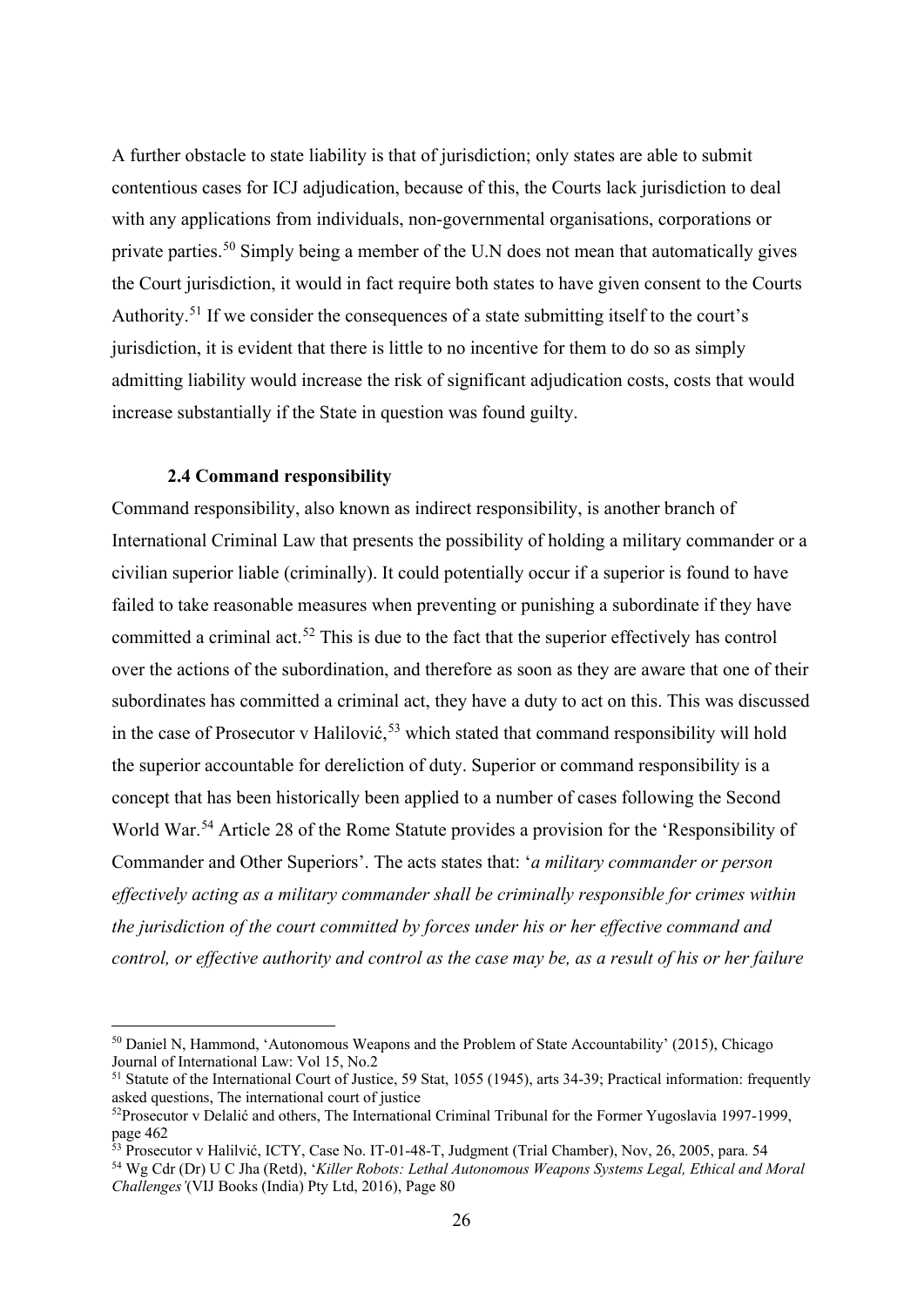A further obstacle to state liability is that of jurisdiction; only states are able to submit contentious cases for ICJ adjudication, because of this, the Courts lack jurisdiction to deal with any applications from individuals, non-governmental organisations, corporations or private parties.[50] Simply being a member of the U.N does not mean that automatically gives the Court jurisdiction, it would in fact require both states to have given consent to the Courts Authority.[51] If we consider the consequences of a state submitting itself to the court's jurisdiction, it is evident that there is little to no incentive for them to do so as simply admitting liability would increase the risk of significant adjudication costs, costs that would increase substantially if the State in question was found guilty.

### 2.4 Command responsibility

Command responsibility, also known as indirect responsibility, is another branch of International Criminal Law that presents the possibility of holding a military commander or a civilian superior liable (criminally). It could potentially occur if a superior is found to have failed to take reasonable measures when preventing or punishing a subordinate if they have committed a criminal act.[52] This is due to the fact that the superior effectively has control over the actions of the subordination, and therefore as soon as they are aware that one of their subordinates has committed a criminal act, they have a duty to act on this. This was discussed in the case of Prosecutor v Halilović,[53] which stated that command responsibility will hold the superior accountable for dereliction of duty. Superior or command responsibility is a concept that has been historically been applied to a number of cases following the Second World War.[54] Article 28 of the Rome Statute provides a provision for the 'Responsibility of Commander and Other Superiors'. The acts states that: '*a military commander or person effectively acting as a military commander shall be criminally responsible for crimes within the jurisdiction of the court committed by forces under his or her effective command and control, or effective authority and control as the case may be, as a result of his or her failure*

---

[50] Daniel N, Hammond, 'Autonomous Weapons and the Problem of State Accountability' (2015), Chicago Journal of International Law: Vol 15, No.2

[51] Statute of the International Court of Justice, 59 Stat, 1055 (1945), arts 34-39; Practical information: frequently asked questions, The international court of justice

[52] Prosecutor v Delalić and others, The International Criminal Tribunal for the Former Yugoslavia 1997-1999, page 462

[53] Prosecutor v Halilvić, ICTY, Case No. IT-01-48-T, Judgment (Trial Chamber), Nov, 26, 2005, para. 54

[54] Wg Cdr (Dr) U C Jha (Retd), '*Killer Robots: Lethal Autonomous Weapons Systems Legal, Ethical and Moral Challenges'*(VIJ Books (India) Pty Ltd, 2016), Page 80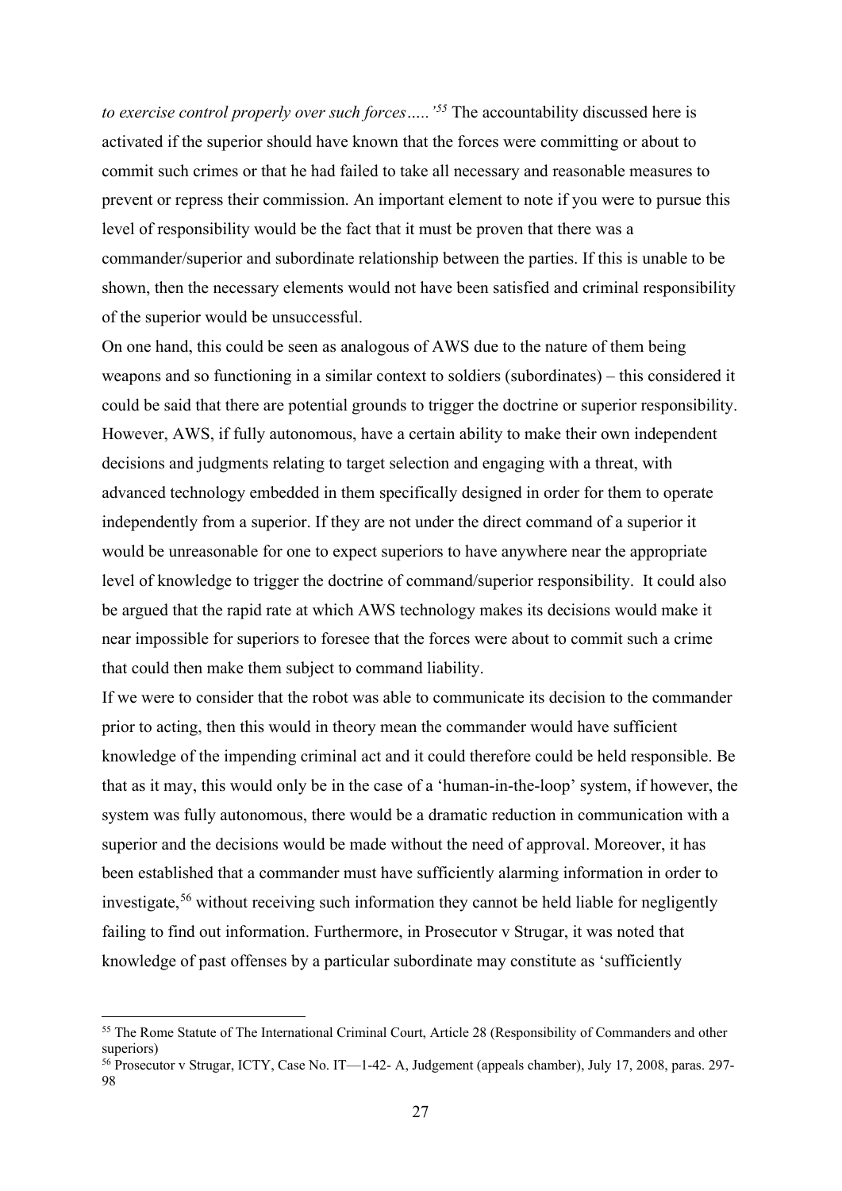*to exercise control properly over such forces…..'*[55] The accountability discussed here is activated if the superior should have known that the forces were committing or about to commit such crimes or that he had failed to take all necessary and reasonable measures to prevent or repress their commission. An important element to note if you were to pursue this level of responsibility would be the fact that it must be proven that there was a commander/superior and subordinate relationship between the parties. If this is unable to be shown, then the necessary elements would not have been satisfied and criminal responsibility of the superior would be unsuccessful.

On one hand, this could be seen as analogous of AWS due to the nature of them being weapons and so functioning in a similar context to soldiers (subordinates) – this considered it could be said that there are potential grounds to trigger the doctrine or superior responsibility. However, AWS, if fully autonomous, have a certain ability to make their own independent decisions and judgments relating to target selection and engaging with a threat, with advanced technology embedded in them specifically designed in order for them to operate independently from a superior. If they are not under the direct command of a superior it would be unreasonable for one to expect superiors to have anywhere near the appropriate level of knowledge to trigger the doctrine of command/superior responsibility. It could also be argued that the rapid rate at which AWS technology makes its decisions would make it near impossible for superiors to foresee that the forces were about to commit such a crime that could then make them subject to command liability.

If we were to consider that the robot was able to communicate its decision to the commander prior to acting, then this would in theory mean the commander would have sufficient knowledge of the impending criminal act and it could therefore could be held responsible. Be that as it may, this would only be in the case of a 'human-in-the-loop' system, if however, the system was fully autonomous, there would be a dramatic reduction in communication with a superior and the decisions would be made without the need of approval. Moreover, it has been established that a commander must have sufficiently alarming information in order to investigate,[56] without receiving such information they cannot be held liable for negligently failing to find out information. Furthermore, in Prosecutor v Strugar, it was noted that knowledge of past offenses by a particular subordinate may constitute as 'sufficiently

---

[55] The Rome Statute of The International Criminal Court, Article 28 (Responsibility of Commanders and other superiors)

[56] Prosecutor v Strugar, ICTY, Case No. IT—1-42- A, Judgement (appeals chamber), July 17, 2008, paras. 297-98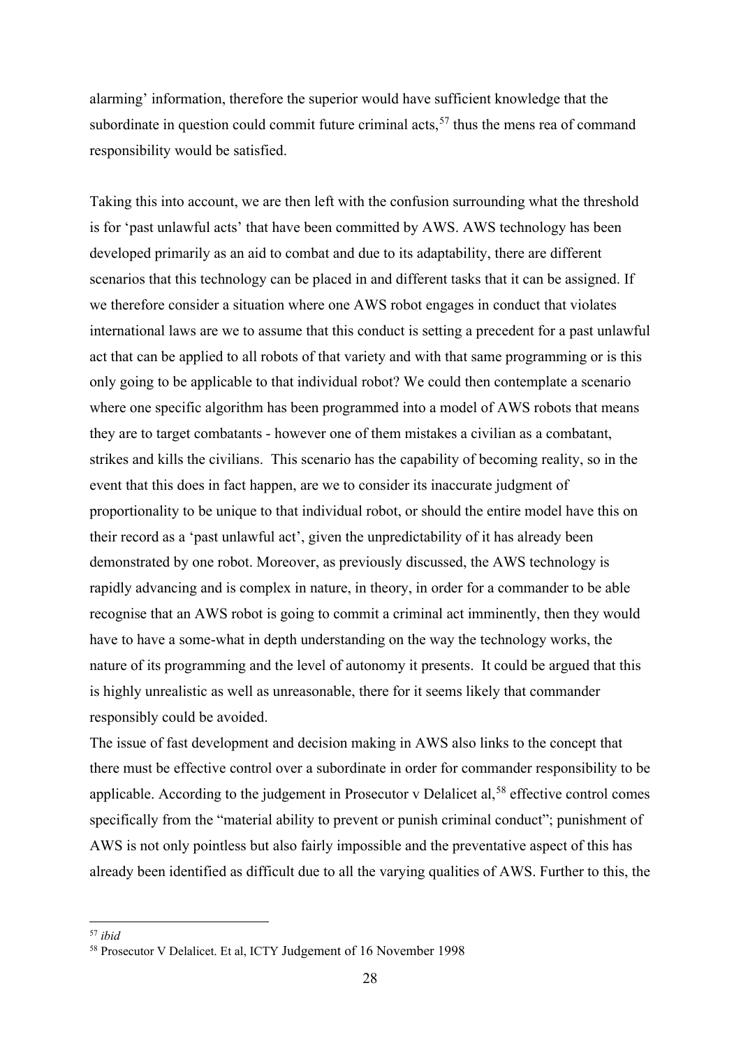alarming' information, therefore the superior would have sufficient knowledge that the subordinate in question could commit future criminal acts,[57] thus the mens rea of command responsibility would be satisfied.

Taking this into account, we are then left with the confusion surrounding what the threshold is for 'past unlawful acts' that have been committed by AWS. AWS technology has been developed primarily as an aid to combat and due to its adaptability, there are different scenarios that this technology can be placed in and different tasks that it can be assigned. If we therefore consider a situation where one AWS robot engages in conduct that violates international laws are we to assume that this conduct is setting a precedent for a past unlawful act that can be applied to all robots of that variety and with that same programming or is this only going to be applicable to that individual robot? We could then contemplate a scenario where one specific algorithm has been programmed into a model of AWS robots that means they are to target combatants - however one of them mistakes a civilian as a combatant, strikes and kills the civilians. This scenario has the capability of becoming reality, so in the event that this does in fact happen, are we to consider its inaccurate judgment of proportionality to be unique to that individual robot, or should the entire model have this on their record as a 'past unlawful act', given the unpredictability of it has already been demonstrated by one robot. Moreover, as previously discussed, the AWS technology is rapidly advancing and is complex in nature, in theory, in order for a commander to be able recognise that an AWS robot is going to commit a criminal act imminently, then they would have to have a some-what in depth understanding on the way the technology works, the nature of its programming and the level of autonomy it presents. It could be argued that this is highly unrealistic as well as unreasonable, there for it seems likely that commander responsibly could be avoided.

The issue of fast development and decision making in AWS also links to the concept that there must be effective control over a subordinate in order for commander responsibility to be applicable. According to the judgement in Prosecutor v Delalicet al,[58] effective control comes specifically from the "material ability to prevent or punish criminal conduct"; punishment of AWS is not only pointless but also fairly impossible and the preventative aspect of this has already been identified as difficult due to all the varying qualities of AWS. Further to this, the

---

[57] *ibid*

[58] Prosecutor V Delalicet. Et al, ICTY Judgement of 16 November 1998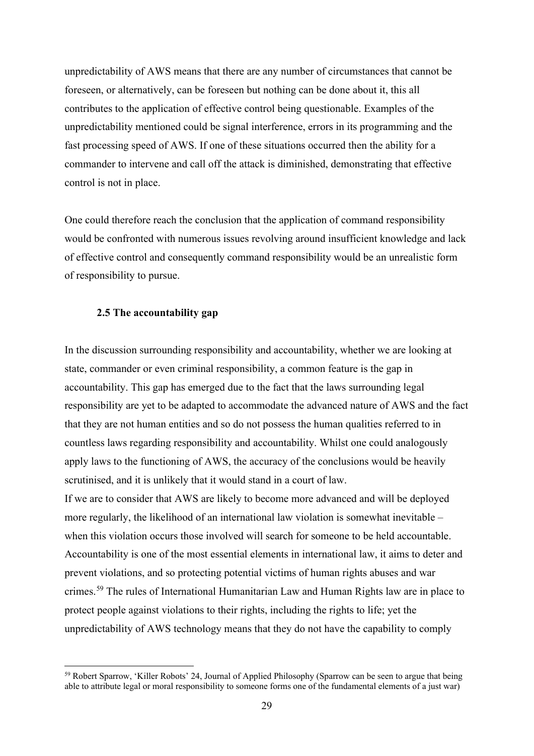unpredictability of AWS means that there are any number of circumstances that cannot be foreseen, or alternatively, can be foreseen but nothing can be done about it, this all contributes to the application of effective control being questionable. Examples of the unpredictability mentioned could be signal interference, errors in its programming and the fast processing speed of AWS. If one of these situations occurred then the ability for a commander to intervene and call off the attack is diminished, demonstrating that effective control is not in place.

One could therefore reach the conclusion that the application of command responsibility would be confronted with numerous issues revolving around insufficient knowledge and lack of effective control and consequently command responsibility would be an unrealistic form of responsibility to pursue.

### 2.5 The accountability gap

In the discussion surrounding responsibility and accountability, whether we are looking at state, commander or even criminal responsibility, a common feature is the gap in accountability. This gap has emerged due to the fact that the laws surrounding legal responsibility are yet to be adapted to accommodate the advanced nature of AWS and the fact that they are not human entities and so do not possess the human qualities referred to in countless laws regarding responsibility and accountability. Whilst one could analogously apply laws to the functioning of AWS, the accuracy of the conclusions would be heavily scrutinised, and it is unlikely that it would stand in a court of law.

If we are to consider that AWS are likely to become more advanced and will be deployed more regularly, the likelihood of an international law violation is somewhat inevitable – when this violation occurs those involved will search for someone to be held accountable. Accountability is one of the most essential elements in international law, it aims to deter and prevent violations, and so protecting potential victims of human rights abuses and war crimes.[59] The rules of International Humanitarian Law and Human Rights law are in place to protect people against violations to their rights, including the rights to life; yet the unpredictability of AWS technology means that they do not have the capability to comply

[59] Robert Sparrow, 'Killer Robots' 24, Journal of Applied Philosophy (Sparrow can be seen to argue that being able to attribute legal or moral responsibility to someone forms one of the fundamental elements of a just war)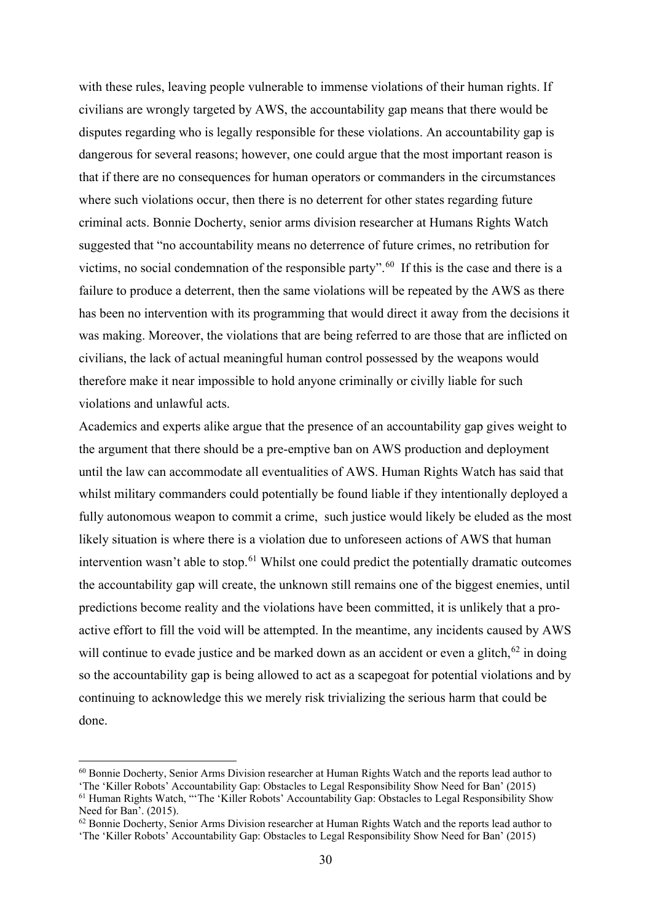with these rules, leaving people vulnerable to immense violations of their human rights. If civilians are wrongly targeted by AWS, the accountability gap means that there would be disputes regarding who is legally responsible for these violations. An accountability gap is dangerous for several reasons; however, one could argue that the most important reason is that if there are no consequences for human operators or commanders in the circumstances where such violations occur, then there is no deterrent for other states regarding future criminal acts. Bonnie Docherty, senior arms division researcher at Humans Rights Watch suggested that "no accountability means no deterrence of future crimes, no retribution for victims, no social condemnation of the responsible party".[60] If this is the case and there is a failure to produce a deterrent, then the same violations will be repeated by the AWS as there has been no intervention with its programming that would direct it away from the decisions it was making. Moreover, the violations that are being referred to are those that are inflicted on civilians, the lack of actual meaningful human control possessed by the weapons would therefore make it near impossible to hold anyone criminally or civilly liable for such violations and unlawful acts.

Academics and experts alike argue that the presence of an accountability gap gives weight to the argument that there should be a pre-emptive ban on AWS production and deployment until the law can accommodate all eventualities of AWS. Human Rights Watch has said that whilst military commanders could potentially be found liable if they intentionally deployed a fully autonomous weapon to commit a crime, such justice would likely be eluded as the most likely situation is where there is a violation due to unforeseen actions of AWS that human intervention wasn't able to stop.[61] Whilst one could predict the potentially dramatic outcomes the accountability gap will create, the unknown still remains one of the biggest enemies, until predictions become reality and the violations have been committed, it is unlikely that a pro-active effort to fill the void will be attempted. In the meantime, any incidents caused by AWS will continue to evade justice and be marked down as an accident or even a glitch,[62] in doing so the accountability gap is being allowed to act as a scapegoat for potential violations and by continuing to acknowledge this we merely risk trivializing the serious harm that could be done.

---

[60] Bonnie Docherty, Senior Arms Division researcher at Human Rights Watch and the reports lead author to 'The 'Killer Robots' Accountability Gap: Obstacles to Legal Responsibility Show Need for Ban' (2015)

[61] Human Rights Watch, "'The 'Killer Robots' Accountability Gap: Obstacles to Legal Responsibility Show Need for Ban'. (2015).

[62] Bonnie Docherty, Senior Arms Division researcher at Human Rights Watch and the reports lead author to 'The 'Killer Robots' Accountability Gap: Obstacles to Legal Responsibility Show Need for Ban' (2015)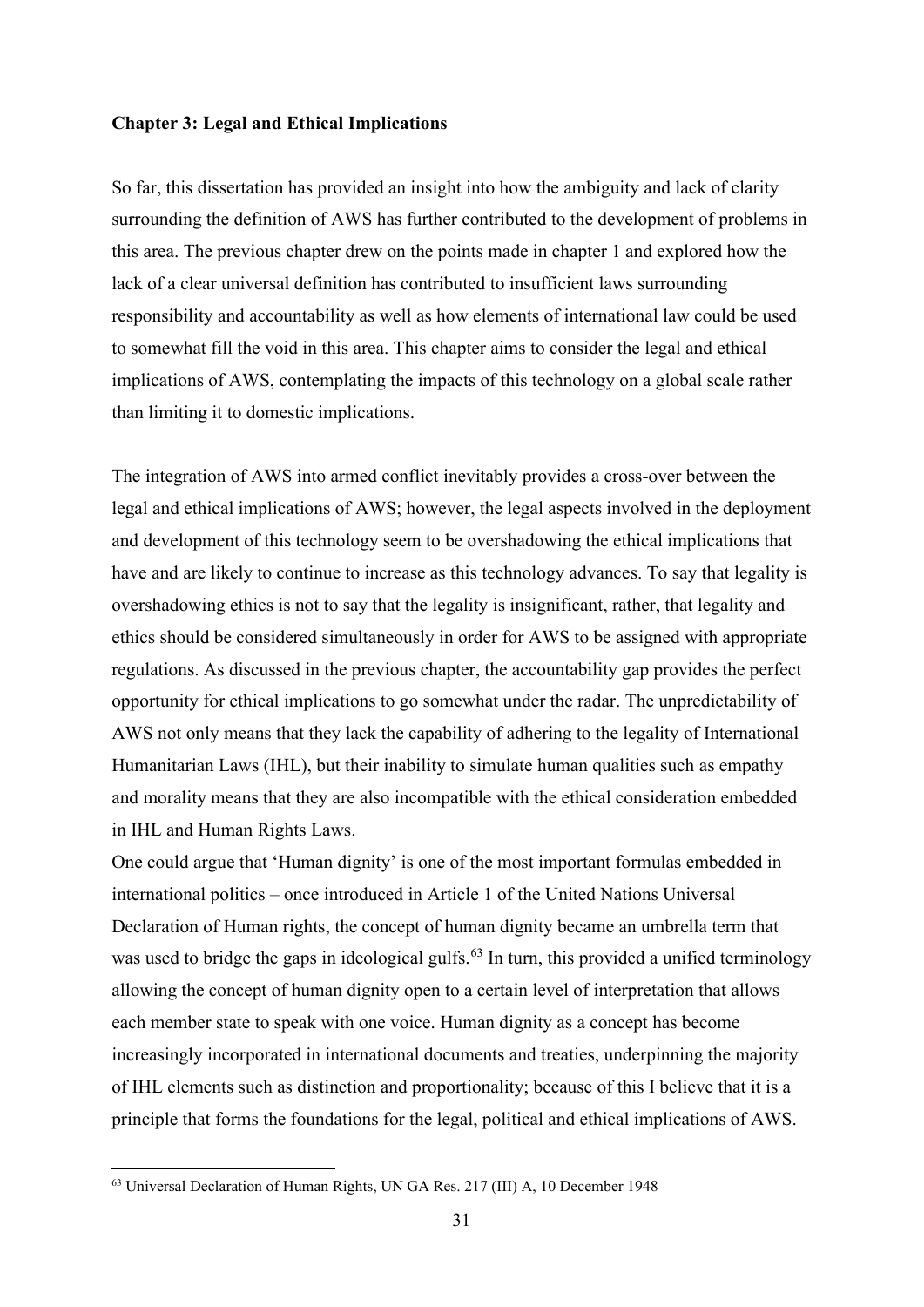**Chapter 3: Legal and Ethical Implications**

So far, this dissertation has provided an insight into how the ambiguity and lack of clarity surrounding the definition of AWS has further contributed to the development of problems in this area. The previous chapter drew on the points made in chapter 1 and explored how the lack of a clear universal definition has contributed to insufficient laws surrounding responsibility and accountability as well as how elements of international law could be used to somewhat fill the void in this area. This chapter aims to consider the legal and ethical implications of AWS, contemplating the impacts of this technology on a global scale rather than limiting it to domestic implications.

The integration of AWS into armed conflict inevitably provides a cross-over between the legal and ethical implications of AWS; however, the legal aspects involved in the deployment and development of this technology seem to be overshadowing the ethical implications that have and are likely to continue to increase as this technology advances. To say that legality is overshadowing ethics is not to say that the legality is insignificant, rather, that legality and ethics should be considered simultaneously in order for AWS to be assigned with appropriate regulations. As discussed in the previous chapter, the accountability gap provides the perfect opportunity for ethical implications to go somewhat under the radar. The unpredictability of AWS not only means that they lack the capability of adhering to the legality of International Humanitarian Laws (IHL), but their inability to simulate human qualities such as empathy and morality means that they are also incompatible with the ethical consideration embedded in IHL and Human Rights Laws.

One could argue that 'Human dignity' is one of the most important formulas embedded in international politics – once introduced in Article 1 of the United Nations Universal Declaration of Human rights, the concept of human dignity became an umbrella term that was used to bridge the gaps in ideological gulfs.[63] In turn, this provided a unified terminology allowing the concept of human dignity open to a certain level of interpretation that allows each member state to speak with one voice. Human dignity as a concept has become increasingly incorporated in international documents and treaties, underpinning the majority of IHL elements such as distinction and proportionality; because of this I believe that it is a principle that forms the foundations for the legal, political and ethical implications of AWS.

---

[63] Universal Declaration of Human Rights, UN GA Res. 217 (III) A, 10 December 1948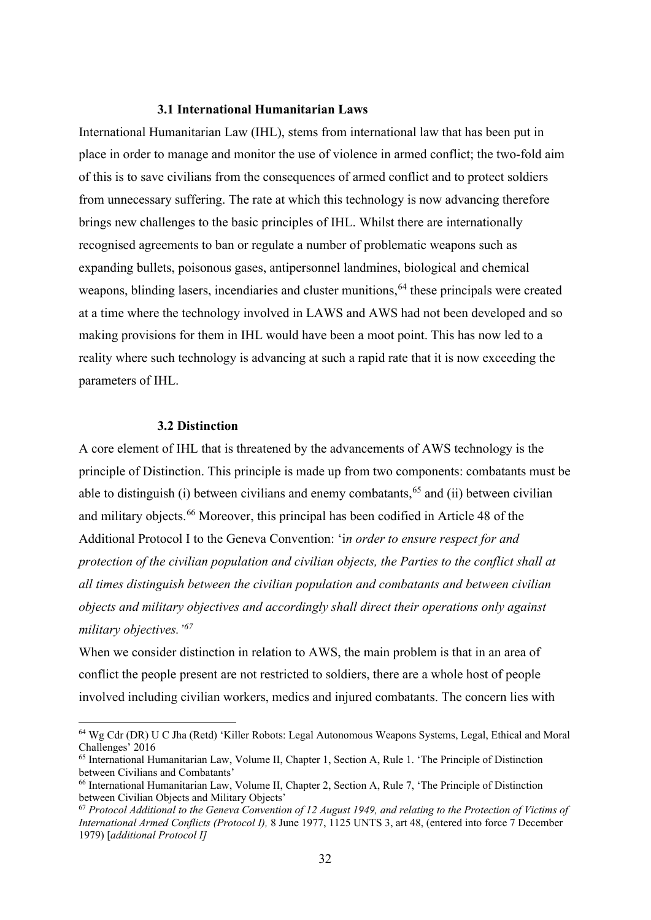### 3.1 International Humanitarian Laws

International Humanitarian Law (IHL), stems from international law that has been put in place in order to manage and monitor the use of violence in armed conflict; the two-fold aim of this is to save civilians from the consequences of armed conflict and to protect soldiers from unnecessary suffering. The rate at which this technology is now advancing therefore brings new challenges to the basic principles of IHL. Whilst there are internationally recognised agreements to ban or regulate a number of problematic weapons such as expanding bullets, poisonous gases, antipersonnel landmines, biological and chemical weapons, blinding lasers, incendiaries and cluster munitions,[64] these principals were created at a time where the technology involved in LAWS and AWS had not been developed and so making provisions for them in IHL would have been a moot point. This has now led to a reality where such technology is advancing at such a rapid rate that it is now exceeding the parameters of IHL.

### 3.2 Distinction

A core element of IHL that is threatened by the advancements of AWS technology is the principle of Distinction. This principle is made up from two components: combatants must be able to distinguish (i) between civilians and enemy combatants,[65] and (ii) between civilian and military objects.[66] Moreover, this principal has been codified in Article 48 of the Additional Protocol I to the Geneva Convention: 'i*n order to ensure respect for and protection of the civilian population and civilian objects, the Parties to the conflict shall at all times distinguish between the civilian population and combatants and between civilian objects and military objectives and accordingly shall direct their operations only against military objectives.'*[67]

When we consider distinction in relation to AWS, the main problem is that in an area of conflict the people present are not restricted to soldiers, there are a whole host of people involved including civilian workers, medics and injured combatants. The concern lies with

---

[64] Wg Cdr (DR) U C Jha (Retd) 'Killer Robots: Legal Autonomous Weapons Systems, Legal, Ethical and Moral Challenges' 2016

[65] International Humanitarian Law, Volume II, Chapter 1, Section A, Rule 1. 'The Principle of Distinction between Civilians and Combatants'

[66] International Humanitarian Law, Volume II, Chapter 2, Section A, Rule 7, 'The Principle of Distinction between Civilian Objects and Military Objects'

[67] *Protocol Additional to the Geneva Convention of 12 August 1949, and relating to the Protection of Victims of International Armed Conflicts (Protocol I),* 8 June 1977, 1125 UNTS 3, art 48, (entered into force 7 December 1979) [*additional Protocol I]*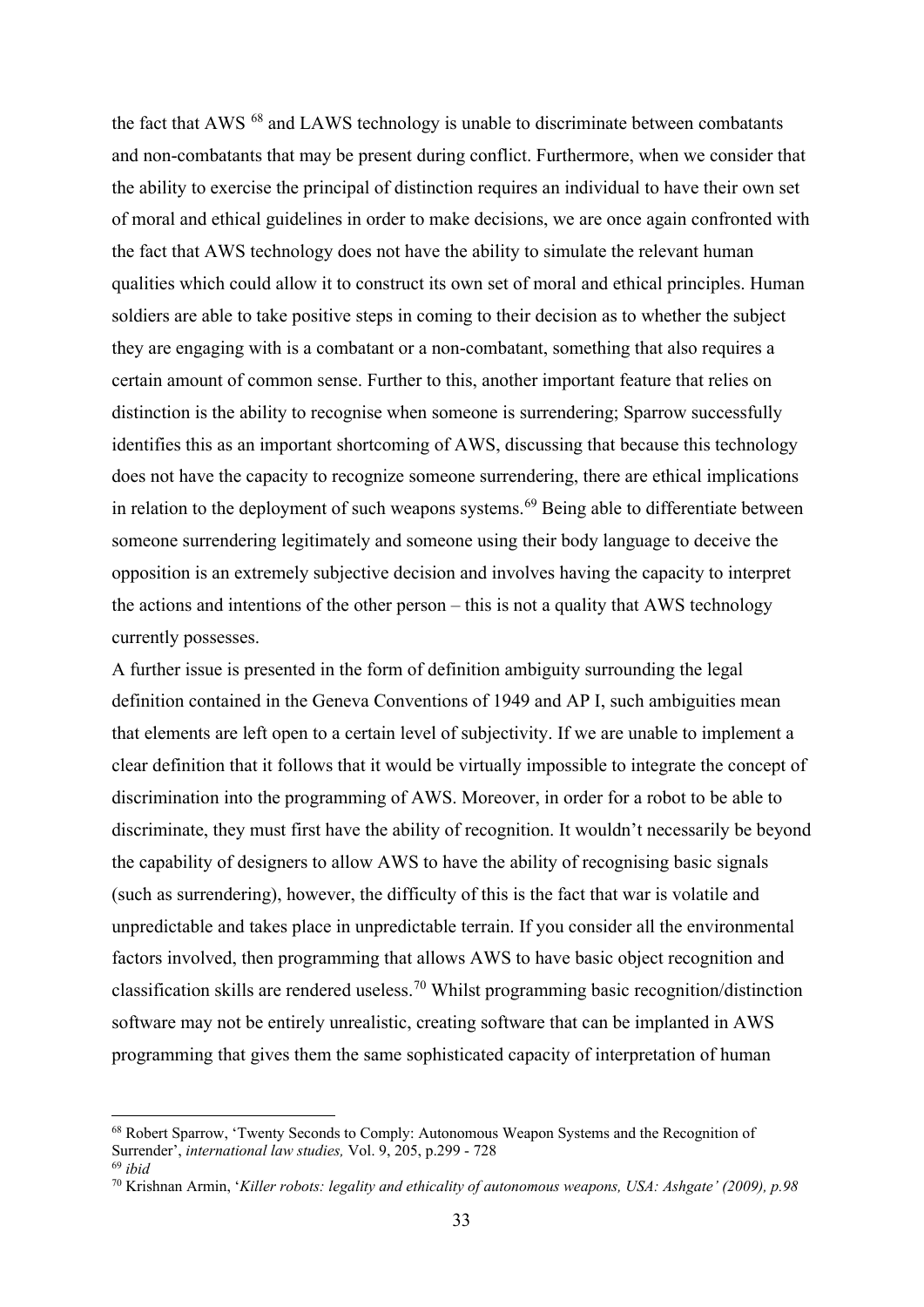the fact that AWS [68] and LAWS technology is unable to discriminate between combatants and non-combatants that may be present during conflict. Furthermore, when we consider that the ability to exercise the principal of distinction requires an individual to have their own set of moral and ethical guidelines in order to make decisions, we are once again confronted with the fact that AWS technology does not have the ability to simulate the relevant human qualities which could allow it to construct its own set of moral and ethical principles. Human soldiers are able to take positive steps in coming to their decision as to whether the subject they are engaging with is a combatant or a non-combatant, something that also requires a certain amount of common sense. Further to this, another important feature that relies on distinction is the ability to recognise when someone is surrendering; Sparrow successfully identifies this as an important shortcoming of AWS, discussing that because this technology does not have the capacity to recognize someone surrendering, there are ethical implications in relation to the deployment of such weapons systems.[69] Being able to differentiate between someone surrendering legitimately and someone using their body language to deceive the opposition is an extremely subjective decision and involves having the capacity to interpret the actions and intentions of the other person – this is not a quality that AWS technology currently possesses.

A further issue is presented in the form of definition ambiguity surrounding the legal definition contained in the Geneva Conventions of 1949 and AP I, such ambiguities mean that elements are left open to a certain level of subjectivity. If we are unable to implement a clear definition that it follows that it would be virtually impossible to integrate the concept of discrimination into the programming of AWS. Moreover, in order for a robot to be able to discriminate, they must first have the ability of recognition. It wouldn't necessarily be beyond the capability of designers to allow AWS to have the ability of recognising basic signals (such as surrendering), however, the difficulty of this is the fact that war is volatile and unpredictable and takes place in unpredictable terrain. If you consider all the environmental factors involved, then programming that allows AWS to have basic object recognition and classification skills are rendered useless.[70] Whilst programming basic recognition/distinction software may not be entirely unrealistic, creating software that can be implanted in AWS programming that gives them the same sophisticated capacity of interpretation of human

---

[68] Robert Sparrow, 'Twenty Seconds to Comply: Autonomous Weapon Systems and the Recognition of Surrender', *international law studies,* Vol. 9, 205, p.299 - 728

[69] *ibid*

[70] Krishnan Armin, '*Killer robots: legality and ethicality of autonomous weapons, USA: Ashgate' (2009), p.98*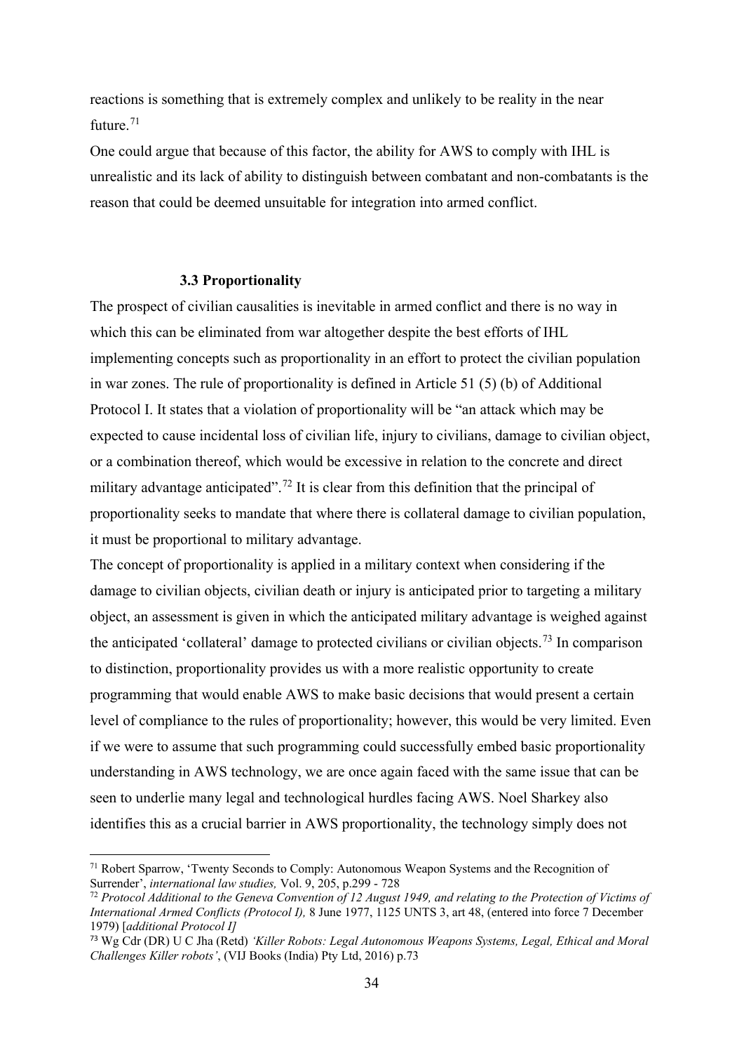reactions is something that is extremely complex and unlikely to be reality in the near future.[71]

One could argue that because of this factor, the ability for AWS to comply with IHL is unrealistic and its lack of ability to distinguish between combatant and non-combatants is the reason that could be deemed unsuitable for integration into armed conflict.

### 3.3 Proportionality

The prospect of civilian causalities is inevitable in armed conflict and there is no way in which this can be eliminated from war altogether despite the best efforts of IHL implementing concepts such as proportionality in an effort to protect the civilian population in war zones. The rule of proportionality is defined in Article 51 (5) (b) of Additional Protocol I. It states that a violation of proportionality will be "an attack which may be expected to cause incidental loss of civilian life, injury to civilians, damage to civilian object, or a combination thereof, which would be excessive in relation to the concrete and direct military advantage anticipated".[72] It is clear from this definition that the principal of proportionality seeks to mandate that where there is collateral damage to civilian population, it must be proportional to military advantage.

The concept of proportionality is applied in a military context when considering if the damage to civilian objects, civilian death or injury is anticipated prior to targeting a military object, an assessment is given in which the anticipated military advantage is weighed against the anticipated 'collateral' damage to protected civilians or civilian objects.[73] In comparison to distinction, proportionality provides us with a more realistic opportunity to create programming that would enable AWS to make basic decisions that would present a certain level of compliance to the rules of proportionality; however, this would be very limited. Even if we were to assume that such programming could successfully embed basic proportionality understanding in AWS technology, we are once again faced with the same issue that can be seen to underlie many legal and technological hurdles facing AWS. Noel Sharkey also identifies this as a crucial barrier in AWS proportionality, the technology simply does not

---

[71] Robert Sparrow, 'Twenty Seconds to Comply: Autonomous Weapon Systems and the Recognition of Surrender', *international law studies,* Vol. 9, 205, p.299 - 728

[72] *Protocol Additional to the Geneva Convention of 12 August 1949, and relating to the Protection of Victims of International Armed Conflicts (Protocol I),* 8 June 1977, 1125 UNTS 3, art 48, (entered into force 7 December 1979) [*additional Protocol I]*

[73] Wg Cdr (DR) U C Jha (Retd) *'Killer Robots: Legal Autonomous Weapons Systems, Legal, Ethical and Moral Challenges Killer robots'*, (VIJ Books (India) Pty Ltd, 2016) p.73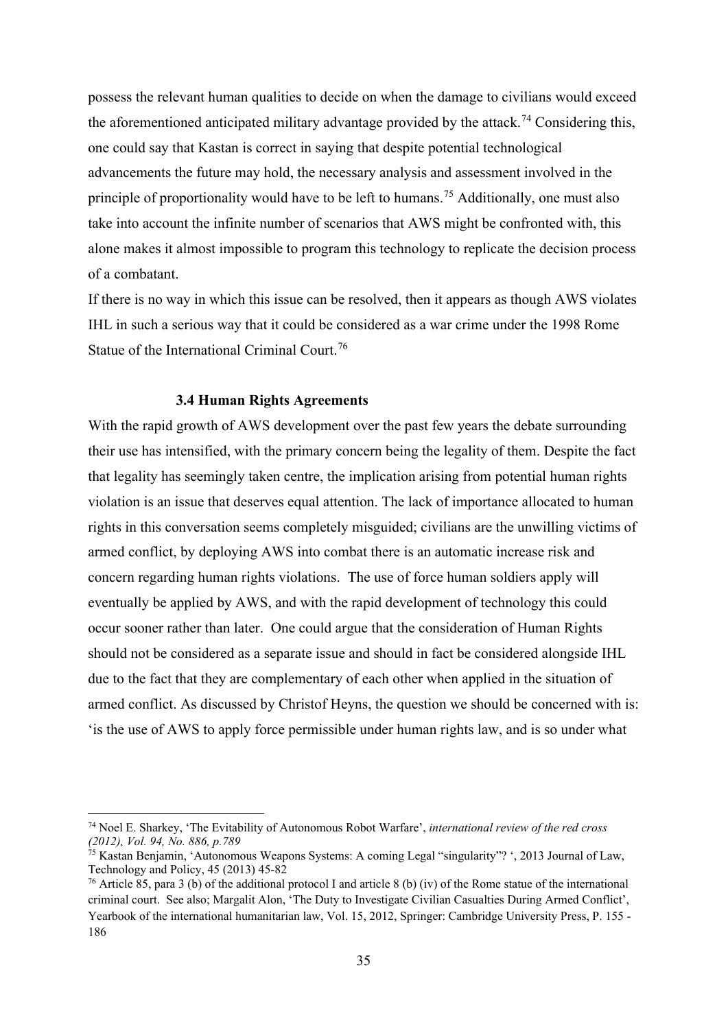possess the relevant human qualities to decide on when the damage to civilians would exceed the aforementioned anticipated military advantage provided by the attack.[74] Considering this, one could say that Kastan is correct in saying that despite potential technological advancements the future may hold, the necessary analysis and assessment involved in the principle of proportionality would have to be left to humans.[75] Additionally, one must also take into account the infinite number of scenarios that AWS might be confronted with, this alone makes it almost impossible to program this technology to replicate the decision process of a combatant.

If there is no way in which this issue can be resolved, then it appears as though AWS violates IHL in such a serious way that it could be considered as a war crime under the 1998 Rome Statue of the International Criminal Court.[76]

### 3.4 Human Rights Agreements

With the rapid growth of AWS development over the past few years the debate surrounding their use has intensified, with the primary concern being the legality of them. Despite the fact that legality has seemingly taken centre, the implication arising from potential human rights violation is an issue that deserves equal attention. The lack of importance allocated to human rights in this conversation seems completely misguided; civilians are the unwilling victims of armed conflict, by deploying AWS into combat there is an automatic increase risk and concern regarding human rights violations. The use of force human soldiers apply will eventually be applied by AWS, and with the rapid development of technology this could occur sooner rather than later. One could argue that the consideration of Human Rights should not be considered as a separate issue and should in fact be considered alongside IHL due to the fact that they are complementary of each other when applied in the situation of armed conflict. As discussed by Christof Heyns, the question we should be concerned with is: 'is the use of AWS to apply force permissible under human rights law, and is so under what

---

[74] Noel E. Sharkey, 'The Evitability of Autonomous Robot Warfare', *international review of the red cross (2012), Vol. 94, No. 886, p.789*

[75] Kastan Benjamin, 'Autonomous Weapons Systems: A coming Legal "singularity"? ', 2013 Journal of Law, Technology and Policy, 45 (2013) 45-82

[76] Article 85, para 3 (b) of the additional protocol I and article 8 (b) (iv) of the Rome statue of the international criminal court. See also; Margalit Alon, 'The Duty to Investigate Civilian Casualties During Armed Conflict', Yearbook of the international humanitarian law, Vol. 15, 2012, Springer: Cambridge University Press, P. 155 - 186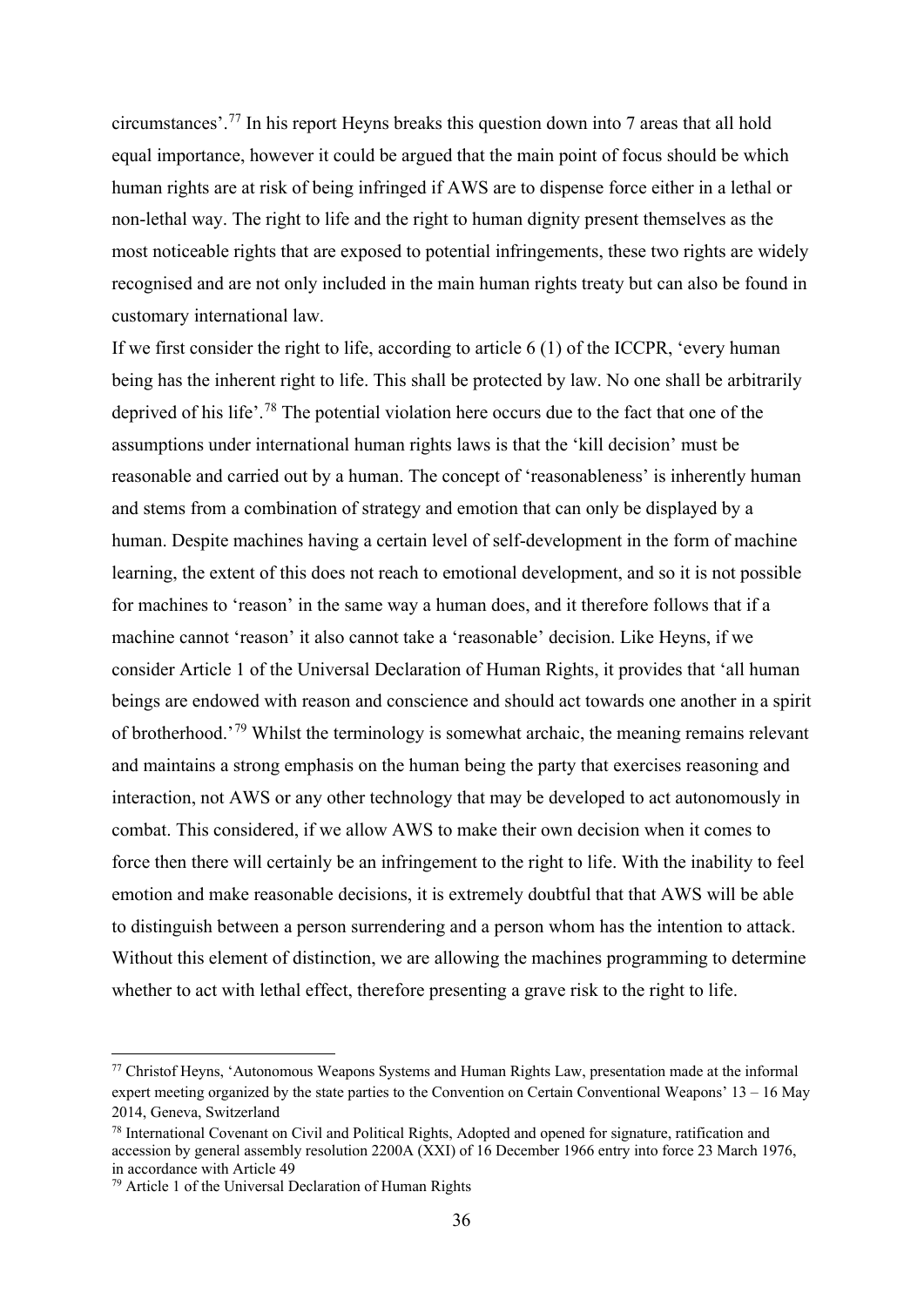circumstances'.[77] In his report Heyns breaks this question down into 7 areas that all hold equal importance, however it could be argued that the main point of focus should be which human rights are at risk of being infringed if AWS are to dispense force either in a lethal or non-lethal way. The right to life and the right to human dignity present themselves as the most noticeable rights that are exposed to potential infringements, these two rights are widely recognised and are not only included in the main human rights treaty but can also be found in customary international law.

If we first consider the right to life, according to article 6 (1) of the ICCPR, 'every human being has the inherent right to life. This shall be protected by law. No one shall be arbitrarily deprived of his life'.[78] The potential violation here occurs due to the fact that one of the assumptions under international human rights laws is that the 'kill decision' must be reasonable and carried out by a human. The concept of 'reasonableness' is inherently human and stems from a combination of strategy and emotion that can only be displayed by a human. Despite machines having a certain level of self-development in the form of machine learning, the extent of this does not reach to emotional development, and so it is not possible for machines to 'reason' in the same way a human does, and it therefore follows that if a machine cannot 'reason' it also cannot take a 'reasonable' decision. Like Heyns, if we consider Article 1 of the Universal Declaration of Human Rights, it provides that 'all human beings are endowed with reason and conscience and should act towards one another in a spirit of brotherhood.'[79] Whilst the terminology is somewhat archaic, the meaning remains relevant and maintains a strong emphasis on the human being the party that exercises reasoning and interaction, not AWS or any other technology that may be developed to act autonomously in combat. This considered, if we allow AWS to make their own decision when it comes to force then there will certainly be an infringement to the right to life. With the inability to feel emotion and make reasonable decisions, it is extremely doubtful that that AWS will be able to distinguish between a person surrendering and a person whom has the intention to attack. Without this element of distinction, we are allowing the machines programming to determine whether to act with lethal effect, therefore presenting a grave risk to the right to life.

[77] Christof Heyns, 'Autonomous Weapons Systems and Human Rights Law, presentation made at the informal expert meeting organized by the state parties to the Convention on Certain Conventional Weapons' 13 – 16 May 2014, Geneva, Switzerland

[78] International Covenant on Civil and Political Rights, Adopted and opened for signature, ratification and accession by general assembly resolution 2200A (XXI) of 16 December 1966 entry into force 23 March 1976, in accordance with Article 49

[79] Article 1 of the Universal Declaration of Human Rights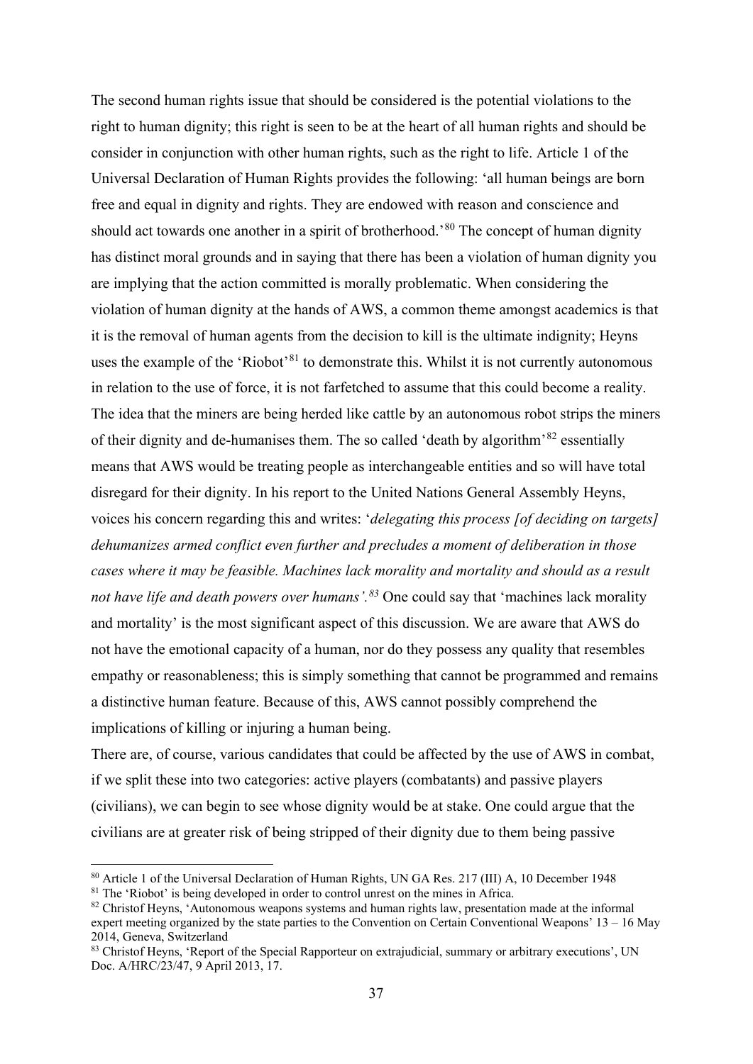The second human rights issue that should be considered is the potential violations to the right to human dignity; this right is seen to be at the heart of all human rights and should be consider in conjunction with other human rights, such as the right to life. Article 1 of the Universal Declaration of Human Rights provides the following: 'all human beings are born free and equal in dignity and rights. They are endowed with reason and conscience and should act towards one another in a spirit of brotherhood.'[80] The concept of human dignity has distinct moral grounds and in saying that there has been a violation of human dignity you are implying that the action committed is morally problematic. When considering the violation of human dignity at the hands of AWS, a common theme amongst academics is that it is the removal of human agents from the decision to kill is the ultimate indignity; Heyns uses the example of the 'Riobot'[81] to demonstrate this. Whilst it is not currently autonomous in relation to the use of force, it is not farfetched to assume that this could become a reality. The idea that the miners are being herded like cattle by an autonomous robot strips the miners of their dignity and de-humanises them. The so called 'death by algorithm'[82] essentially means that AWS would be treating people as interchangeable entities and so will have total disregard for their dignity. In his report to the United Nations General Assembly Heyns, voices his concern regarding this and writes: '*delegating this process [of deciding on targets] dehumanizes armed conflict even further and precludes a moment of deliberation in those cases where it may be feasible. Machines lack morality and mortality and should as a result not have life and death powers over humans'.*[83] One could say that 'machines lack morality and mortality' is the most significant aspect of this discussion. We are aware that AWS do not have the emotional capacity of a human, nor do they possess any quality that resembles empathy or reasonableness; this is simply something that cannot be programmed and remains a distinctive human feature. Because of this, AWS cannot possibly comprehend the implications of killing or injuring a human being.

There are, of course, various candidates that could be affected by the use of AWS in combat, if we split these into two categories: active players (combatants) and passive players (civilians), we can begin to see whose dignity would be at stake. One could argue that the civilians are at greater risk of being stripped of their dignity due to them being passive

---

[80] Article 1 of the Universal Declaration of Human Rights, UN GA Res. 217 (III) A, 10 December 1948

[81] The 'Riobot' is being developed in order to control unrest on the mines in Africa.

[82] Christof Heyns, 'Autonomous weapons systems and human rights law, presentation made at the informal expert meeting organized by the state parties to the Convention on Certain Conventional Weapons' 13 – 16 May 2014, Geneva, Switzerland

[83] Christof Heyns, 'Report of the Special Rapporteur on extrajudicial, summary or arbitrary executions', UN Doc. A/HRC/23/47, 9 April 2013, 17.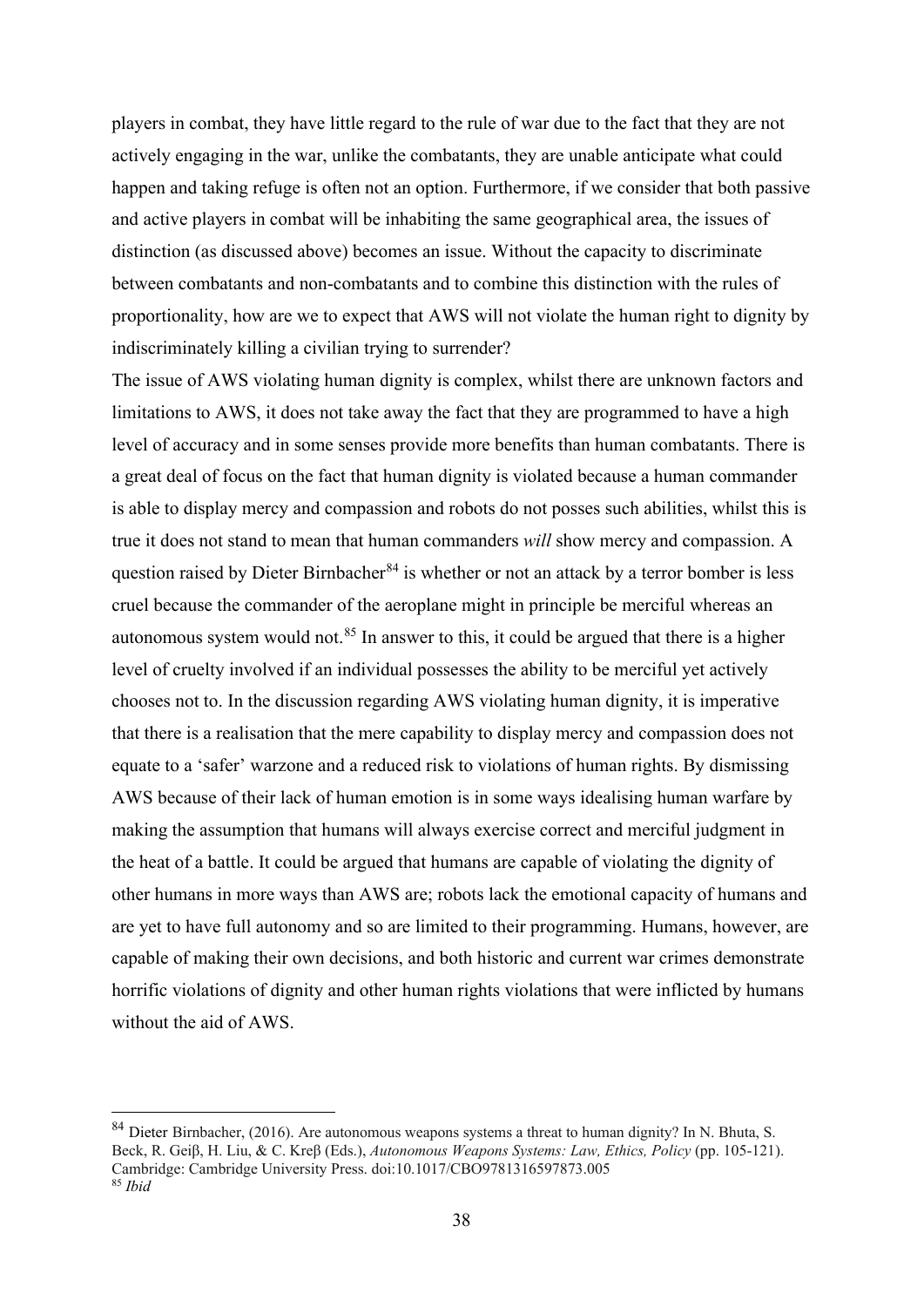players in combat, they have little regard to the rule of war due to the fact that they are not actively engaging in the war, unlike the combatants, they are unable anticipate what could happen and taking refuge is often not an option. Furthermore, if we consider that both passive and active players in combat will be inhabiting the same geographical area, the issues of distinction (as discussed above) becomes an issue. Without the capacity to discriminate between combatants and non-combatants and to combine this distinction with the rules of proportionality, how are we to expect that AWS will not violate the human right to dignity by indiscriminately killing a civilian trying to surrender?

The issue of AWS violating human dignity is complex, whilst there are unknown factors and limitations to AWS, it does not take away the fact that they are programmed to have a high level of accuracy and in some senses provide more benefits than human combatants. There is a great deal of focus on the fact that human dignity is violated because a human commander is able to display mercy and compassion and robots do not posses such abilities, whilst this is true it does not stand to mean that human commanders *will* show mercy and compassion. A question raised by Dieter Birnbacher[84] is whether or not an attack by a terror bomber is less cruel because the commander of the aeroplane might in principle be merciful whereas an autonomous system would not.[85] In answer to this, it could be argued that there is a higher level of cruelty involved if an individual possesses the ability to be merciful yet actively chooses not to. In the discussion regarding AWS violating human dignity, it is imperative that there is a realisation that the mere capability to display mercy and compassion does not equate to a 'safer' warzone and a reduced risk to violations of human rights. By dismissing AWS because of their lack of human emotion is in some ways idealising human warfare by making the assumption that humans will always exercise correct and merciful judgment in the heat of a battle. It could be argued that humans are capable of violating the dignity of other humans in more ways than AWS are; robots lack the emotional capacity of humans and are yet to have full autonomy and so are limited to their programming. Humans, however, are capable of making their own decisions, and both historic and current war crimes demonstrate horrific violations of dignity and other human rights violations that were inflicted by humans without the aid of AWS.

---

[84] Dieter Birnbacher, (2016). Are autonomous weapons systems a threat to human dignity? In N. Bhuta, S. Beck, R. Geiβ, H. Liu, & C. Kreβ (Eds.), *Autonomous Weapons Systems: Law, Ethics, Policy* (pp. 105-121). Cambridge: Cambridge University Press. doi:10.1017/CBO9781316597873.005

[85] *Ibid*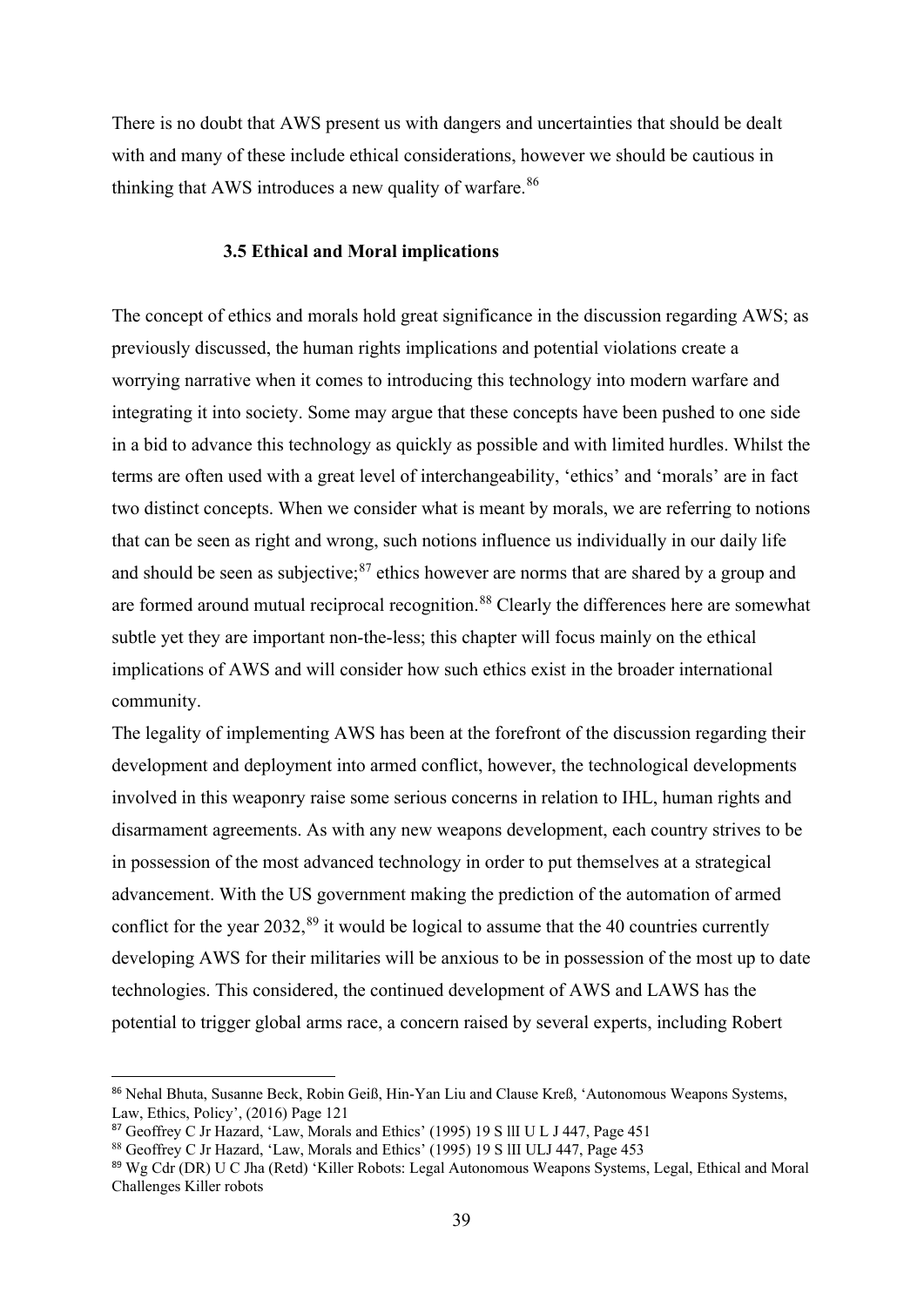There is no doubt that AWS present us with dangers and uncertainties that should be dealt with and many of these include ethical considerations, however we should be cautious in thinking that AWS introduces a new quality of warfare.[86]

### 3.5 Ethical and Moral implications

The concept of ethics and morals hold great significance in the discussion regarding AWS; as previously discussed, the human rights implications and potential violations create a worrying narrative when it comes to introducing this technology into modern warfare and integrating it into society. Some may argue that these concepts have been pushed to one side in a bid to advance this technology as quickly as possible and with limited hurdles. Whilst the terms are often used with a great level of interchangeability, 'ethics' and 'morals' are in fact two distinct concepts. When we consider what is meant by morals, we are referring to notions that can be seen as right and wrong, such notions influence us individually in our daily life and should be seen as subjective;[87] ethics however are norms that are shared by a group and are formed around mutual reciprocal recognition.[88] Clearly the differences here are somewhat subtle yet they are important non-the-less; this chapter will focus mainly on the ethical implications of AWS and will consider how such ethics exist in the broader international community.

The legality of implementing AWS has been at the forefront of the discussion regarding their development and deployment into armed conflict, however, the technological developments involved in this weaponry raise some serious concerns in relation to IHL, human rights and disarmament agreements. As with any new weapons development, each country strives to be in possession of the most advanced technology in order to put themselves at a strategical advancement. With the US government making the prediction of the automation of armed conflict for the year 2032,[89] it would be logical to assume that the 40 countries currently developing AWS for their militaries will be anxious to be in possession of the most up to date technologies. This considered, the continued development of AWS and LAWS has the potential to trigger global arms race, a concern raised by several experts, including Robert

---

[86] Nehal Bhuta, Susanne Beck, Robin Geiß, Hin-Yan Liu and Clause Kreß, 'Autonomous Weapons Systems, Law, Ethics, Policy', (2016) Page 121

[87] Geoffrey C Jr Hazard, 'Law, Morals and Ethics' (1995) 19 S lII U L J 447, Page 451

[88] Geoffrey C Jr Hazard, 'Law, Morals and Ethics' (1995) 19 S lII ULJ 447, Page 453

[89] Wg Cdr (DR) U C Jha (Retd) 'Killer Robots: Legal Autonomous Weapons Systems, Legal, Ethical and Moral Challenges Killer robots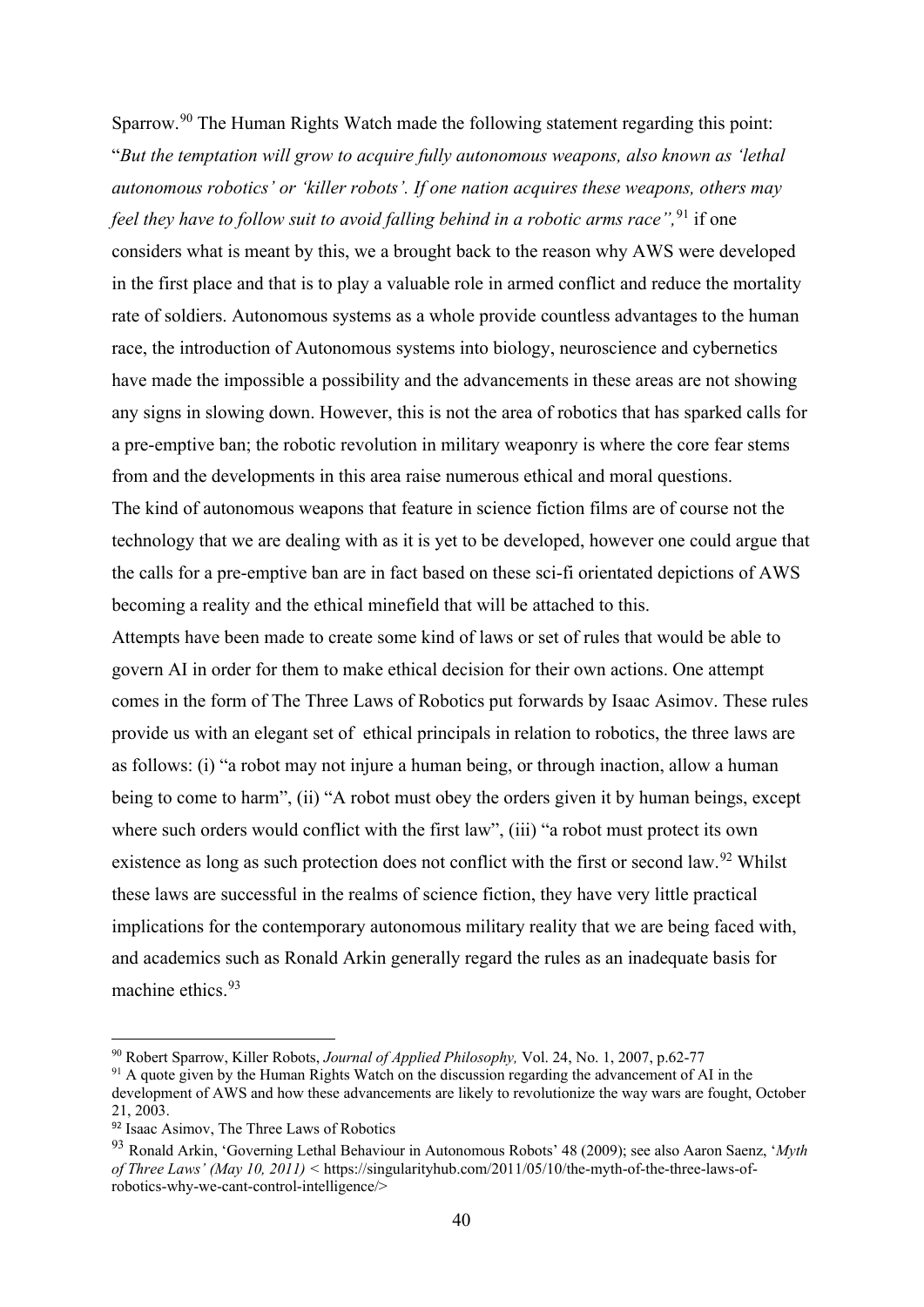Sparrow.[90] The Human Rights Watch made the following statement regarding this point: "*But the temptation will grow to acquire fully autonomous weapons, also known as 'lethal autonomous robotics' or 'killer robots'. If one nation acquires these weapons, others may feel they have to follow suit to avoid falling behind in a robotic arms race",*[91] if one considers what is meant by this, we a brought back to the reason why AWS were developed in the first place and that is to play a valuable role in armed conflict and reduce the mortality rate of soldiers. Autonomous systems as a whole provide countless advantages to the human race, the introduction of Autonomous systems into biology, neuroscience and cybernetics have made the impossible a possibility and the advancements in these areas are not showing any signs in slowing down. However, this is not the area of robotics that has sparked calls for a pre-emptive ban; the robotic revolution in military weaponry is where the core fear stems from and the developments in this area raise numerous ethical and moral questions.

The kind of autonomous weapons that feature in science fiction films are of course not the technology that we are dealing with as it is yet to be developed, however one could argue that the calls for a pre-emptive ban are in fact based on these sci-fi orientated depictions of AWS becoming a reality and the ethical minefield that will be attached to this.

Attempts have been made to create some kind of laws or set of rules that would be able to govern AI in order for them to make ethical decision for their own actions. One attempt comes in the form of The Three Laws of Robotics put forwards by Isaac Asimov. These rules provide us with an elegant set of ethical principals in relation to robotics, the three laws are as follows: (i) "a robot may not injure a human being, or through inaction, allow a human being to come to harm", (ii) "A robot must obey the orders given it by human beings, except where such orders would conflict with the first law", (iii) "a robot must protect its own existence as long as such protection does not conflict with the first or second law.[92] Whilst these laws are successful in the realms of science fiction, they have very little practical implications for the contemporary autonomous military reality that we are being faced with, and academics such as Ronald Arkin generally regard the rules as an inadequate basis for machine ethics.[93]

---

[90] Robert Sparrow, Killer Robots, *Journal of Applied Philosophy,* Vol. 24, No. 1, 2007, p.62-77

[91] A quote given by the Human Rights Watch on the discussion regarding the advancement of AI in the development of AWS and how these advancements are likely to revolutionize the way wars are fought, October 21, 2003.

[92] Isaac Asimov, The Three Laws of Robotics

[93] Ronald Arkin, 'Governing Lethal Behaviour in Autonomous Robots' 48 (2009); see also Aaron Saenz, '*Myth of Three Laws' (May 10, 2011)* < https://singularityhub.com/2011/05/10/the-myth-of-the-three-laws-of-robotics-why-we-cant-control-intelligence/>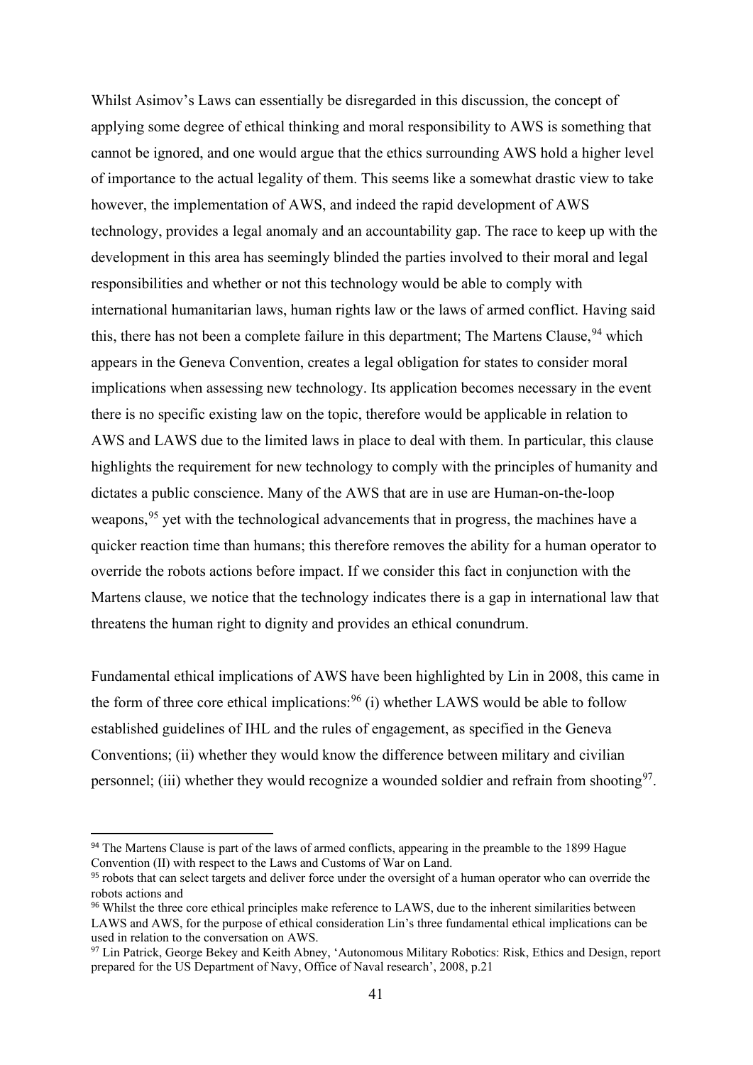Whilst Asimov's Laws can essentially be disregarded in this discussion, the concept of applying some degree of ethical thinking and moral responsibility to AWS is something that cannot be ignored, and one would argue that the ethics surrounding AWS hold a higher level of importance to the actual legality of them. This seems like a somewhat drastic view to take however, the implementation of AWS, and indeed the rapid development of AWS technology, provides a legal anomaly and an accountability gap. The race to keep up with the development in this area has seemingly blinded the parties involved to their moral and legal responsibilities and whether or not this technology would be able to comply with international humanitarian laws, human rights law or the laws of armed conflict. Having said this, there has not been a complete failure in this department; The Martens Clause,[94] which appears in the Geneva Convention, creates a legal obligation for states to consider moral implications when assessing new technology. Its application becomes necessary in the event there is no specific existing law on the topic, therefore would be applicable in relation to AWS and LAWS due to the limited laws in place to deal with them. In particular, this clause highlights the requirement for new technology to comply with the principles of humanity and dictates a public conscience. Many of the AWS that are in use are Human-on-the-loop weapons,[95] yet with the technological advancements that in progress, the machines have a quicker reaction time than humans; this therefore removes the ability for a human operator to override the robots actions before impact. If we consider this fact in conjunction with the Martens clause, we notice that the technology indicates there is a gap in international law that threatens the human right to dignity and provides an ethical conundrum.

Fundamental ethical implications of AWS have been highlighted by Lin in 2008, this came in the form of three core ethical implications:[96] (i) whether LAWS would be able to follow established guidelines of IHL and the rules of engagement, as specified in the Geneva Conventions; (ii) whether they would know the difference between military and civilian personnel; (iii) whether they would recognize a wounded soldier and refrain from shooting[97].

---

[94] The Martens Clause is part of the laws of armed conflicts, appearing in the preamble to the 1899 Hague Convention (II) with respect to the Laws and Customs of War on Land.

[95] robots that can select targets and deliver force under the oversight of a human operator who can override the robots actions and

[96] Whilst the three core ethical principles make reference to LAWS, due to the inherent similarities between LAWS and AWS, for the purpose of ethical consideration Lin's three fundamental ethical implications can be used in relation to the conversation on AWS.

[97] Lin Patrick, George Bekey and Keith Abney, 'Autonomous Military Robotics: Risk, Ethics and Design, report prepared for the US Department of Navy, Office of Naval research', 2008, p.21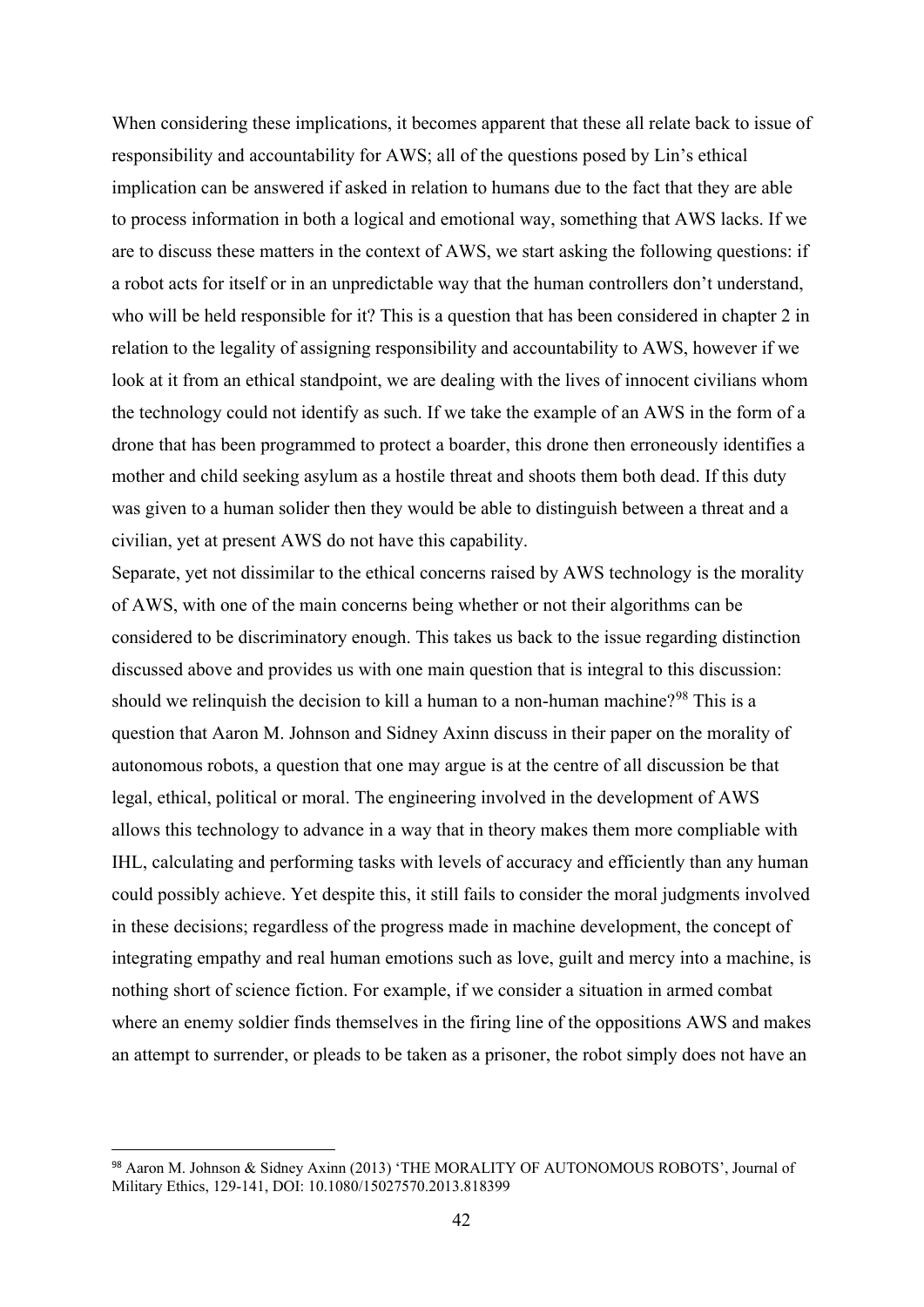When considering these implications, it becomes apparent that these all relate back to issue of responsibility and accountability for AWS; all of the questions posed by Lin's ethical implication can be answered if asked in relation to humans due to the fact that they are able to process information in both a logical and emotional way, something that AWS lacks. If we are to discuss these matters in the context of AWS, we start asking the following questions: if a robot acts for itself or in an unpredictable way that the human controllers don't understand, who will be held responsible for it? This is a question that has been considered in chapter 2 in relation to the legality of assigning responsibility and accountability to AWS, however if we look at it from an ethical standpoint, we are dealing with the lives of innocent civilians whom the technology could not identify as such. If we take the example of an AWS in the form of a drone that has been programmed to protect a boarder, this drone then erroneously identifies a mother and child seeking asylum as a hostile threat and shoots them both dead. If this duty was given to a human solider then they would be able to distinguish between a threat and a civilian, yet at present AWS do not have this capability.

Separate, yet not dissimilar to the ethical concerns raised by AWS technology is the morality of AWS, with one of the main concerns being whether or not their algorithms can be considered to be discriminatory enough. This takes us back to the issue regarding distinction discussed above and provides us with one main question that is integral to this discussion: should we relinquish the decision to kill a human to a non-human machine?[98] This is a question that Aaron M. Johnson and Sidney Axinn discuss in their paper on the morality of autonomous robots, a question that one may argue is at the centre of all discussion be that legal, ethical, political or moral. The engineering involved in the development of AWS allows this technology to advance in a way that in theory makes them more compliable with IHL, calculating and performing tasks with levels of accuracy and efficiently than any human could possibly achieve. Yet despite this, it still fails to consider the moral judgments involved in these decisions; regardless of the progress made in machine development, the concept of integrating empathy and real human emotions such as love, guilt and mercy into a machine, is nothing short of science fiction. For example, if we consider a situation in armed combat where an enemy soldier finds themselves in the firing line of the oppositions AWS and makes an attempt to surrender, or pleads to be taken as a prisoner, the robot simply does not have an

[98] Aaron M. Johnson & Sidney Axinn (2013) 'THE MORALITY OF AUTONOMOUS ROBOTS', Journal of Military Ethics, 129-141, DOI: 10.1080/15027570.2013.818399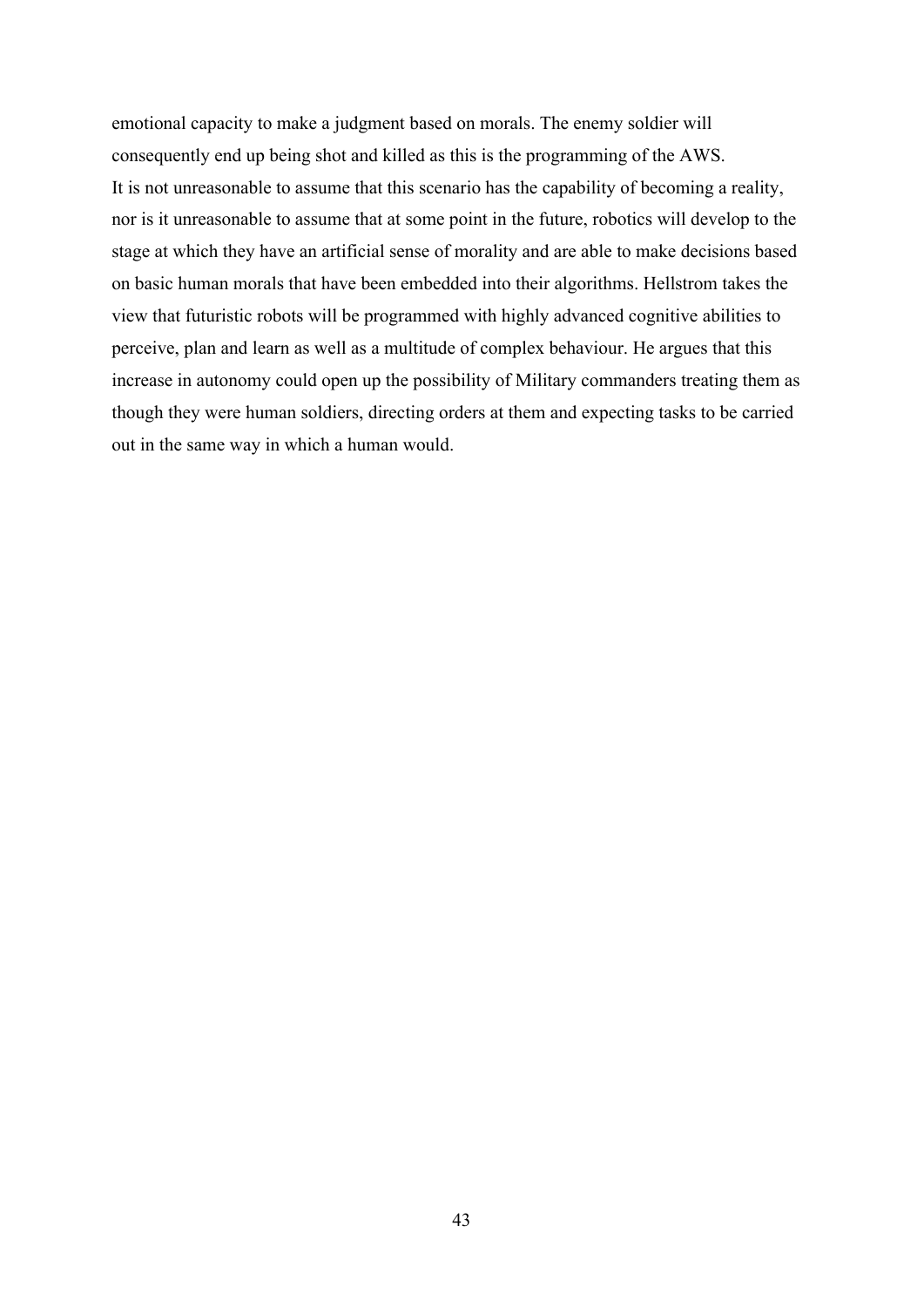emotional capacity to make a judgment based on morals. The enemy soldier will consequently end up being shot and killed as this is the programming of the AWS.

It is not unreasonable to assume that this scenario has the capability of becoming a reality, nor is it unreasonable to assume that at some point in the future, robotics will develop to the stage at which they have an artificial sense of morality and are able to make decisions based on basic human morals that have been embedded into their algorithms. Hellstrom takes the view that futuristic robots will be programmed with highly advanced cognitive abilities to perceive, plan and learn as well as a multitude of complex behaviour. He argues that this increase in autonomy could open up the possibility of Military commanders treating them as though they were human soldiers, directing orders at them and expecting tasks to be carried out in the same way in which a human would.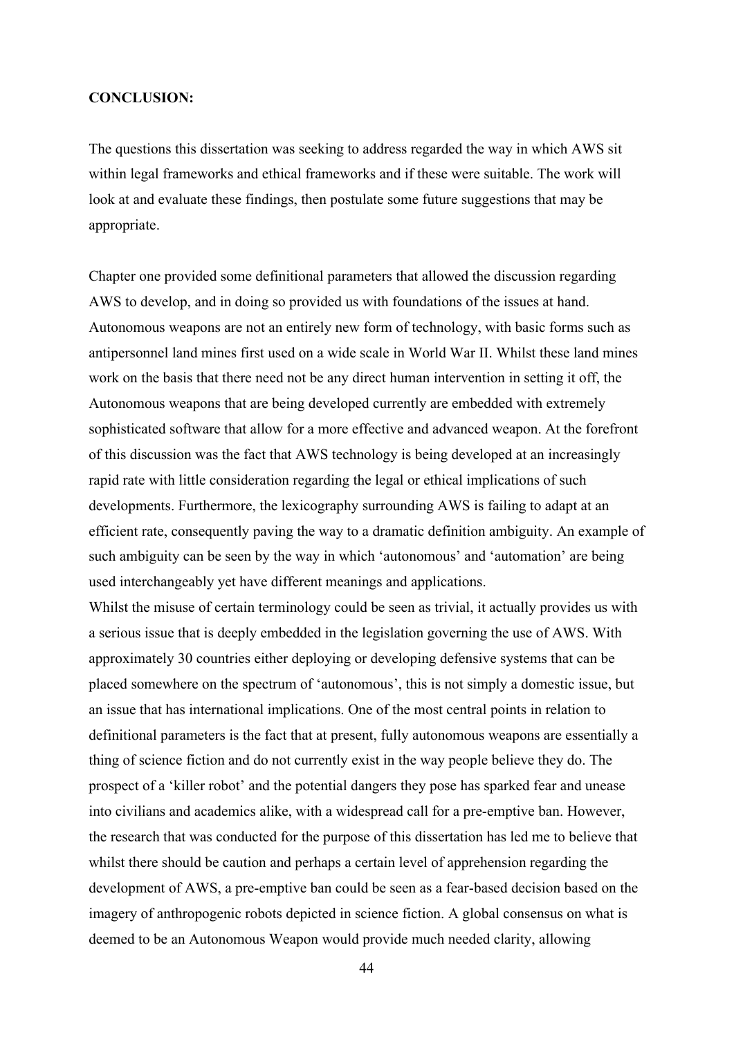**CONCLUSION:**

The questions this dissertation was seeking to address regarded the way in which AWS sit within legal frameworks and ethical frameworks and if these were suitable. The work will look at and evaluate these findings, then postulate some future suggestions that may be appropriate.

Chapter one provided some definitional parameters that allowed the discussion regarding AWS to develop, and in doing so provided us with foundations of the issues at hand. Autonomous weapons are not an entirely new form of technology, with basic forms such as antipersonnel land mines first used on a wide scale in World War II. Whilst these land mines work on the basis that there need not be any direct human intervention in setting it off, the Autonomous weapons that are being developed currently are embedded with extremely sophisticated software that allow for a more effective and advanced weapon. At the forefront of this discussion was the fact that AWS technology is being developed at an increasingly rapid rate with little consideration regarding the legal or ethical implications of such developments. Furthermore, the lexicography surrounding AWS is failing to adapt at an efficient rate, consequently paving the way to a dramatic definition ambiguity. An example of such ambiguity can be seen by the way in which 'autonomous' and 'automation' are being used interchangeably yet have different meanings and applications.

Whilst the misuse of certain terminology could be seen as trivial, it actually provides us with a serious issue that is deeply embedded in the legislation governing the use of AWS. With approximately 30 countries either deploying or developing defensive systems that can be placed somewhere on the spectrum of 'autonomous', this is not simply a domestic issue, but an issue that has international implications. One of the most central points in relation to definitional parameters is the fact that at present, fully autonomous weapons are essentially a thing of science fiction and do not currently exist in the way people believe they do. The prospect of a 'killer robot' and the potential dangers they pose has sparked fear and unease into civilians and academics alike, with a widespread call for a pre-emptive ban. However, the research that was conducted for the purpose of this dissertation has led me to believe that whilst there should be caution and perhaps a certain level of apprehension regarding the development of AWS, a pre-emptive ban could be seen as a fear-based decision based on the imagery of anthropogenic robots depicted in science fiction. A global consensus on what is deemed to be an Autonomous Weapon would provide much needed clarity, allowing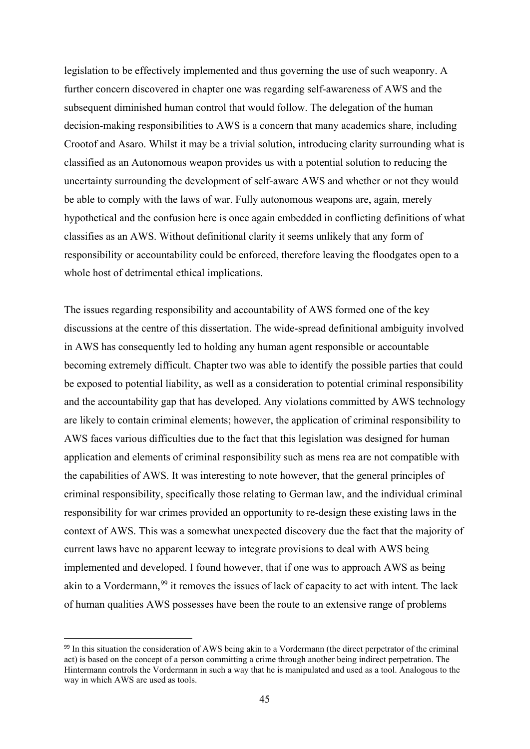legislation to be effectively implemented and thus governing the use of such weaponry. A further concern discovered in chapter one was regarding self-awareness of AWS and the subsequent diminished human control that would follow. The delegation of the human decision-making responsibilities to AWS is a concern that many academics share, including Crootof and Asaro. Whilst it may be a trivial solution, introducing clarity surrounding what is classified as an Autonomous weapon provides us with a potential solution to reducing the uncertainty surrounding the development of self-aware AWS and whether or not they would be able to comply with the laws of war. Fully autonomous weapons are, again, merely hypothetical and the confusion here is once again embedded in conflicting definitions of what classifies as an AWS. Without definitional clarity it seems unlikely that any form of responsibility or accountability could be enforced, therefore leaving the floodgates open to a whole host of detrimental ethical implications.

The issues regarding responsibility and accountability of AWS formed one of the key discussions at the centre of this dissertation. The wide-spread definitional ambiguity involved in AWS has consequently led to holding any human agent responsible or accountable becoming extremely difficult. Chapter two was able to identify the possible parties that could be exposed to potential liability, as well as a consideration to potential criminal responsibility and the accountability gap that has developed. Any violations committed by AWS technology are likely to contain criminal elements; however, the application of criminal responsibility to AWS faces various difficulties due to the fact that this legislation was designed for human application and elements of criminal responsibility such as mens rea are not compatible with the capabilities of AWS. It was interesting to note however, that the general principles of criminal responsibility, specifically those relating to German law, and the individual criminal responsibility for war crimes provided an opportunity to re-design these existing laws in the context of AWS. This was a somewhat unexpected discovery due the fact that the majority of current laws have no apparent leeway to integrate provisions to deal with AWS being implemented and developed. I found however, that if one was to approach AWS as being akin to a Vordermann,[99] it removes the issues of lack of capacity to act with intent. The lack of human qualities AWS possesses have been the route to an extensive range of problems

[99] In this situation the consideration of AWS being akin to a Vordermann (the direct perpetrator of the criminal act) is based on the concept of a person committing a crime through another being indirect perpetration. The Hintermann controls the Vordermann in such a way that he is manipulated and used as a tool. Analogous to the way in which AWS are used as tools.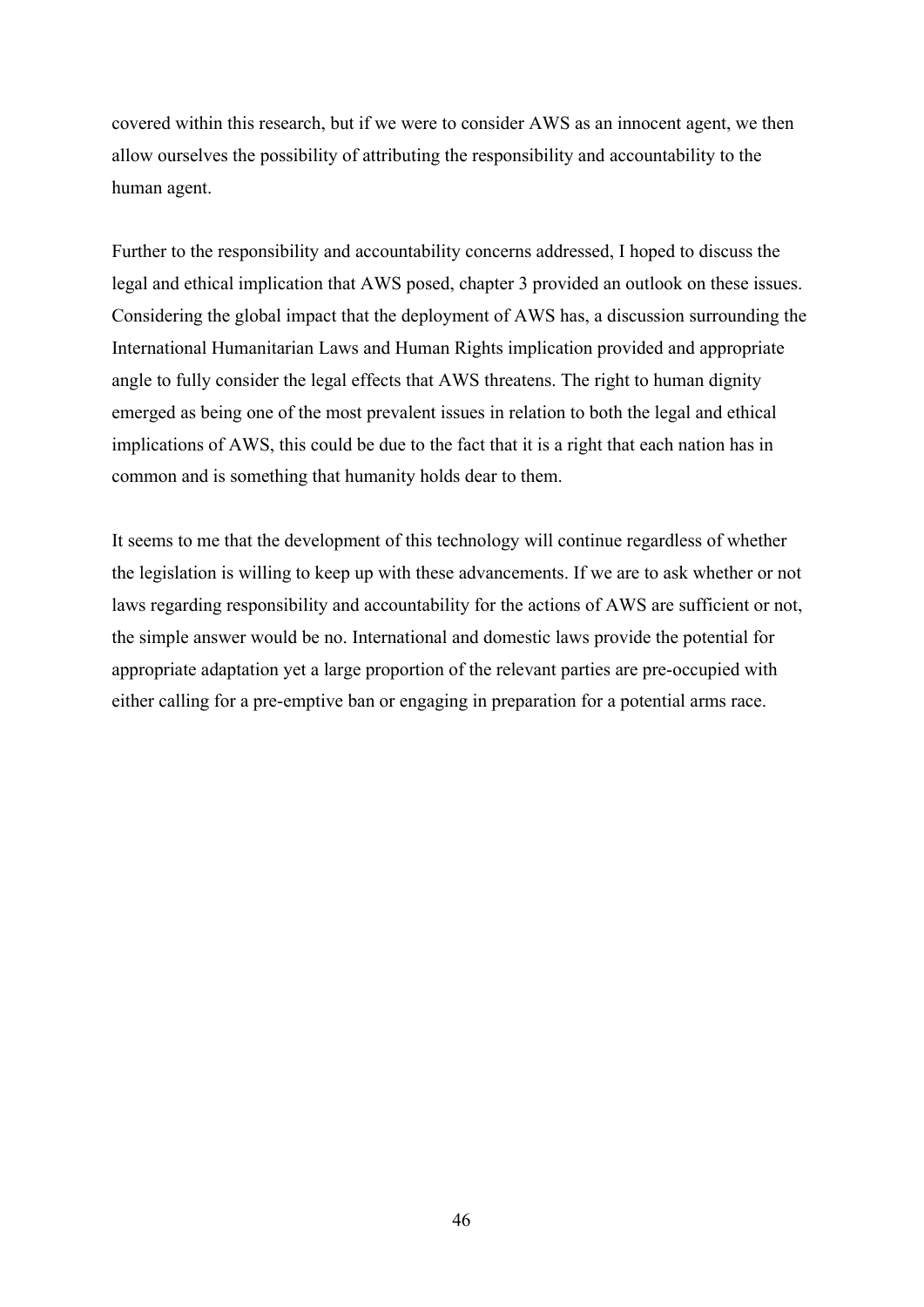covered within this research, but if we were to consider AWS as an innocent agent, we then allow ourselves the possibility of attributing the responsibility and accountability to the human agent.

Further to the responsibility and accountability concerns addressed, I hoped to discuss the legal and ethical implication that AWS posed, chapter 3 provided an outlook on these issues. Considering the global impact that the deployment of AWS has, a discussion surrounding the International Humanitarian Laws and Human Rights implication provided and appropriate angle to fully consider the legal effects that AWS threatens. The right to human dignity emerged as being one of the most prevalent issues in relation to both the legal and ethical implications of AWS, this could be due to the fact that it is a right that each nation has in common and is something that humanity holds dear to them.

It seems to me that the development of this technology will continue regardless of whether the legislation is willing to keep up with these advancements. If we are to ask whether or not laws regarding responsibility and accountability for the actions of AWS are sufficient or not, the simple answer would be no. International and domestic laws provide the potential for appropriate adaptation yet a large proportion of the relevant parties are pre-occupied with either calling for a pre-emptive ban or engaging in preparation for a potential arms race.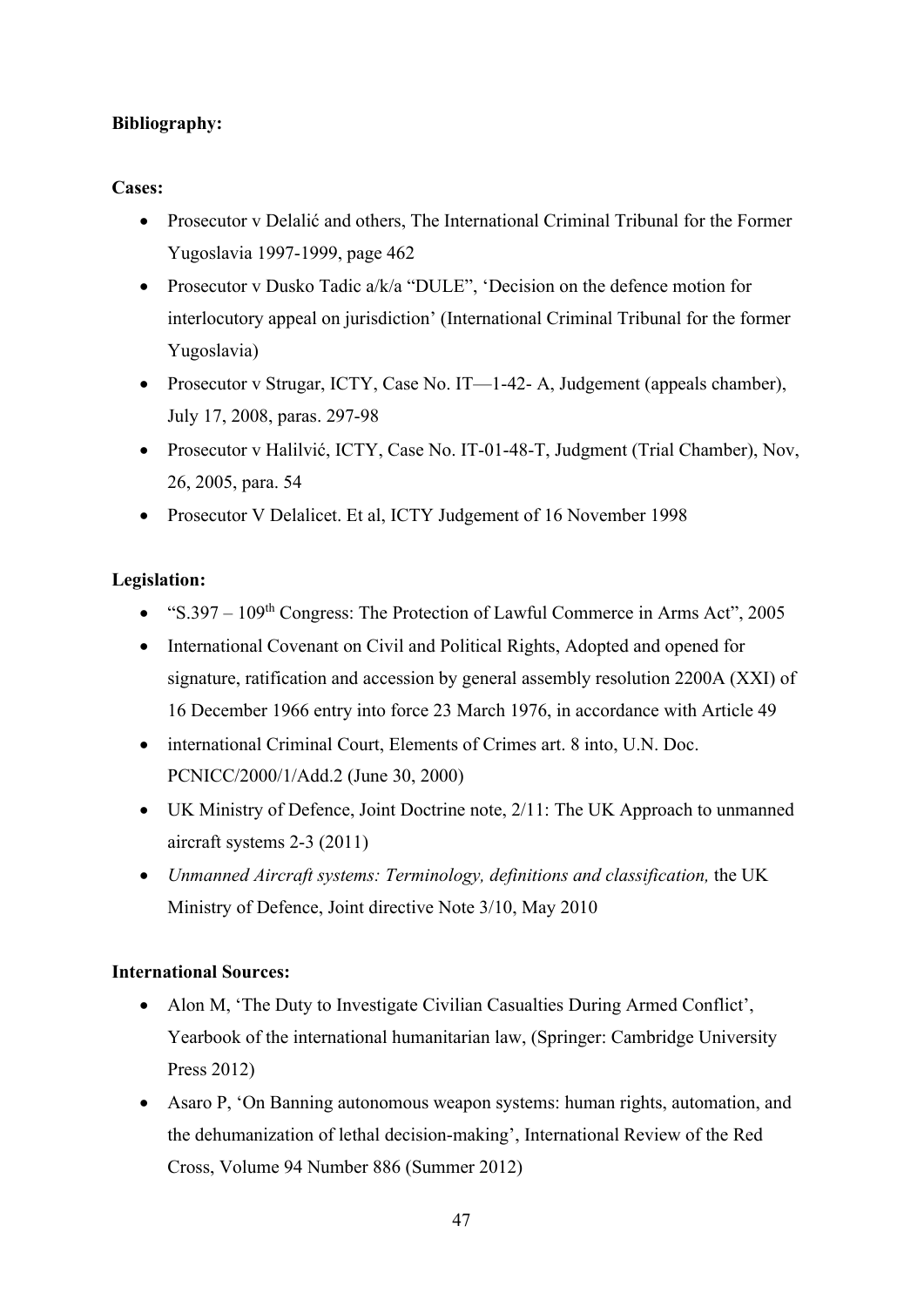**Bibliography:**

**Cases:**

- Prosecutor v Delalić and others, The International Criminal Tribunal for the Former Yugoslavia 1997-1999, page 462
- Prosecutor v Dusko Tadic a/k/a "DULE", 'Decision on the defence motion for interlocutory appeal on jurisdiction' (International Criminal Tribunal for the former Yugoslavia)
- Prosecutor v Strugar, ICTY, Case No. IT—1-42- A, Judgement (appeals chamber), July 17, 2008, paras. 297-98
- Prosecutor v Halilvić, ICTY, Case No. IT-01-48-T, Judgment (Trial Chamber), Nov, 26, 2005, para. 54
- Prosecutor V Delalicet. Et al, ICTY Judgement of 16 November 1998

**Legislation:**

- "S.397 – 109th Congress: The Protection of Lawful Commerce in Arms Act", 2005
- International Covenant on Civil and Political Rights, Adopted and opened for signature, ratification and accession by general assembly resolution 2200A (XXI) of 16 December 1966 entry into force 23 March 1976, in accordance with Article 49
- international Criminal Court, Elements of Crimes art. 8 into, U.N. Doc. PCNICC/2000/1/Add.2 (June 30, 2000)
- UK Ministry of Defence, Joint Doctrine note, 2/11: The UK Approach to unmanned aircraft systems 2-3 (2011)
- *Unmanned Aircraft systems: Terminology, definitions and classification,* the UK Ministry of Defence, Joint directive Note 3/10, May 2010

**International Sources:**

- Alon M, 'The Duty to Investigate Civilian Casualties During Armed Conflict', Yearbook of the international humanitarian law, (Springer: Cambridge University Press 2012)
- Asaro P, 'On Banning autonomous weapon systems: human rights, automation, and the dehumanization of lethal decision-making', International Review of the Red Cross, Volume 94 Number 886 (Summer 2012)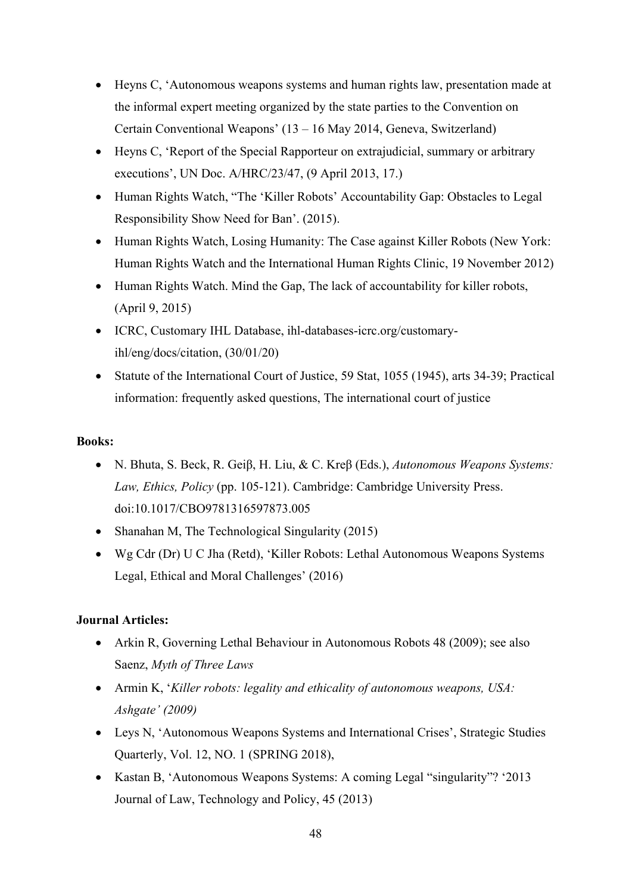- Heyns C, 'Autonomous weapons systems and human rights law, presentation made at the informal expert meeting organized by the state parties to the Convention on Certain Conventional Weapons' (13 – 16 May 2014, Geneva, Switzerland)
- Heyns C, 'Report of the Special Rapporteur on extrajudicial, summary or arbitrary executions', UN Doc. A/HRC/23/47, (9 April 2013, 17.)
- Human Rights Watch, "The 'Killer Robots' Accountability Gap: Obstacles to Legal Responsibility Show Need for Ban'. (2015).
- Human Rights Watch, Losing Humanity: The Case against Killer Robots (New York: Human Rights Watch and the International Human Rights Clinic, 19 November 2012)
- Human Rights Watch. Mind the Gap, The lack of accountability for killer robots, (April 9, 2015)
- ICRC, Customary IHL Database, ihl-databases-icrc.org/customary-ihl/eng/docs/citation, (30/01/20)
- Statute of the International Court of Justice, 59 Stat, 1055 (1945), arts 34-39; Practical information: frequently asked questions, The international court of justice

**Books:**

- N. Bhuta, S. Beck, R. Geiβ, H. Liu, & C. Kreβ (Eds.), *Autonomous Weapons Systems: Law, Ethics, Policy* (pp. 105-121). Cambridge: Cambridge University Press. doi:10.1017/CBO9781316597873.005
- Shanahan M, The Technological Singularity (2015)
- Wg Cdr (Dr) U C Jha (Retd), 'Killer Robots: Lethal Autonomous Weapons Systems Legal, Ethical and Moral Challenges' (2016)

**Journal Articles:**

- Arkin R, Governing Lethal Behaviour in Autonomous Robots 48 (2009); see also Saenz, *Myth of Three Laws*
- Armin K, '*Killer robots: legality and ethicality of autonomous weapons, USA: Ashgate' (2009)*
- Leys N, 'Autonomous Weapons Systems and International Crises', Strategic Studies Quarterly, Vol. 12, NO. 1 (SPRING 2018),
- Kastan B, 'Autonomous Weapons Systems: A coming Legal "singularity"? '2013 Journal of Law, Technology and Policy, 45 (2013)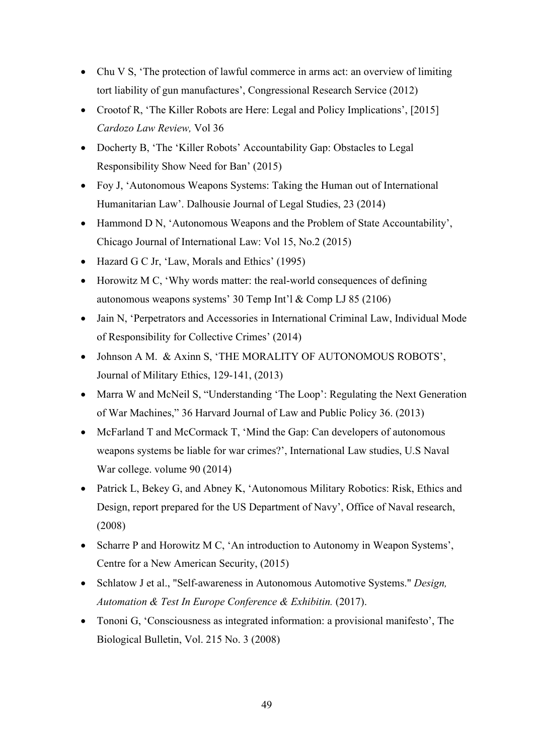- Chu V S, 'The protection of lawful commerce in arms act: an overview of limiting tort liability of gun manufactures', Congressional Research Service (2012)
- Crootof R, 'The Killer Robots are Here: Legal and Policy Implications', [2015] *Cardozo Law Review,* Vol 36
- Docherty B, 'The 'Killer Robots' Accountability Gap: Obstacles to Legal Responsibility Show Need for Ban' (2015)
- Foy J, 'Autonomous Weapons Systems: Taking the Human out of International Humanitarian Law'. Dalhousie Journal of Legal Studies, 23 (2014)
- Hammond D N, 'Autonomous Weapons and the Problem of State Accountability', Chicago Journal of International Law: Vol 15, No.2 (2015)
- Hazard G C Jr, 'Law, Morals and Ethics' (1995)
- Horowitz M C, 'Why words matter: the real-world consequences of defining autonomous weapons systems' 30 Temp Int'l & Comp LJ 85 (2106)
- Jain N, 'Perpetrators and Accessories in International Criminal Law, Individual Mode of Responsibility for Collective Crimes' (2014)
- Johnson A M. & Axinn S, 'THE MORALITY OF AUTONOMOUS ROBOTS', Journal of Military Ethics, 129-141, (2013)
- Marra W and McNeil S, "Understanding 'The Loop': Regulating the Next Generation of War Machines," 36 Harvard Journal of Law and Public Policy 36. (2013)
- McFarland T and McCormack T, 'Mind the Gap: Can developers of autonomous weapons systems be liable for war crimes?', International Law studies, U.S Naval War college. volume 90 (2014)
- Patrick L, Bekey G, and Abney K, 'Autonomous Military Robotics: Risk, Ethics and Design, report prepared for the US Department of Navy', Office of Naval research, (2008)
- Scharre P and Horowitz M C, 'An introduction to Autonomy in Weapon Systems', Centre for a New American Security, (2015)
- Schlatow J et al., "Self-awareness in Autonomous Automotive Systems." *Design, Automation & Test In Europe Conference & Exhibitin.* (2017).
- Tononi G, 'Consciousness as integrated information: a provisional manifesto', The Biological Bulletin, Vol. 215 No. 3 (2008)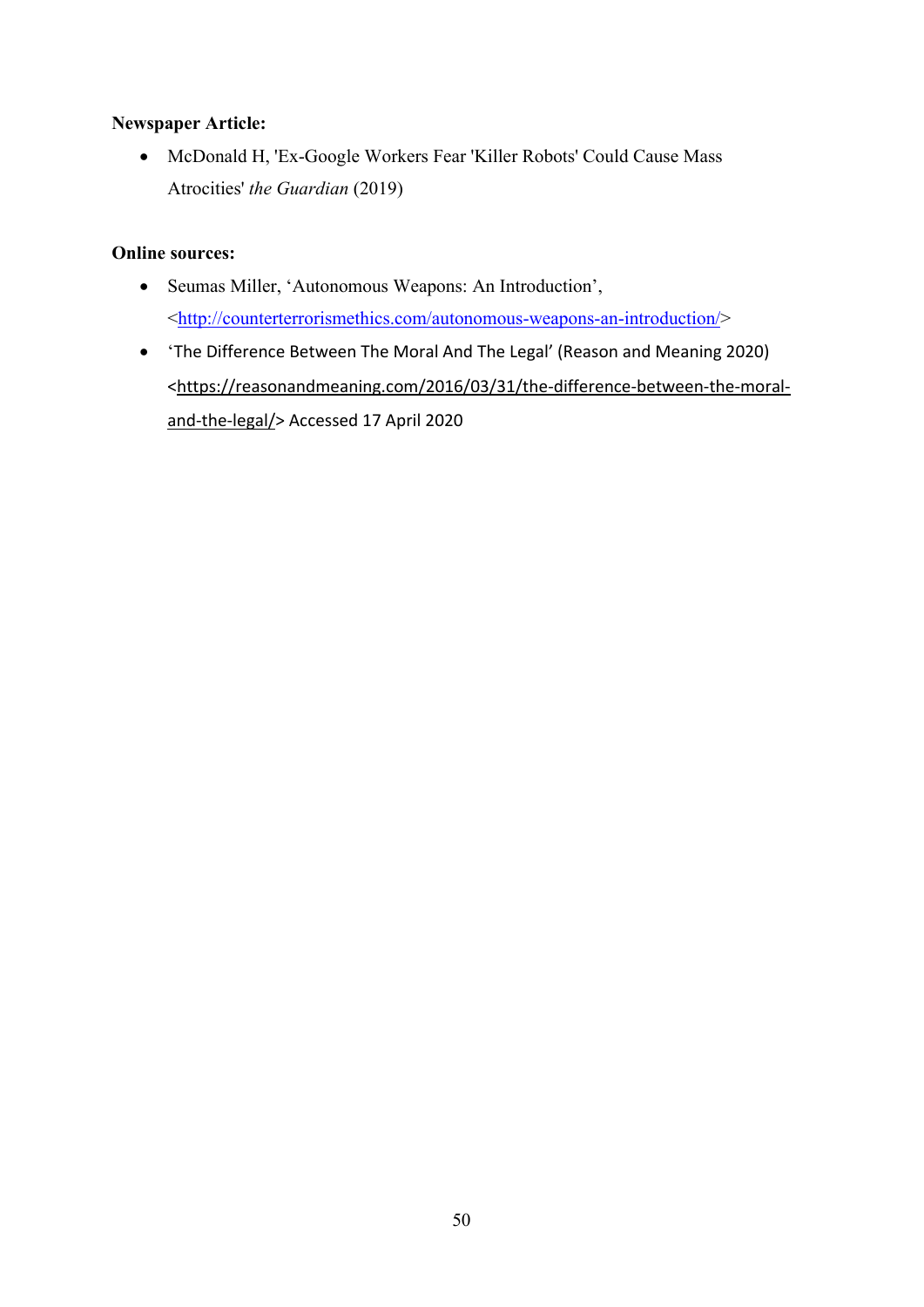**Newspaper Article:**

- McDonald H, 'Ex-Google Workers Fear 'Killer Robots' Could Cause Mass Atrocities' *the Guardian* (2019)

**Online sources:**

- Seumas Miller, 'Autonomous Weapons: An Introduction', <http://counterterrorismethics.com/autonomous-weapons-an-introduction/>
- 'The Difference Between The Moral And The Legal' (Reason and Meaning 2020) <https://reasonandmeaning.com/2016/03/31/the-difference-between-the-moral-and-the-legal/> Accessed 17 April 2020